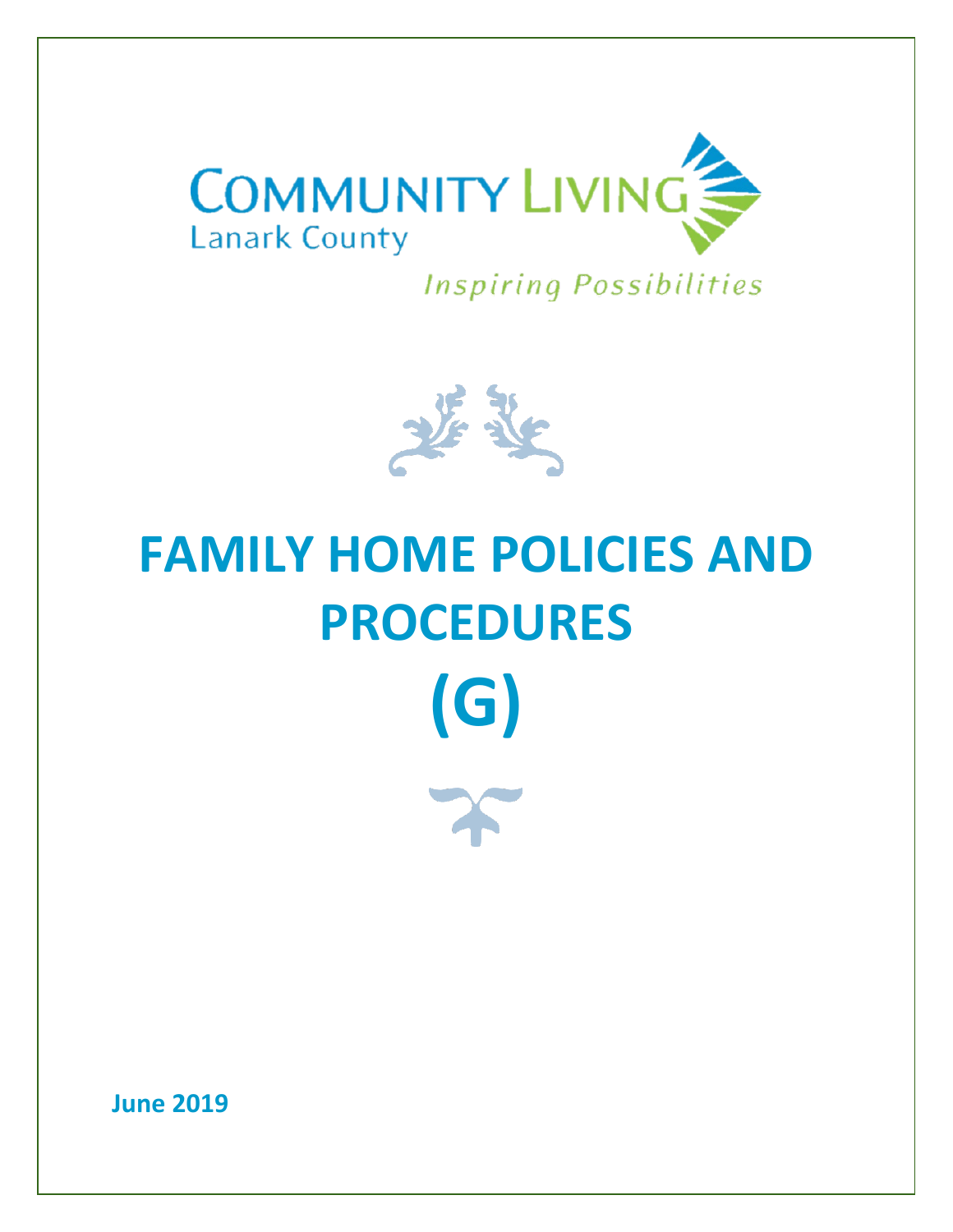COMMUNITY LIVING
Lanark County

*Inspiring Possibilities*

# FAMILY HOME POLICIES AND PROCEDURES

# (G)

**June 2019**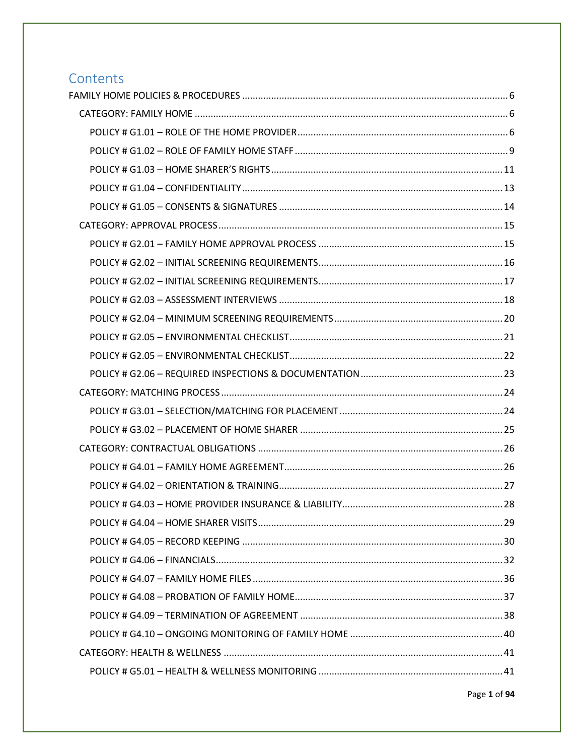# Contents

FAMILY HOME POLICIES & PROCEDURES ........................................................................................................ 6

- CATEGORY: FAMILY HOME ........................................................................................................ 6
  - POLICY # G1.01 – ROLE OF THE HOME PROVIDER ........................................................................ 6
  - POLICY # G1.02 – ROLE OF FAMILY HOME STAFF ........................................................................ 9
  - POLICY # G1.03 – HOME SHARER'S RIGHTS ........................................................................ 11
  - POLICY # G1.04 – CONFIDENTIALITY ........................................................................ 13
  - POLICY # G1.05 – CONSENTS & SIGNATURES ........................................................................ 14
- CATEGORY: APPROVAL PROCESS ........................................................................................................ 15
  - POLICY # G2.01 – FAMILY HOME APPROVAL PROCESS ........................................................................ 15
  - POLICY # G2.02 – INITIAL SCREENING REQUIREMENTS ........................................................................ 16
  - POLICY # G2.02 – INITIAL SCREENING REQUIREMENTS ........................................................................ 17
  - POLICY # G2.03 – ASSESSMENT INTERVIEWS ........................................................................ 18
  - POLICY # G2.04 – MINIMUM SCREENING REQUIREMENTS ........................................................................ 20
  - POLICY # G2.05 – ENVIRONMENTAL CHECKLIST ........................................................................ 21
  - POLICY # G2.05 – ENVIRONMENTAL CHECKLIST ........................................................................ 22
  - POLICY # G2.06 – REQUIRED INSPECTIONS & DOCUMENTATION ........................................................................ 23
- CATEGORY: MATCHING PROCESS ........................................................................................................ 24
  - POLICY # G3.01 – SELECTION/MATCHING FOR PLACEMENT ........................................................................ 24
  - POLICY # G3.02 – PLACEMENT OF HOME SHARER ........................................................................ 25
- CATEGORY: CONTRACTUAL OBLIGATIONS ........................................................................................................ 26
  - POLICY # G4.01 – FAMILY HOME AGREEMENT ........................................................................ 26
  - POLICY # G4.02 – ORIENTATION & TRAINING ........................................................................ 27
  - POLICY # G4.03 – HOME PROVIDER INSURANCE & LIABILITY ........................................................................ 28
  - POLICY # G4.04 – HOME SHARER VISITS ........................................................................ 29
  - POLICY # G4.05 – RECORD KEEPING ........................................................................ 30
  - POLICY # G4.06 – FINANCIALS ........................................................................ 32
  - POLICY # G4.07 – FAMILY HOME FILES ........................................................................ 36
  - POLICY # G4.08 – PROBATION OF FAMILY HOME ........................................................................ 37
  - POLICY # G4.09 – TERMINATION OF AGREEMENT ........................................................................ 38
  - POLICY # G4.10 – ONGOING MONITORING OF FAMILY HOME ........................................................................ 40
- CATEGORY: HEALTH & WELLNESS ........................................................................................................ 41
  - POLICY # G5.01 – HEALTH & WELLNESS MONITORING ........................................................................ 41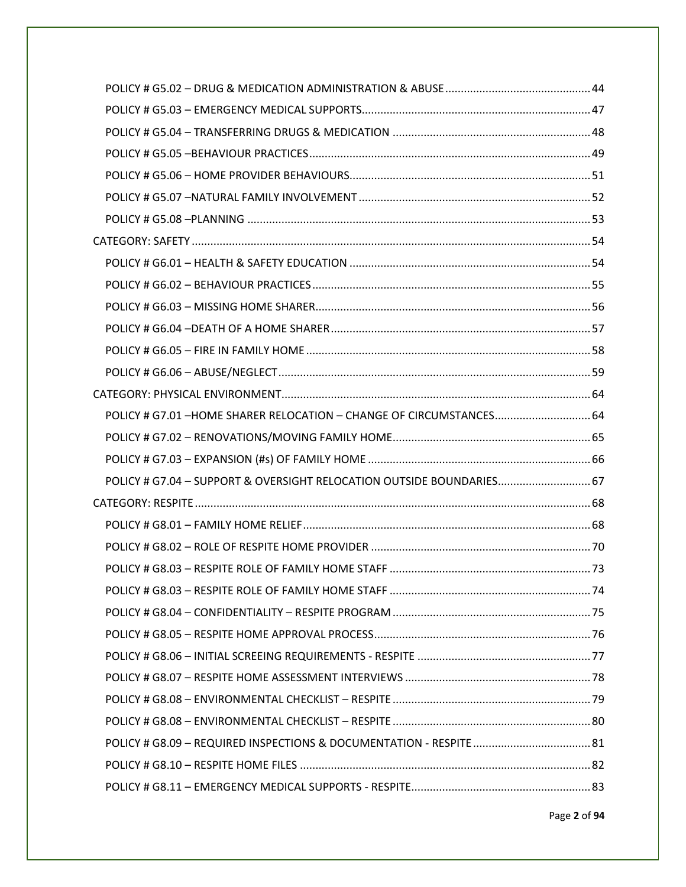POLICY # G5.02 – DRUG & MEDICATION ADMINISTRATION & ABUSE ... 44

POLICY # G5.03 – EMERGENCY MEDICAL SUPPORTS ... 47

POLICY # G5.04 – TRANSFERRING DRUGS & MEDICATION ... 48

POLICY # G5.05 –BEHAVIOUR PRACTICES ... 49

POLICY # G5.06 – HOME PROVIDER BEHAVIOURS ... 51

POLICY # G5.07 –NATURAL FAMILY INVOLVEMENT ... 52

POLICY # G5.08 –PLANNING ... 53

CATEGORY: SAFETY ... 54

POLICY # G6.01 – HEALTH & SAFETY EDUCATION ... 54

POLICY # G6.02 – BEHAVIOUR PRACTICES ... 55

POLICY # G6.03 – MISSING HOME SHARER ... 56

POLICY # G6.04 –DEATH OF A HOME SHARER ... 57

POLICY # G6.05 – FIRE IN FAMILY HOME ... 58

POLICY # G6.06 – ABUSE/NEGLECT ... 59

CATEGORY: PHYSICAL ENVIRONMENT ... 64

POLICY # G7.01 –HOME SHARER RELOCATION – CHANGE OF CIRCUMSTANCES ... 64

POLICY # G7.02 – RENOVATIONS/MOVING FAMILY HOME ... 65

POLICY # G7.03 – EXPANSION (#s) OF FAMILY HOME ... 66

POLICY # G7.04 – SUPPORT & OVERSIGHT RELOCATION OUTSIDE BOUNDARIES ... 67

CATEGORY: RESPITE ... 68

POLICY # G8.01 – FAMILY HOME RELIEF ... 68

POLICY # G8.02 – ROLE OF RESPITE HOME PROVIDER ... 70

POLICY # G8.03 – RESPITE ROLE OF FAMILY HOME STAFF ... 73

POLICY # G8.03 – RESPITE ROLE OF FAMILY HOME STAFF ... 74

POLICY # G8.04 – CONFIDENTIALITY – RESPITE PROGRAM ... 75

POLICY # G8.05 – RESPITE HOME APPROVAL PROCESS ... 76

POLICY # G8.06 – INITIAL SCREEING REQUIREMENTS - RESPITE ... 77

POLICY # G8.07 – RESPITE HOME ASSESSMENT INTERVIEWS ... 78

POLICY # G8.08 – ENVIRONMENTAL CHECKLIST – RESPITE ... 79

POLICY # G8.08 – ENVIRONMENTAL CHECKLIST – RESPITE ... 80

POLICY # G8.09 – REQUIRED INSPECTIONS & DOCUMENTATION - RESPITE ... 81

POLICY # G8.10 – RESPITE HOME FILES ... 82

POLICY # G8.11 – EMERGENCY MEDICAL SUPPORTS - RESPITE ... 83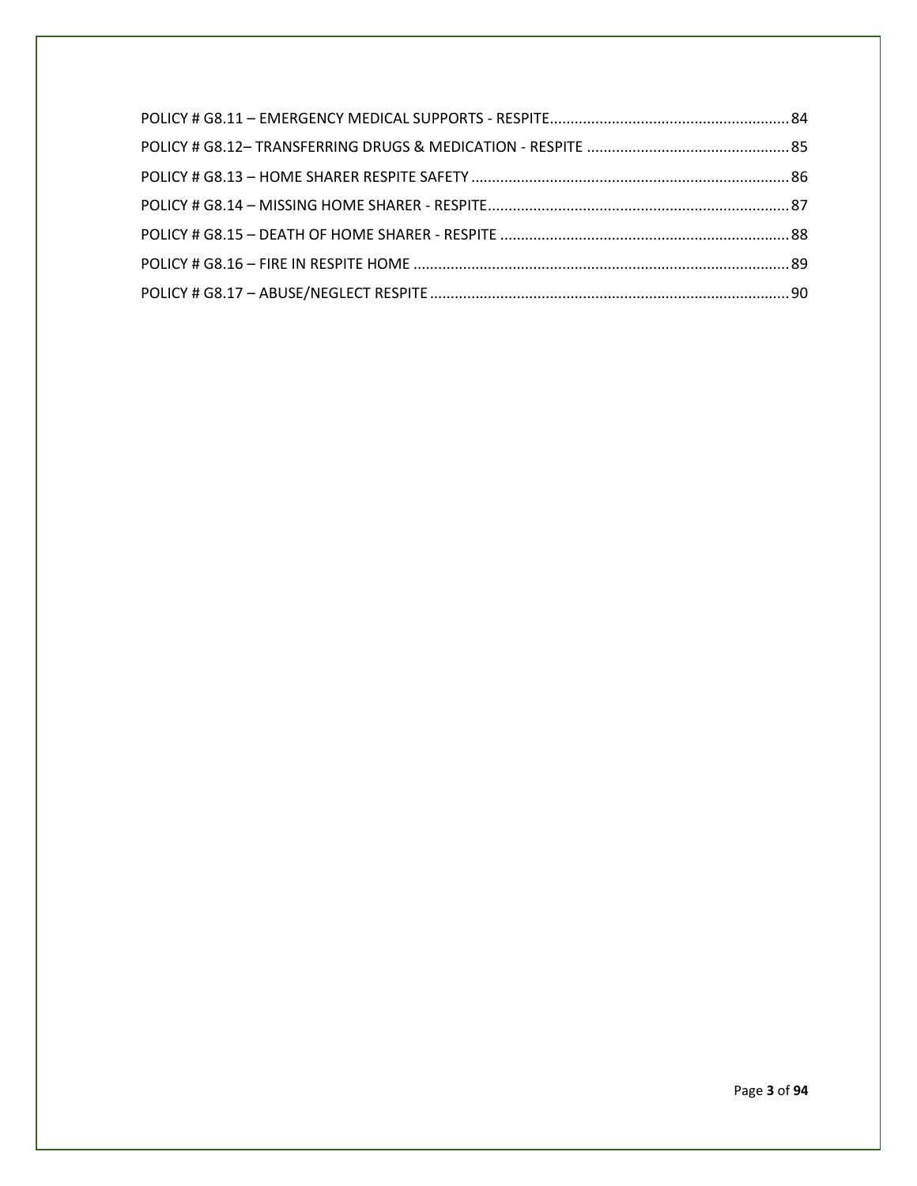POLICY # G8.11 – EMERGENCY MEDICAL SUPPORTS - RESPITE .......... 84

POLICY # G8.12– TRANSFERRING DRUGS & MEDICATION - RESPITE .......... 85

POLICY # G8.13 – HOME SHARER RESPITE SAFETY .......... 86

POLICY # G8.14 – MISSING HOME SHARER - RESPITE .......... 87

POLICY # G8.15 – DEATH OF HOME SHARER - RESPITE .......... 88

POLICY # G8.16 – FIRE IN RESPITE HOME .......... 89

POLICY # G8.17 – ABUSE/NEGLECT RESPITE .......... 90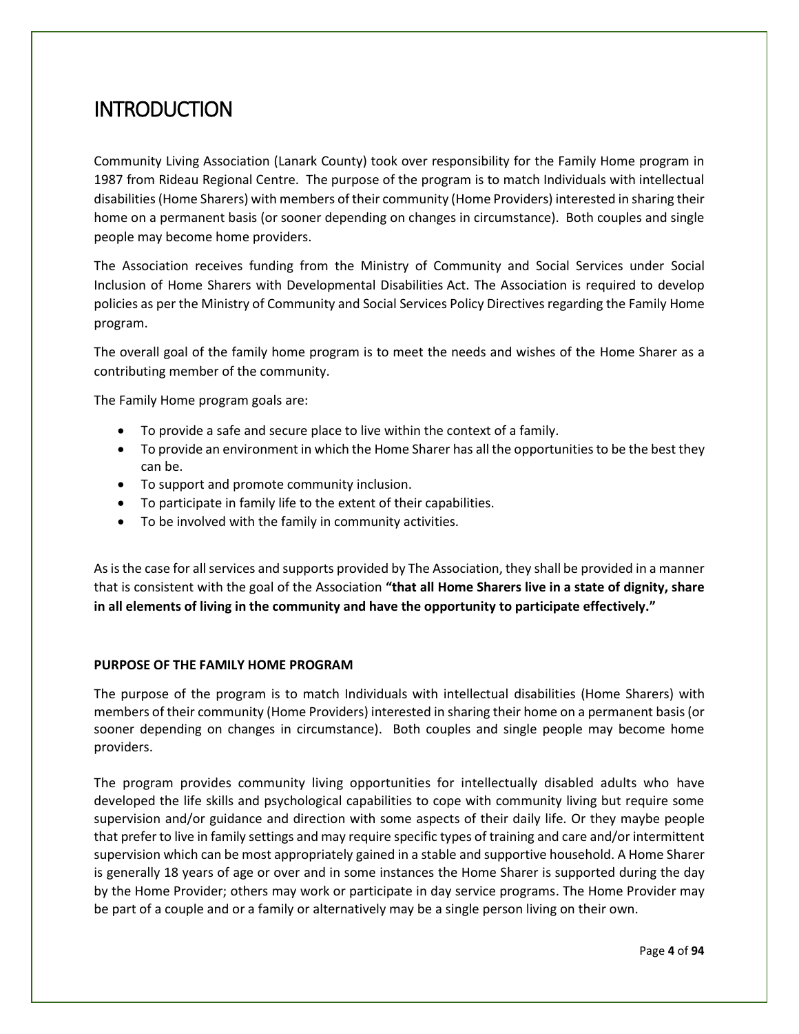# INTRODUCTION

Community Living Association (Lanark County) took over responsibility for the Family Home program in 1987 from Rideau Regional Centre. The purpose of the program is to match Individuals with intellectual disabilities (Home Sharers) with members of their community (Home Providers) interested in sharing their home on a permanent basis (or sooner depending on changes in circumstance). Both couples and single people may become home providers.

The Association receives funding from the Ministry of Community and Social Services under Social Inclusion of Home Sharers with Developmental Disabilities Act. The Association is required to develop policies as per the Ministry of Community and Social Services Policy Directives regarding the Family Home program.

The overall goal of the family home program is to meet the needs and wishes of the Home Sharer as a contributing member of the community.

The Family Home program goals are:

- To provide a safe and secure place to live within the context of a family.
- To provide an environment in which the Home Sharer has all the opportunities to be the best they can be.
- To support and promote community inclusion.
- To participate in family life to the extent of their capabilities.
- To be involved with the family in community activities.

As is the case for all services and supports provided by The Association, they shall be provided in a manner that is consistent with the goal of the Association **"that all Home Sharers live in a state of dignity, share in all elements of living in the community and have the opportunity to participate effectively."**

**PURPOSE OF THE FAMILY HOME PROGRAM**

The purpose of the program is to match Individuals with intellectual disabilities (Home Sharers) with members of their community (Home Providers) interested in sharing their home on a permanent basis (or sooner depending on changes in circumstance). Both couples and single people may become home providers.

The program provides community living opportunities for intellectually disabled adults who have developed the life skills and psychological capabilities to cope with community living but require some supervision and/or guidance and direction with some aspects of their daily life. Or they maybe people that prefer to live in family settings and may require specific types of training and care and/or intermittent supervision which can be most appropriately gained in a stable and supportive household. A Home Sharer is generally 18 years of age or over and in some instances the Home Sharer is supported during the day by the Home Provider; others may work or participate in day service programs. The Home Provider may be part of a couple and or a family or alternatively may be a single person living on their own.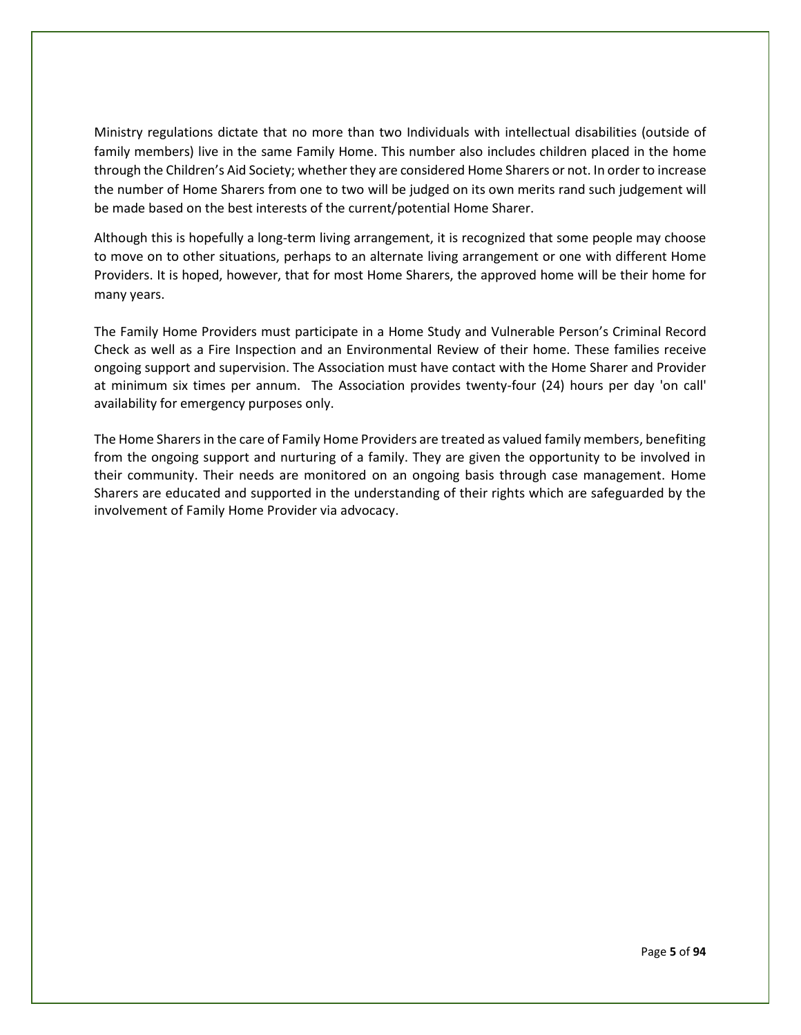Ministry regulations dictate that no more than two Individuals with intellectual disabilities (outside of family members) live in the same Family Home. This number also includes children placed in the home through the Children's Aid Society; whether they are considered Home Sharers or not. In order to increase the number of Home Sharers from one to two will be judged on its own merits rand such judgement will be made based on the best interests of the current/potential Home Sharer.

Although this is hopefully a long-term living arrangement, it is recognized that some people may choose to move on to other situations, perhaps to an alternate living arrangement or one with different Home Providers. It is hoped, however, that for most Home Sharers, the approved home will be their home for many years.

The Family Home Providers must participate in a Home Study and Vulnerable Person's Criminal Record Check as well as a Fire Inspection and an Environmental Review of their home. These families receive ongoing support and supervision. The Association must have contact with the Home Sharer and Provider at minimum six times per annum. The Association provides twenty-four (24) hours per day 'on call' availability for emergency purposes only.

The Home Sharers in the care of Family Home Providers are treated as valued family members, benefiting from the ongoing support and nurturing of a family. They are given the opportunity to be involved in their community. Their needs are monitored on an ongoing basis through case management. Home Sharers are educated and supported in the understanding of their rights which are safeguarded by the involvement of Family Home Provider via advocacy.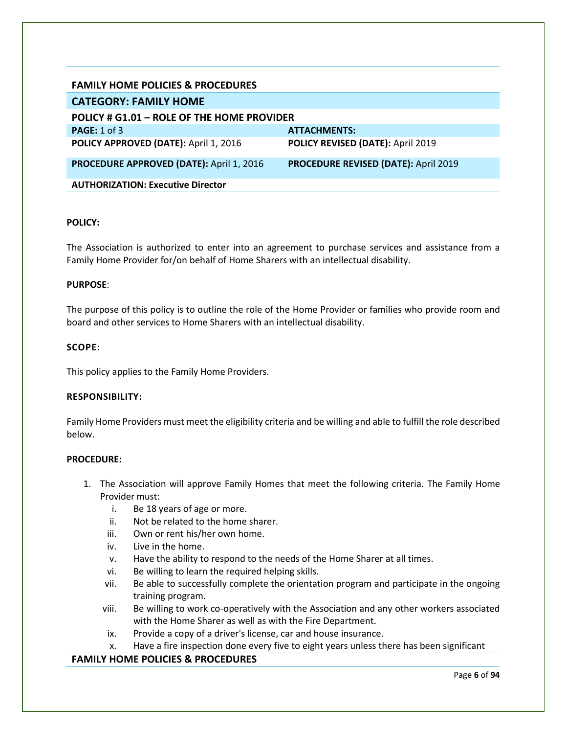## FAMILY HOME POLICIES & PROCEDURES

| CATEGORY: FAMILY HOME | |
|---|---|
| **POLICY # G1.01 – ROLE OF THE HOME PROVIDER** | |
| **PAGE:** 1 of 3 | **ATTACHMENTS:** |
| **POLICY APPROVED (DATE):** April 1, 2016 | **POLICY REVISED (DATE):** April 2019 |
| **PROCEDURE APPROVED (DATE):** April 1, 2016 | **PROCEDURE REVISED (DATE):** April 2019 |
| **AUTHORIZATION: Executive Director** | |

**POLICY:**

The Association is authorized to enter into an agreement to purchase services and assistance from a Family Home Provider for/on behalf of Home Sharers with an intellectual disability.

**PURPOSE**:

The purpose of this policy is to outline the role of the Home Provider or families who provide room and board and other services to Home Sharers with an intellectual disability.

**SCOPE**:

This policy applies to the Family Home Providers.

**RESPONSIBILITY:**

Family Home Providers must meet the eligibility criteria and be willing and able to fulfill the role described below.

**PROCEDURE:**

1. The Association will approve Family Homes that meet the following criteria. The Family Home Provider must:
    i. Be 18 years of age or more.
    ii. Not be related to the home sharer.
    iii. Own or rent his/her own home.
    iv. Live in the home.
    v. Have the ability to respond to the needs of the Home Sharer at all times.
    vi. Be willing to learn the required helping skills.
    vii. Be able to successfully complete the orientation program and participate in the ongoing training program.
    viii. Be willing to work co-operatively with the Association and any other workers associated with the Home Sharer as well as with the Fire Department.
    ix. Provide a copy of a driver's license, car and house insurance.
    x. Have a fire inspection done every five to eight years unless there has been significant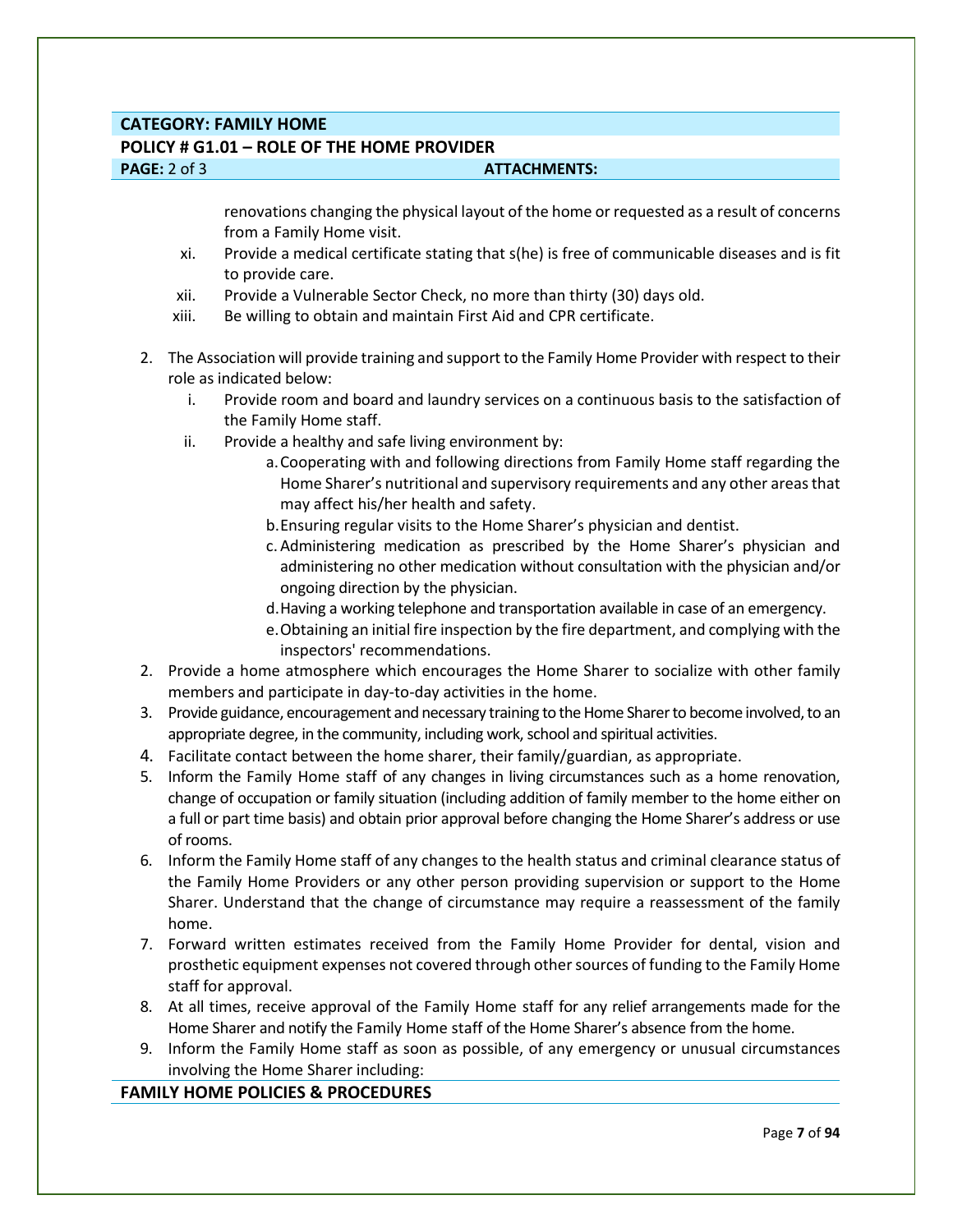**CATEGORY: FAMILY HOME**

**POLICY # G1.01 – ROLE OF THE HOME PROVIDER**

**PAGE:** 2 of 3 **ATTACHMENTS:**

renovations changing the physical layout of the home or requested as a result of concerns from a Family Home visit.

xi. Provide a medical certificate stating that s(he) is free of communicable diseases and is fit to provide care.

xii. Provide a Vulnerable Sector Check, no more than thirty (30) days old.

xiii. Be willing to obtain and maintain First Aid and CPR certificate.

2. The Association will provide training and support to the Family Home Provider with respect to their role as indicated below:
   i. Provide room and board and laundry services on a continuous basis to the satisfaction of the Family Home staff.
   ii. Provide a healthy and safe living environment by:
      a. Cooperating with and following directions from Family Home staff regarding the Home Sharer's nutritional and supervisory requirements and any other areas that may affect his/her health and safety.
      b. Ensuring regular visits to the Home Sharer's physician and dentist.
      c. Administering medication as prescribed by the Home Sharer's physician and administering no other medication without consultation with the physician and/or ongoing direction by the physician.
      d. Having a working telephone and transportation available in case of an emergency.
      e. Obtaining an initial fire inspection by the fire department, and complying with the inspectors' recommendations.
2. Provide a home atmosphere which encourages the Home Sharer to socialize with other family members and participate in day-to-day activities in the home.
3. Provide guidance, encouragement and necessary training to the Home Sharer to become involved, to an appropriate degree, in the community, including work, school and spiritual activities.
4. Facilitate contact between the home sharer, their family/guardian, as appropriate.
5. Inform the Family Home staff of any changes in living circumstances such as a home renovation, change of occupation or family situation (including addition of family member to the home either on a full or part time basis) and obtain prior approval before changing the Home Sharer's address or use of rooms.
6. Inform the Family Home staff of any changes to the health status and criminal clearance status of the Family Home Providers or any other person providing supervision or support to the Home Sharer. Understand that the change of circumstance may require a reassessment of the family home.
7. Forward written estimates received from the Family Home Provider for dental, vision and prosthetic equipment expenses not covered through other sources of funding to the Family Home staff for approval.
8. At all times, receive approval of the Family Home staff for any relief arrangements made for the Home Sharer and notify the Family Home staff of the Home Sharer's absence from the home.
9. Inform the Family Home staff as soon as possible, of any emergency or unusual circumstances involving the Home Sharer including: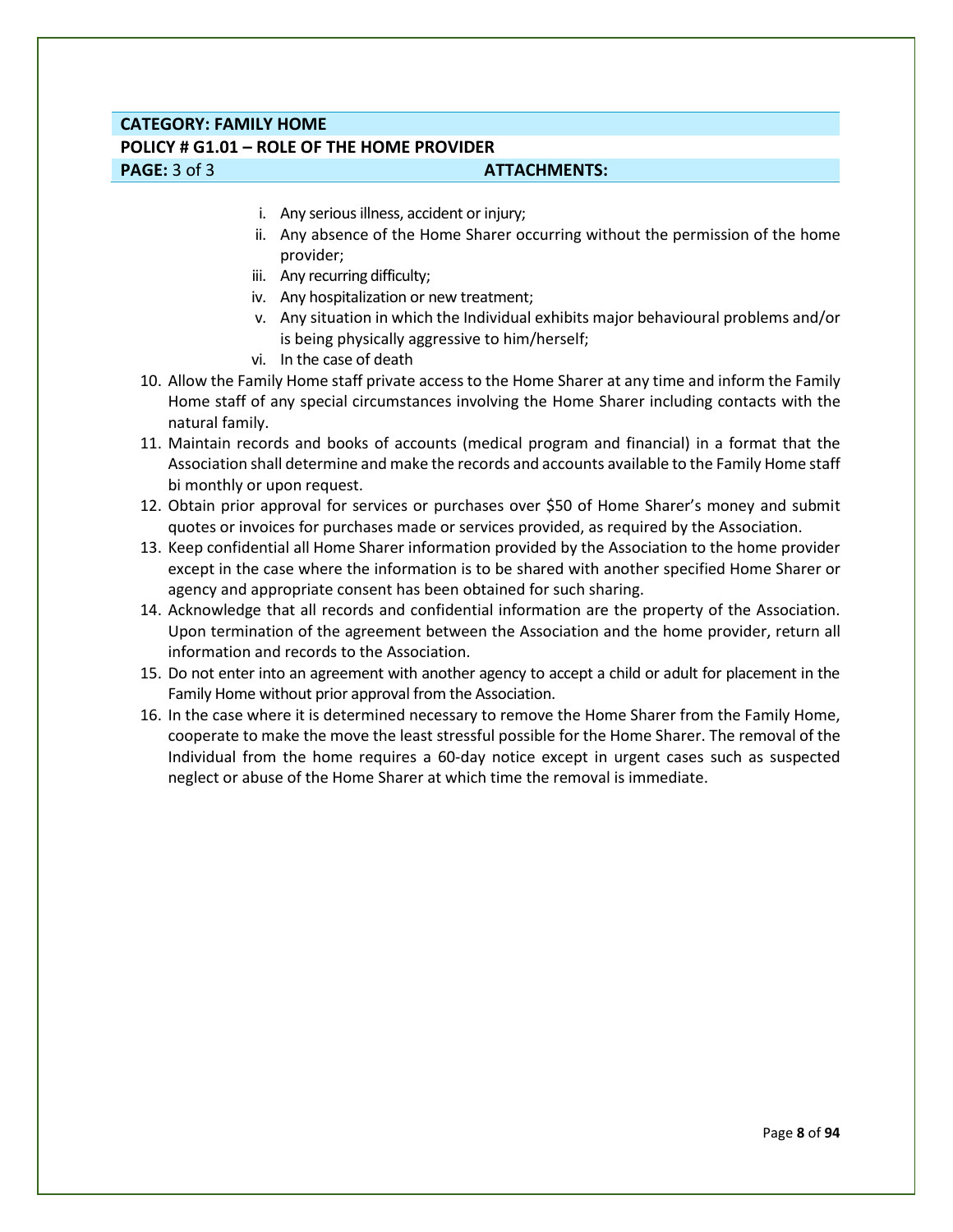**CATEGORY: FAMILY HOME**

**POLICY # G1.01 – ROLE OF THE HOME PROVIDER**

**PAGE:** 3 of 3 **ATTACHMENTS:**

   i. Any serious illness, accident or injury;
   ii. Any absence of the Home Sharer occurring without the permission of the home provider;
   iii. Any recurring difficulty;
   iv. Any hospitalization or new treatment;
   v. Any situation in which the Individual exhibits major behavioural problems and/or is being physically aggressive to him/herself;
   vi. In the case of death

10. Allow the Family Home staff private access to the Home Sharer at any time and inform the Family Home staff of any special circumstances involving the Home Sharer including contacts with the natural family.
11. Maintain records and books of accounts (medical program and financial) in a format that the Association shall determine and make the records and accounts available to the Family Home staff bi monthly or upon request.
12. Obtain prior approval for services or purchases over $50 of Home Sharer's money and submit quotes or invoices for purchases made or services provided, as required by the Association.
13. Keep confidential all Home Sharer information provided by the Association to the home provider except in the case where the information is to be shared with another specified Home Sharer or agency and appropriate consent has been obtained for such sharing.
14. Acknowledge that all records and confidential information are the property of the Association. Upon termination of the agreement between the Association and the home provider, return all information and records to the Association.
15. Do not enter into an agreement with another agency to accept a child or adult for placement in the Family Home without prior approval from the Association.
16. In the case where it is determined necessary to remove the Home Sharer from the Family Home, cooperate to make the move the least stressful possible for the Home Sharer. The removal of the Individual from the home requires a 60-day notice except in urgent cases such as suspected neglect or abuse of the Home Sharer at which time the removal is immediate.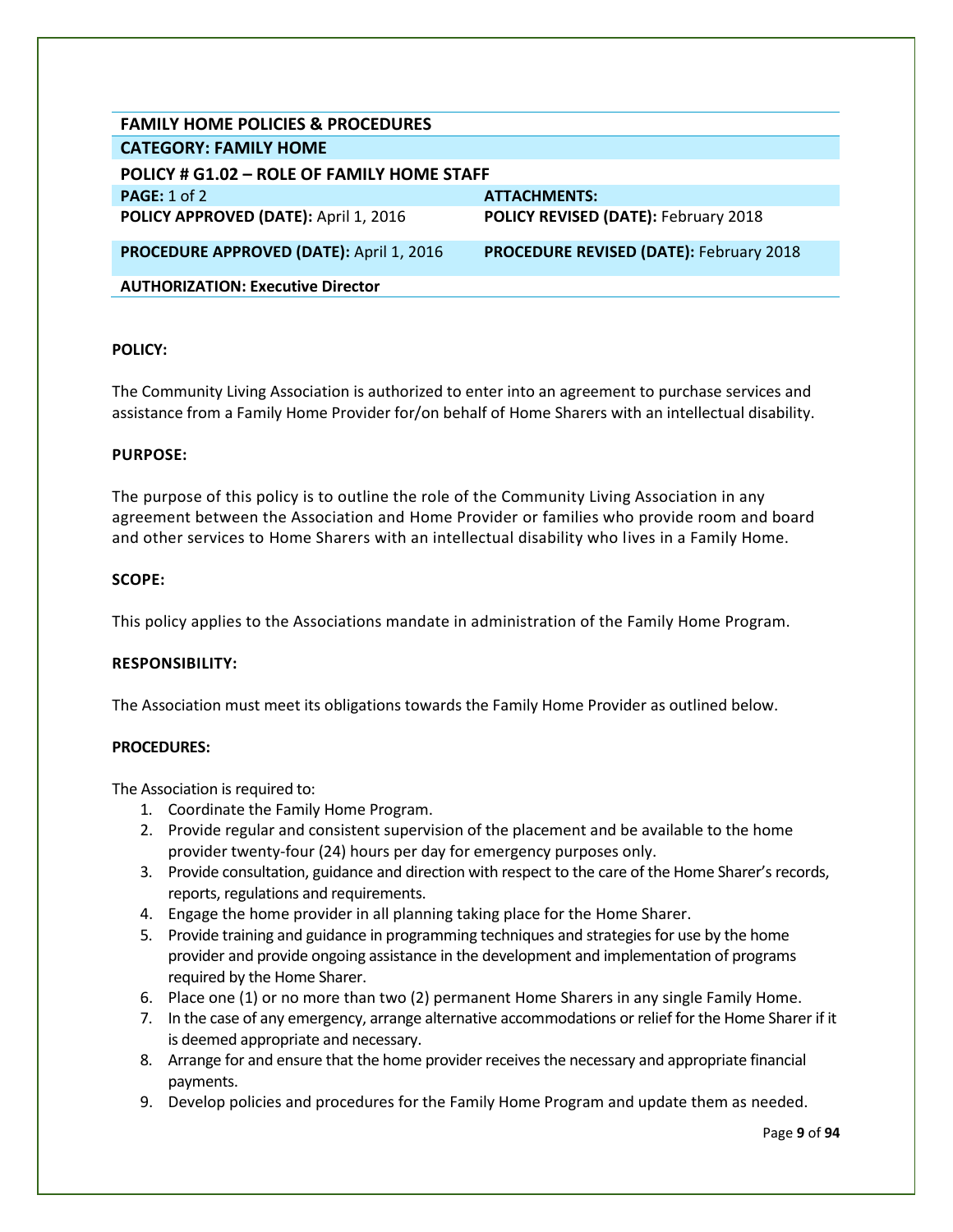| FAMILY HOME POLICIES & PROCEDURES | |
|---|---|
| **CATEGORY: FAMILY HOME** | |
| **POLICY # G1.02 – ROLE OF FAMILY HOME STAFF** | |
| **PAGE:** 1 of 2 | **ATTACHMENTS:** |
| **POLICY APPROVED (DATE):** April 1, 2016 | **POLICY REVISED (DATE):** February 2018 |
| **PROCEDURE APPROVED (DATE):** April 1, 2016 | **PROCEDURE REVISED (DATE):** February 2018 |
| **AUTHORIZATION: Executive Director** | |

**POLICY:**

The Community Living Association is authorized to enter into an agreement to purchase services and assistance from a Family Home Provider for/on behalf of Home Sharers with an intellectual disability.

**PURPOSE:**

The purpose of this policy is to outline the role of the Community Living Association in any agreement between the Association and Home Provider or families who provide room and board and other services to Home Sharers with an intellectual disability who lives in a Family Home.

**SCOPE:**

This policy applies to the Associations mandate in administration of the Family Home Program.

**RESPONSIBILITY:**

The Association must meet its obligations towards the Family Home Provider as outlined below.

**PROCEDURES:**

The Association is required to:

1. Coordinate the Family Home Program.
2. Provide regular and consistent supervision of the placement and be available to the home provider twenty-four (24) hours per day for emergency purposes only.
3. Provide consultation, guidance and direction with respect to the care of the Home Sharer's records, reports, regulations and requirements.
4. Engage the home provider in all planning taking place for the Home Sharer.
5. Provide training and guidance in programming techniques and strategies for use by the home provider and provide ongoing assistance in the development and implementation of programs required by the Home Sharer.
6. Place one (1) or no more than two (2) permanent Home Sharers in any single Family Home.
7. In the case of any emergency, arrange alternative accommodations or relief for the Home Sharer if it is deemed appropriate and necessary.
8. Arrange for and ensure that the home provider receives the necessary and appropriate financial payments.
9. Develop policies and procedures for the Family Home Program and update them as needed.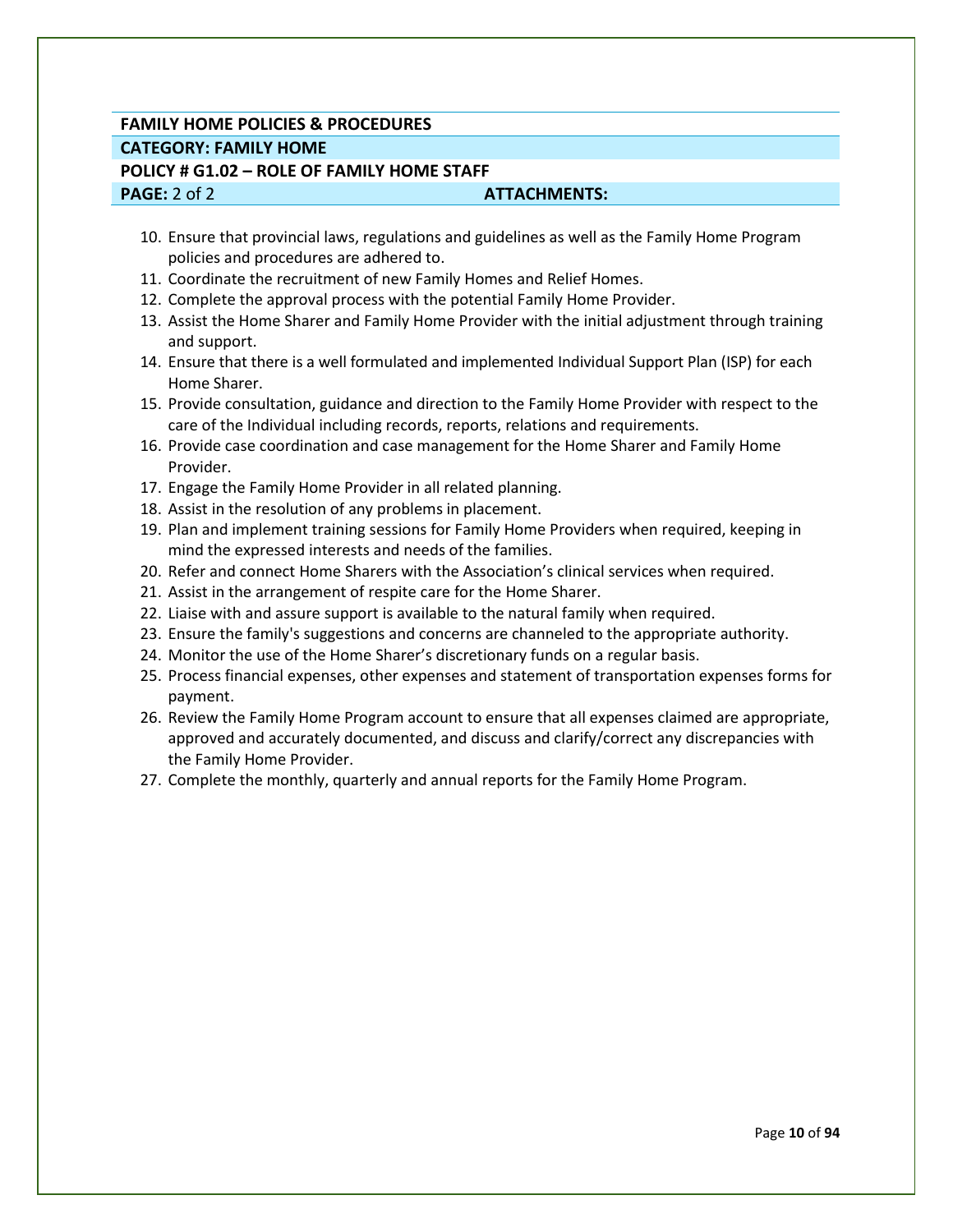**FAMILY HOME POLICIES & PROCEDURES**

**CATEGORY: FAMILY HOME**

**POLICY # G1.02 – ROLE OF FAMILY HOME STAFF**

**PAGE:** 2 of 2 **ATTACHMENTS:**

10. Ensure that provincial laws, regulations and guidelines as well as the Family Home Program policies and procedures are adhered to.
11. Coordinate the recruitment of new Family Homes and Relief Homes.
12. Complete the approval process with the potential Family Home Provider.
13. Assist the Home Sharer and Family Home Provider with the initial adjustment through training and support.
14. Ensure that there is a well formulated and implemented Individual Support Plan (ISP) for each Home Sharer.
15. Provide consultation, guidance and direction to the Family Home Provider with respect to the care of the Individual including records, reports, relations and requirements.
16. Provide case coordination and case management for the Home Sharer and Family Home Provider.
17. Engage the Family Home Provider in all related planning.
18. Assist in the resolution of any problems in placement.
19. Plan and implement training sessions for Family Home Providers when required, keeping in mind the expressed interests and needs of the families.
20. Refer and connect Home Sharers with the Association's clinical services when required.
21. Assist in the arrangement of respite care for the Home Sharer.
22. Liaise with and assure support is available to the natural family when required.
23. Ensure the family's suggestions and concerns are channeled to the appropriate authority.
24. Monitor the use of the Home Sharer's discretionary funds on a regular basis.
25. Process financial expenses, other expenses and statement of transportation expenses forms for payment.
26. Review the Family Home Program account to ensure that all expenses claimed are appropriate, approved and accurately documented, and discuss and clarify/correct any discrepancies with the Family Home Provider.
27. Complete the monthly, quarterly and annual reports for the Family Home Program.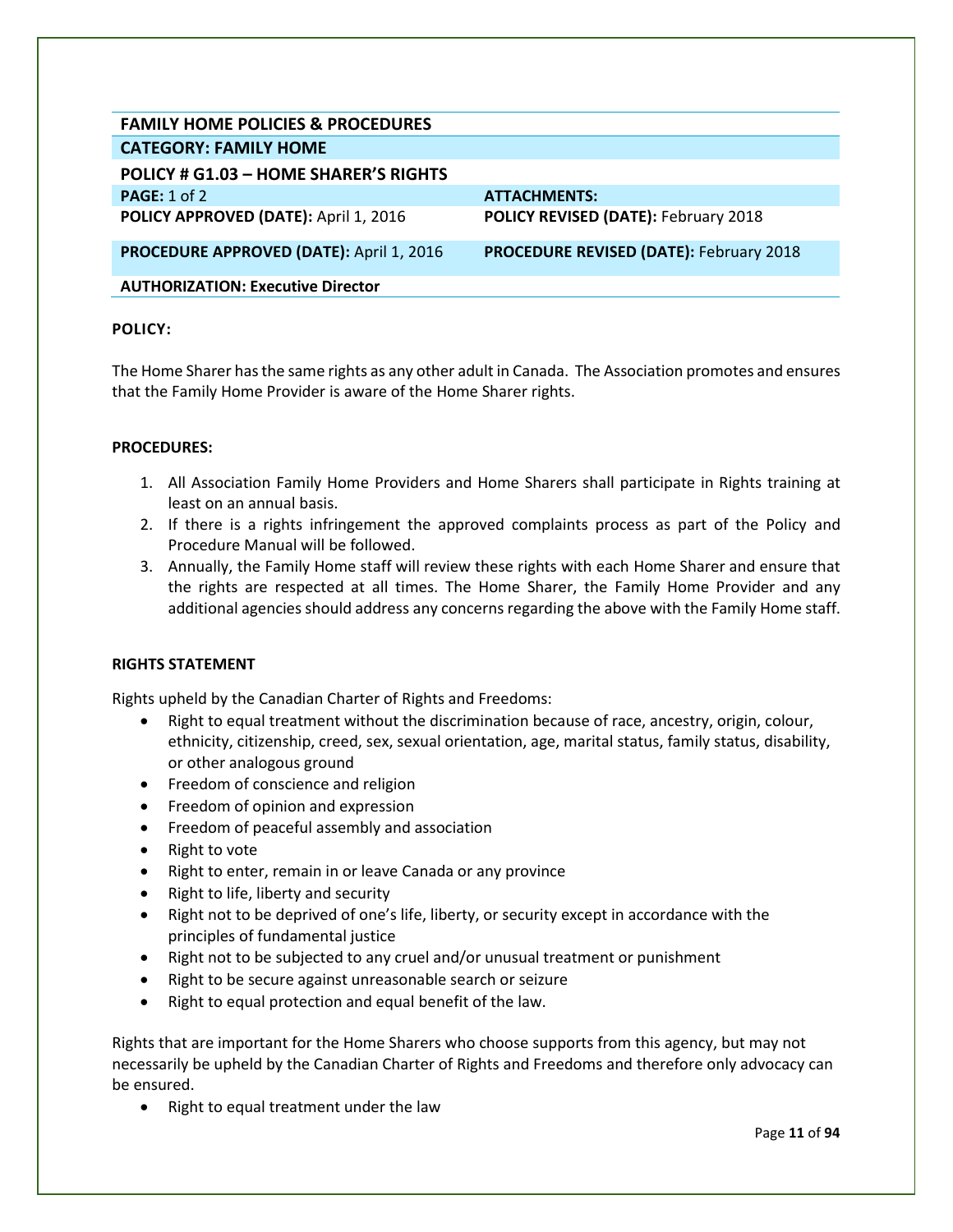| FAMILY HOME POLICIES & PROCEDURES | |
| --- | --- |
| **CATEGORY: FAMILY HOME** | |
| **POLICY # G1.03 – HOME SHARER'S RIGHTS** | |
| **PAGE:** 1 of 2 | **ATTACHMENTS:** |
| **POLICY APPROVED (DATE):** April 1, 2016 | **POLICY REVISED (DATE):** February 2018 |
| **PROCEDURE APPROVED (DATE):** April 1, 2016 | **PROCEDURE REVISED (DATE):** February 2018 |
| **AUTHORIZATION: Executive Director** | |

**POLICY:**

The Home Sharer has the same rights as any other adult in Canada. The Association promotes and ensures that the Family Home Provider is aware of the Home Sharer rights.

**PROCEDURES:**

1. All Association Family Home Providers and Home Sharers shall participate in Rights training at least on an annual basis.
2. If there is a rights infringement the approved complaints process as part of the Policy and Procedure Manual will be followed.
3. Annually, the Family Home staff will review these rights with each Home Sharer and ensure that the rights are respected at all times. The Home Sharer, the Family Home Provider and any additional agencies should address any concerns regarding the above with the Family Home staff.

**RIGHTS STATEMENT**

Rights upheld by the Canadian Charter of Rights and Freedoms:

- Right to equal treatment without the discrimination because of race, ancestry, origin, colour, ethnicity, citizenship, creed, sex, sexual orientation, age, marital status, family status, disability, or other analogous ground
- Freedom of conscience and religion
- Freedom of opinion and expression
- Freedom of peaceful assembly and association
- Right to vote
- Right to enter, remain in or leave Canada or any province
- Right to life, liberty and security
- Right not to be deprived of one's life, liberty, or security except in accordance with the principles of fundamental justice
- Right not to be subjected to any cruel and/or unusual treatment or punishment
- Right to be secure against unreasonable search or seizure
- Right to equal protection and equal benefit of the law.

Rights that are important for the Home Sharers who choose supports from this agency, but may not necessarily be upheld by the Canadian Charter of Rights and Freedoms and therefore only advocacy can be ensured.

- Right to equal treatment under the law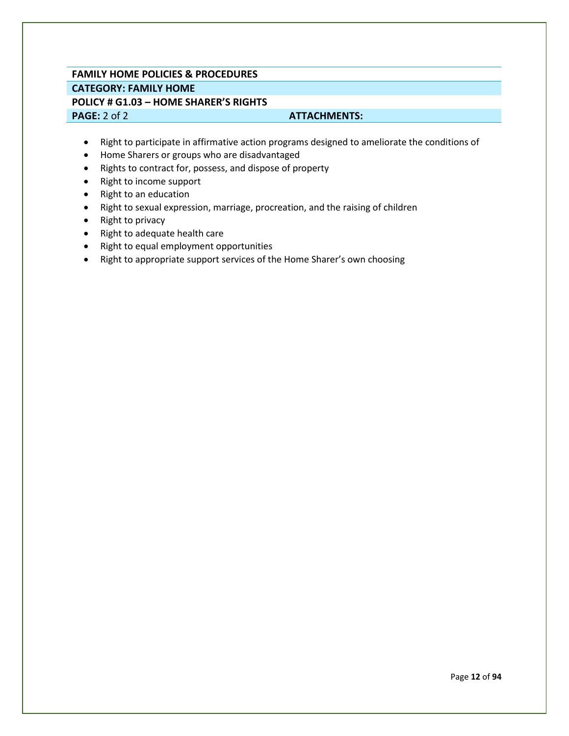| FAMILY HOME POLICIES & PROCEDURES | |
|---|---|
| **CATEGORY: FAMILY HOME** | |
| **POLICY # G1.03 – HOME SHARER'S RIGHTS** | |
| **PAGE:** 2 of 2 | **ATTACHMENTS:** |

- Right to participate in affirmative action programs designed to ameliorate the conditions of
- Home Sharers or groups who are disadvantaged
- Rights to contract for, possess, and dispose of property
- Right to income support
- Right to an education
- Right to sexual expression, marriage, procreation, and the raising of children
- Right to privacy
- Right to adequate health care
- Right to equal employment opportunities
- Right to appropriate support services of the Home Sharer's own choosing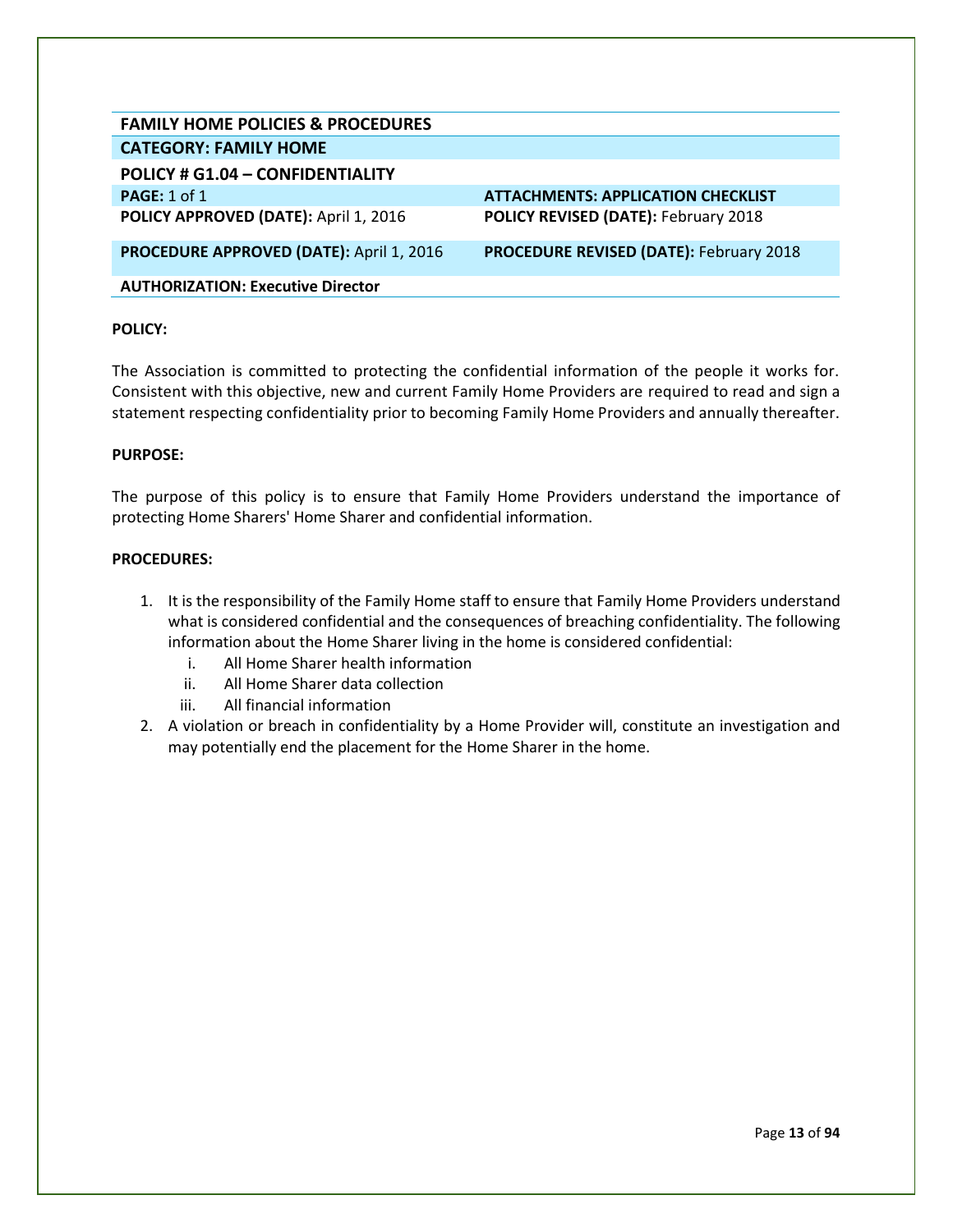| FAMILY HOME POLICIES & PROCEDURES | |
|---|---|
| **CATEGORY: FAMILY HOME** | |
| **POLICY # G1.04 – CONFIDENTIALITY** | |
| **PAGE:** 1 of 1 | **ATTACHMENTS: APPLICATION CHECKLIST** |
| **POLICY APPROVED (DATE):** April 1, 2016 | **POLICY REVISED (DATE):** February 2018 |
| **PROCEDURE APPROVED (DATE):** April 1, 2016 | **PROCEDURE REVISED (DATE):** February 2018 |
| **AUTHORIZATION: Executive Director** | |

**POLICY:**

The Association is committed to protecting the confidential information of the people it works for. Consistent with this objective, new and current Family Home Providers are required to read and sign a statement respecting confidentiality prior to becoming Family Home Providers and annually thereafter.

**PURPOSE:**

The purpose of this policy is to ensure that Family Home Providers understand the importance of protecting Home Sharers' Home Sharer and confidential information.

**PROCEDURES:**

1. It is the responsibility of the Family Home staff to ensure that Family Home Providers understand what is considered confidential and the consequences of breaching confidentiality. The following information about the Home Sharer living in the home is considered confidential:
   i. All Home Sharer health information
   ii. All Home Sharer data collection
   iii. All financial information
2. A violation or breach in confidentiality by a Home Provider will, constitute an investigation and may potentially end the placement for the Home Sharer in the home.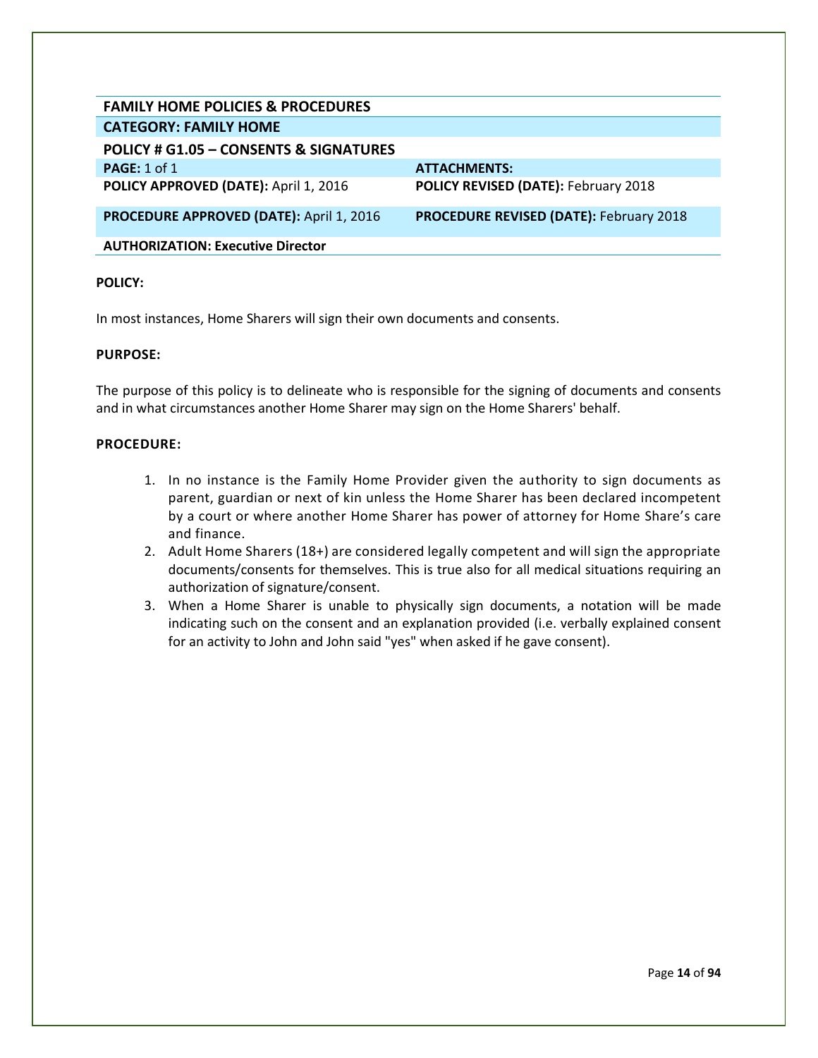| FAMILY HOME POLICIES & PROCEDURES | |
|---|---|
| **CATEGORY: FAMILY HOME** | |
| **POLICY # G1.05 – CONSENTS & SIGNATURES** | |
| **PAGE:** 1 of 1 | **ATTACHMENTS:** |
| **POLICY APPROVED (DATE):** April 1, 2016 | **POLICY REVISED (DATE):** February 2018 |
| **PROCEDURE APPROVED (DATE):** April 1, 2016 | **PROCEDURE REVISED (DATE):** February 2018 |
| **AUTHORIZATION: Executive Director** | |

**POLICY:**

In most instances, Home Sharers will sign their own documents and consents.

**PURPOSE:**

The purpose of this policy is to delineate who is responsible for the signing of documents and consents and in what circumstances another Home Sharer may sign on the Home Sharers' behalf.

**PROCEDURE:**

1. In no instance is the Family Home Provider given the authority to sign documents as parent, guardian or next of kin unless the Home Sharer has been declared incompetent by a court or where another Home Sharer has power of attorney for Home Share's care and finance.
2. Adult Home Sharers (18+) are considered legally competent and will sign the appropriate documents/consents for themselves. This is true also for all medical situations requiring an authorization of signature/consent.
3. When a Home Sharer is unable to physically sign documents, a notation will be made indicating such on the consent and an explanation provided (i.e. verbally explained consent for an activity to John and John said "yes" when asked if he gave consent).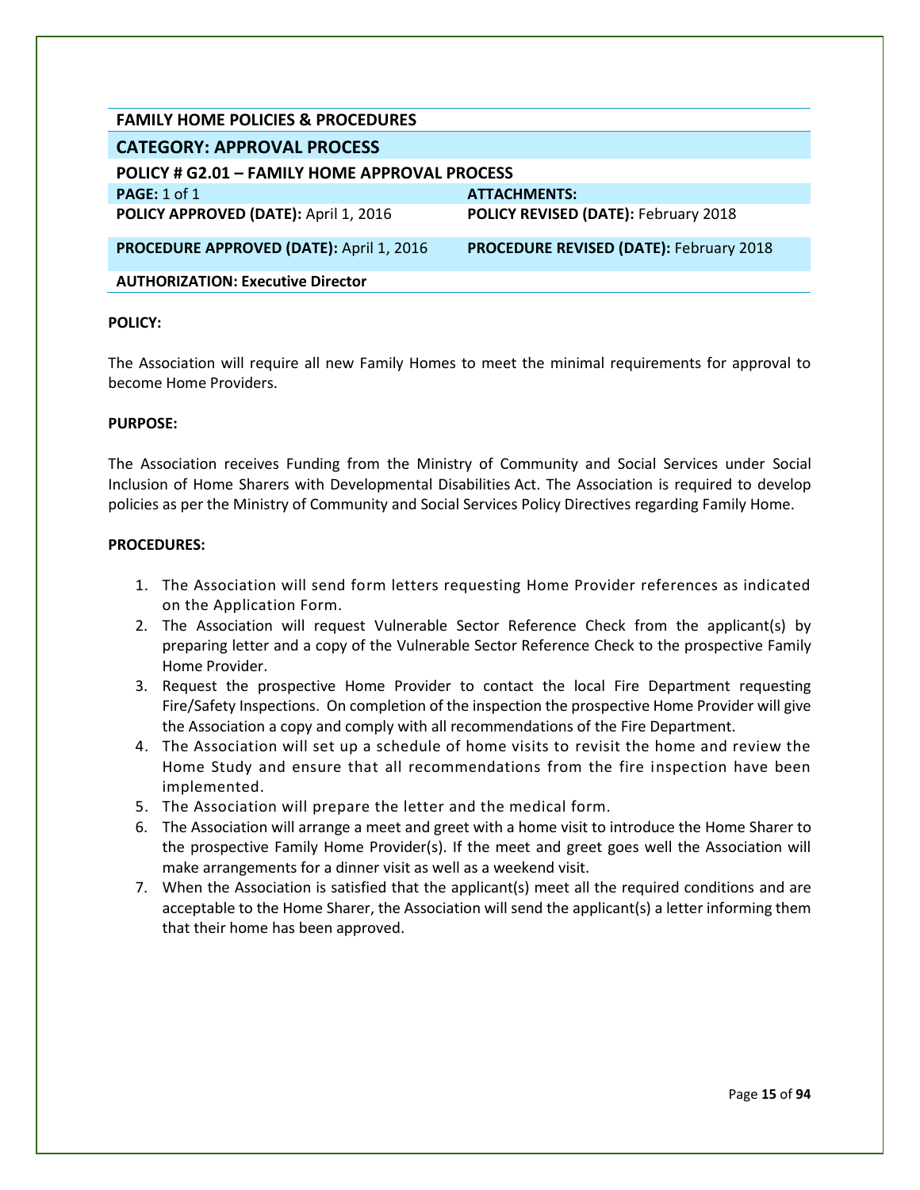| FAMILY HOME POLICIES & PROCEDURES | |
|---|---|
| **CATEGORY: APPROVAL PROCESS** | |
| **POLICY # G2.01 – FAMILY HOME APPROVAL PROCESS** | |
| **PAGE:** 1 of 1 | **ATTACHMENTS:** |
| **POLICY APPROVED (DATE):** April 1, 2016 | **POLICY REVISED (DATE):** February 2018 |
| **PROCEDURE APPROVED (DATE):** April 1, 2016 | **PROCEDURE REVISED (DATE):** February 2018 |
| **AUTHORIZATION: Executive Director** | |

**POLICY:**

The Association will require all new Family Homes to meet the minimal requirements for approval to become Home Providers.

**PURPOSE:**

The Association receives Funding from the Ministry of Community and Social Services under Social Inclusion of Home Sharers with Developmental Disabilities Act. The Association is required to develop policies as per the Ministry of Community and Social Services Policy Directives regarding Family Home.

**PROCEDURES:**

1. The Association will send form letters requesting Home Provider references as indicated on the Application Form.
2. The Association will request Vulnerable Sector Reference Check from the applicant(s) by preparing letter and a copy of the Vulnerable Sector Reference Check to the prospective Family Home Provider.
3. Request the prospective Home Provider to contact the local Fire Department requesting Fire/Safety Inspections. On completion of the inspection the prospective Home Provider will give the Association a copy and comply with all recommendations of the Fire Department.
4. The Association will set up a schedule of home visits to revisit the home and review the Home Study and ensure that all recommendations from the fire inspection have been implemented.
5. The Association will prepare the letter and the medical form.
6. The Association will arrange a meet and greet with a home visit to introduce the Home Sharer to the prospective Family Home Provider(s). If the meet and greet goes well the Association will make arrangements for a dinner visit as well as a weekend visit.
7. When the Association is satisfied that the applicant(s) meet all the required conditions and are acceptable to the Home Sharer, the Association will send the applicant(s) a letter informing them that their home has been approved.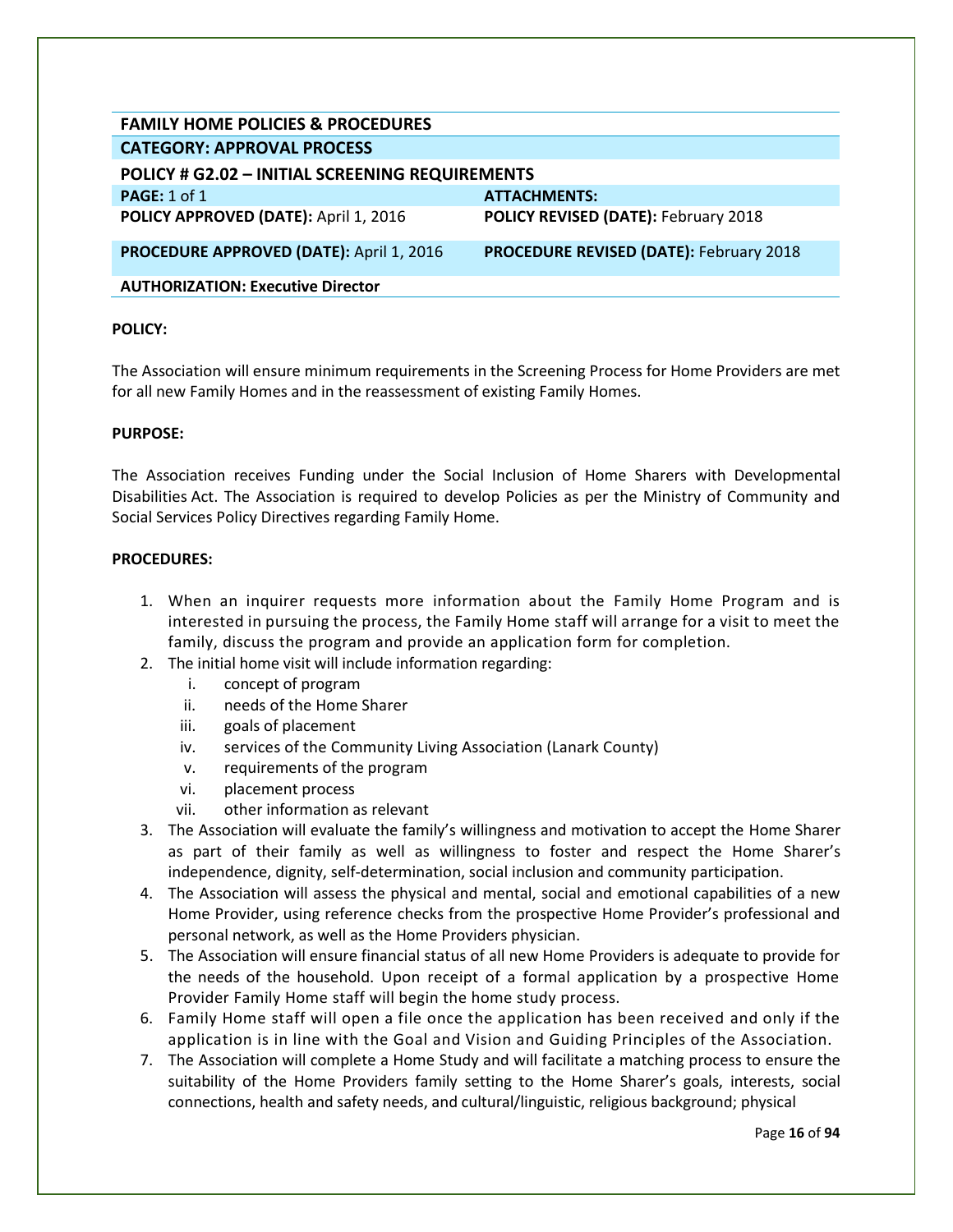| FAMILY HOME POLICIES & PROCEDURES | |
|---|---|
| **CATEGORY: APPROVAL PROCESS** | |
| **POLICY # G2.02 – INITIAL SCREENING REQUIREMENTS** | |
| **PAGE:** 1 of 1 | **ATTACHMENTS:** |
| **POLICY APPROVED (DATE):** April 1, 2016 | **POLICY REVISED (DATE):** February 2018 |
| **PROCEDURE APPROVED (DATE):** April 1, 2016 | **PROCEDURE REVISED (DATE):** February 2018 |
| **AUTHORIZATION: Executive Director** | |

**POLICY:**

The Association will ensure minimum requirements in the Screening Process for Home Providers are met for all new Family Homes and in the reassessment of existing Family Homes.

**PURPOSE:**

The Association receives Funding under the Social Inclusion of Home Sharers with Developmental Disabilities Act. The Association is required to develop Policies as per the Ministry of Community and Social Services Policy Directives regarding Family Home.

**PROCEDURES:**

1. When an inquirer requests more information about the Family Home Program and is interested in pursuing the process, the Family Home staff will arrange for a visit to meet the family, discuss the program and provide an application form for completion.
2. The initial home visit will include information regarding:
   i. concept of program
   ii. needs of the Home Sharer
   iii. goals of placement
   iv. services of the Community Living Association (Lanark County)
   v. requirements of the program
   vi. placement process
   vii. other information as relevant
3. The Association will evaluate the family's willingness and motivation to accept the Home Sharer as part of their family as well as willingness to foster and respect the Home Sharer's independence, dignity, self-determination, social inclusion and community participation.
4. The Association will assess the physical and mental, social and emotional capabilities of a new Home Provider, using reference checks from the prospective Home Provider's professional and personal network, as well as the Home Providers physician.
5. The Association will ensure financial status of all new Home Providers is adequate to provide for the needs of the household. Upon receipt of a formal application by a prospective Home Provider Family Home staff will begin the home study process.
6. Family Home staff will open a file once the application has been received and only if the application is in line with the Goal and Vision and Guiding Principles of the Association.
7. The Association will complete a Home Study and will facilitate a matching process to ensure the suitability of the Home Providers family setting to the Home Sharer's goals, interests, social connections, health and safety needs, and cultural/linguistic, religious background; physical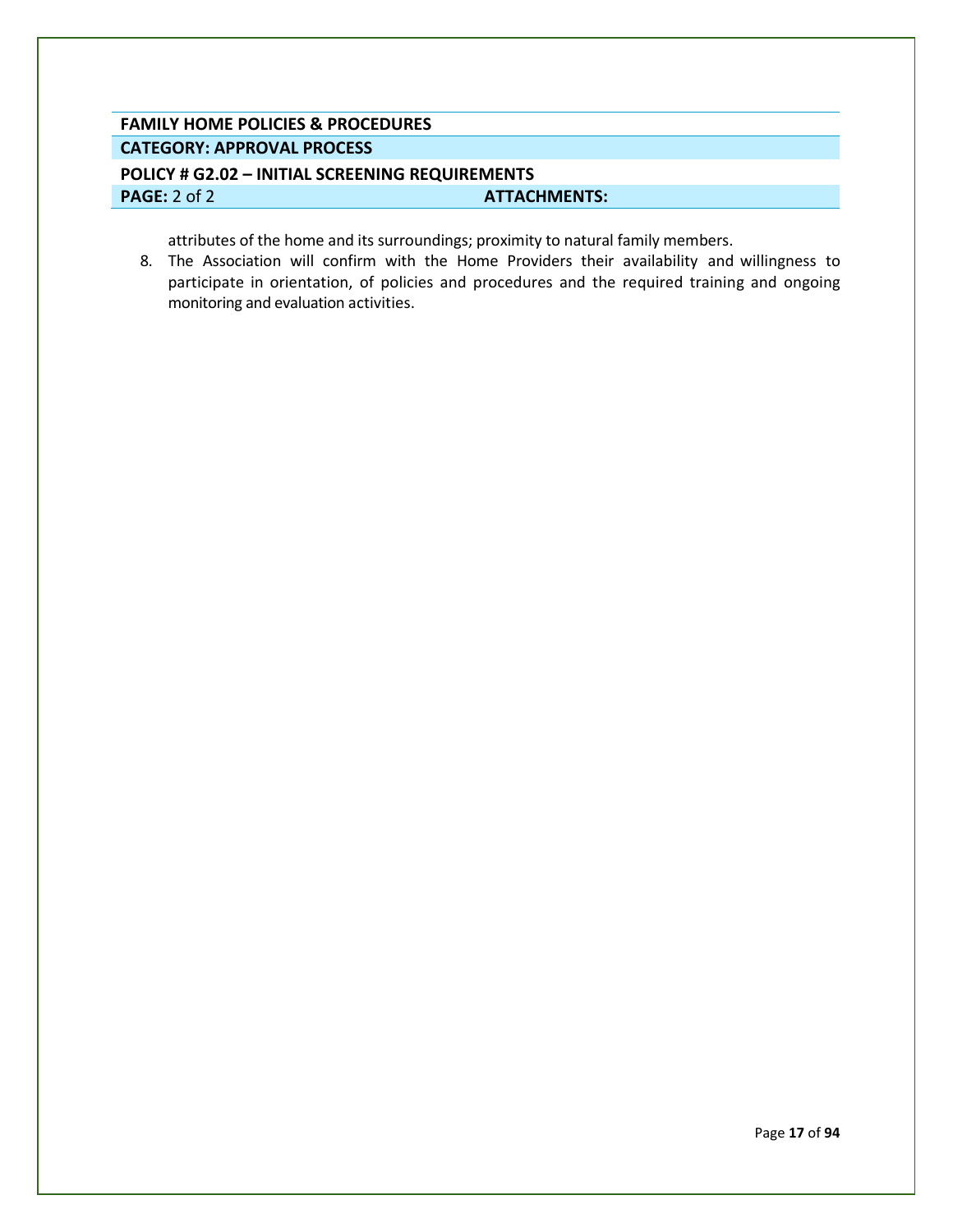**FAMILY HOME POLICIES & PROCEDURES**

**CATEGORY: APPROVAL PROCESS**

**POLICY # G2.02 – INITIAL SCREENING REQUIREMENTS**

**PAGE:** 2 of 2 **ATTACHMENTS:**

attributes of the home and its surroundings; proximity to natural family members.

8. The Association will confirm with the Home Providers their availability and willingness to participate in orientation, of policies and procedures and the required training and ongoing monitoring and evaluation activities.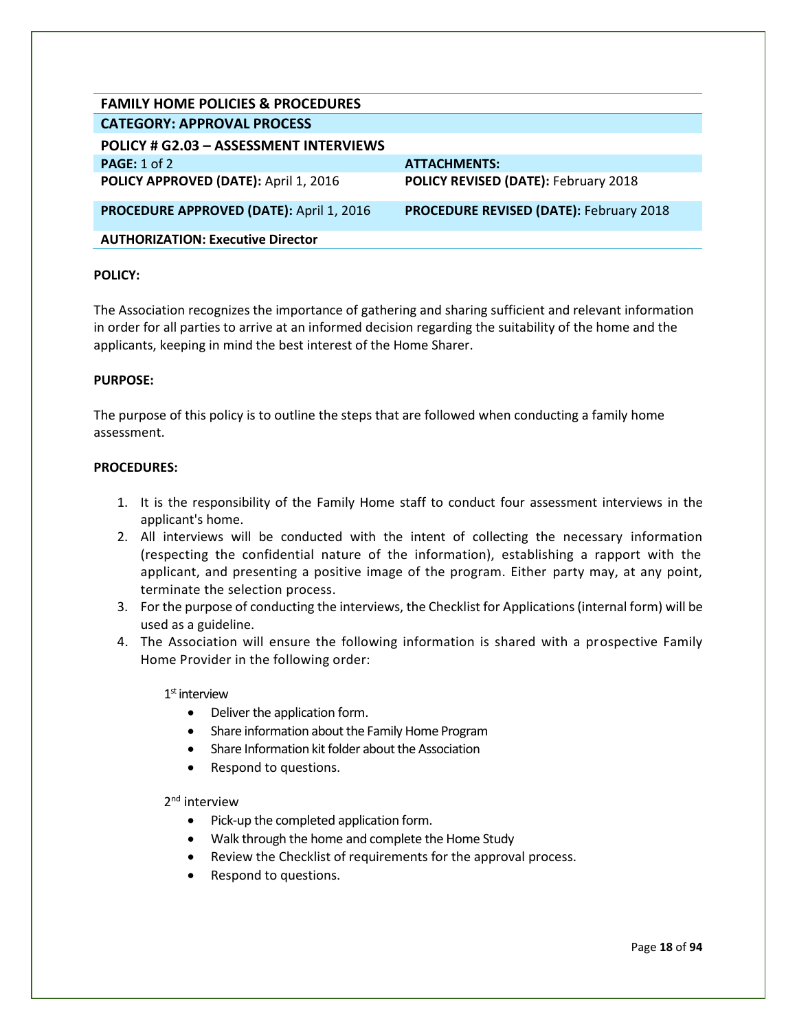| FAMILY HOME POLICIES & PROCEDURES | |
|---|---|
| **CATEGORY: APPROVAL PROCESS** | |
| **POLICY # G2.03 – ASSESSMENT INTERVIEWS** | |
| **PAGE:** 1 of 2 | **ATTACHMENTS:** |
| **POLICY APPROVED (DATE):** April 1, 2016 | **POLICY REVISED (DATE):** February 2018 |
| **PROCEDURE APPROVED (DATE):** April 1, 2016 | **PROCEDURE REVISED (DATE):** February 2018 |
| **AUTHORIZATION: Executive Director** | |

**POLICY:**

The Association recognizes the importance of gathering and sharing sufficient and relevant information in order for all parties to arrive at an informed decision regarding the suitability of the home and the applicants, keeping in mind the best interest of the Home Sharer.

**PURPOSE:**

The purpose of this policy is to outline the steps that are followed when conducting a family home assessment.

**PROCEDURES:**

1. It is the responsibility of the Family Home staff to conduct four assessment interviews in the applicant's home.
2. All interviews will be conducted with the intent of collecting the necessary information (respecting the confidential nature of the information), establishing a rapport with the applicant, and presenting a positive image of the program. Either party may, at any point, terminate the selection process.
3. For the purpose of conducting the interviews, the Checklist for Applications (internal form) will be used as a guideline.
4. The Association will ensure the following information is shared with a prospective Family Home Provider in the following order:

   1st interview
   - Deliver the application form.
   - Share information about the Family Home Program
   - Share Information kit folder about the Association
   - Respond to questions.

   2nd interview
   - Pick-up the completed application form.
   - Walk through the home and complete the Home Study
   - Review the Checklist of requirements for the approval process.
   - Respond to questions.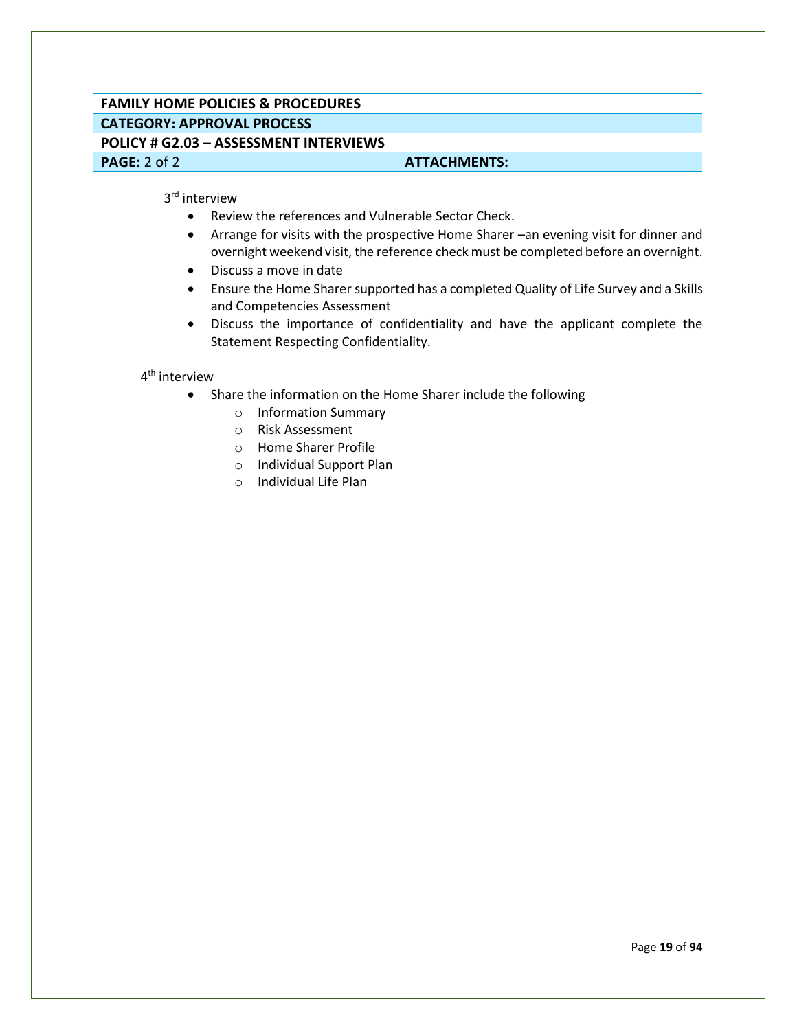**FAMILY HOME POLICIES & PROCEDURES**

**CATEGORY: APPROVAL PROCESS**

**POLICY # G2.03 – ASSESSMENT INTERVIEWS**

**PAGE:** 2 of 2 **ATTACHMENTS:**

3rd interview

- Review the references and Vulnerable Sector Check.
- Arrange for visits with the prospective Home Sharer –an evening visit for dinner and overnight weekend visit, the reference check must be completed before an overnight.
- Discuss a move in date
- Ensure the Home Sharer supported has a completed Quality of Life Survey and a Skills and Competencies Assessment
- Discuss the importance of confidentiality and have the applicant complete the Statement Respecting Confidentiality.

4th interview

- Share the information on the Home Sharer include the following
  - Information Summary
  - Risk Assessment
  - Home Sharer Profile
  - Individual Support Plan
  - Individual Life Plan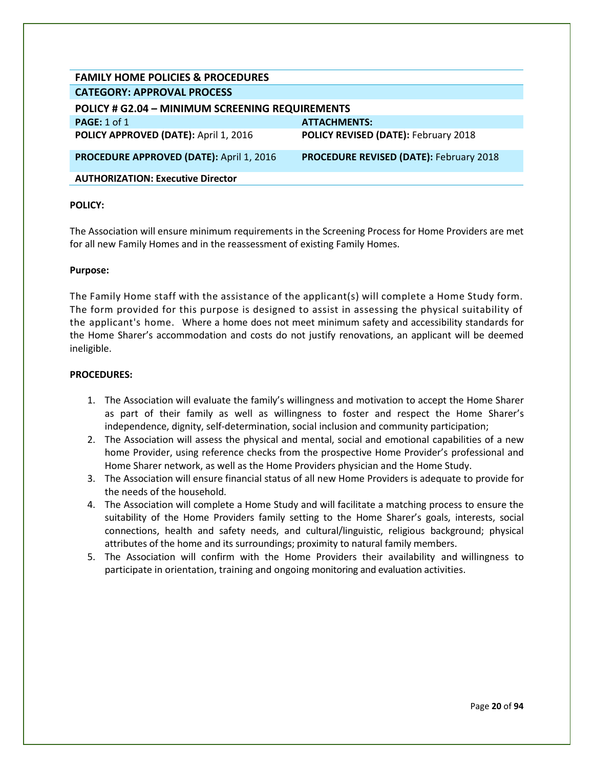| FAMILY HOME POLICIES & PROCEDURES | |
|---|---|
| **CATEGORY: APPROVAL PROCESS** | |
| **POLICY # G2.04 – MINIMUM SCREENING REQUIREMENTS** | |
| **PAGE:** 1 of 1 | **ATTACHMENTS:** |
| **POLICY APPROVED (DATE):** April 1, 2016 | **POLICY REVISED (DATE):** February 2018 |
| **PROCEDURE APPROVED (DATE):** April 1, 2016 | **PROCEDURE REVISED (DATE):** February 2018 |
| **AUTHORIZATION: Executive Director** | |

**POLICY:**

The Association will ensure minimum requirements in the Screening Process for Home Providers are met for all new Family Homes and in the reassessment of existing Family Homes.

**Purpose:**

The Family Home staff with the assistance of the applicant(s) will complete a Home Study form. The form provided for this purpose is designed to assist in assessing the physical suitability of the applicant's home. Where a home does not meet minimum safety and accessibility standards for the Home Sharer's accommodation and costs do not justify renovations, an applicant will be deemed ineligible.

**PROCEDURES:**

1. The Association will evaluate the family's willingness and motivation to accept the Home Sharer as part of their family as well as willingness to foster and respect the Home Sharer's independence, dignity, self-determination, social inclusion and community participation;
2. The Association will assess the physical and mental, social and emotional capabilities of a new home Provider, using reference checks from the prospective Home Provider's professional and Home Sharer network, as well as the Home Providers physician and the Home Study.
3. The Association will ensure financial status of all new Home Providers is adequate to provide for the needs of the household.
4. The Association will complete a Home Study and will facilitate a matching process to ensure the suitability of the Home Providers family setting to the Home Sharer's goals, interests, social connections, health and safety needs, and cultural/linguistic, religious background; physical attributes of the home and its surroundings; proximity to natural family members.
5. The Association will confirm with the Home Providers their availability and willingness to participate in orientation, training and ongoing monitoring and evaluation activities.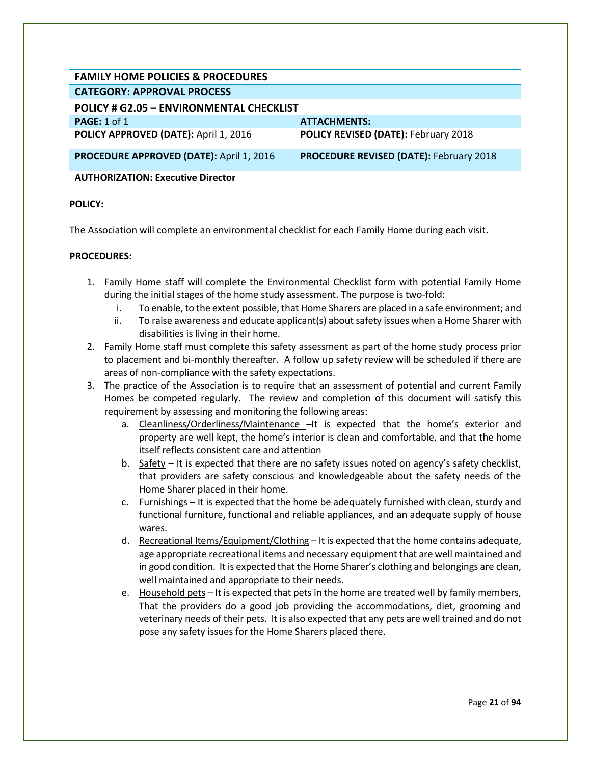| FAMILY HOME POLICIES & PROCEDURES | |
|---|---|
| **CATEGORY: APPROVAL PROCESS** | |
| **POLICY # G2.05 – ENVIRONMENTAL CHECKLIST** | |
| **PAGE:** 1 of 1 | **ATTACHMENTS:** |
| **POLICY APPROVED (DATE):** April 1, 2016 | **POLICY REVISED (DATE):** February 2018 |
| **PROCEDURE APPROVED (DATE):** April 1, 2016 | **PROCEDURE REVISED (DATE):** February 2018 |
| **AUTHORIZATION: Executive Director** | |

**POLICY:**

The Association will complete an environmental checklist for each Family Home during each visit.

**PROCEDURES:**

1. Family Home staff will complete the Environmental Checklist form with potential Family Home during the initial stages of the home study assessment. The purpose is two-fold:
   i. To enable, to the extent possible, that Home Sharers are placed in a safe environment; and
   ii. To raise awareness and educate applicant(s) about safety issues when a Home Sharer with disabilities is living in their home.
2. Family Home staff must complete this safety assessment as part of the home study process prior to placement and bi-monthly thereafter. A follow up safety review will be scheduled if there are areas of non-compliance with the safety expectations.
3. The practice of the Association is to require that an assessment of potential and current Family Homes be competed regularly. The review and completion of this document will satisfy this requirement by assessing and monitoring the following areas:
   a. <u>Cleanliness/Orderliness/Maintenance</u> –It is expected that the home's exterior and property are well kept, the home's interior is clean and comfortable, and that the home itself reflects consistent care and attention
   b. <u>Safety</u> – It is expected that there are no safety issues noted on agency's safety checklist, that providers are safety conscious and knowledgeable about the safety needs of the Home Sharer placed in their home.
   c. <u>Furnishings</u> – It is expected that the home be adequately furnished with clean, sturdy and functional furniture, functional and reliable appliances, and an adequate supply of house wares.
   d. <u>Recreational Items/Equipment/Clothing</u> – It is expected that the home contains adequate, age appropriate recreational items and necessary equipment that are well maintained and in good condition. It is expected that the Home Sharer's clothing and belongings are clean, well maintained and appropriate to their needs.
   e. <u>Household pets</u> – It is expected that pets in the home are treated well by family members, That the providers do a good job providing the accommodations, diet, grooming and veterinary needs of their pets. It is also expected that any pets are well trained and do not pose any safety issues for the Home Sharers placed there.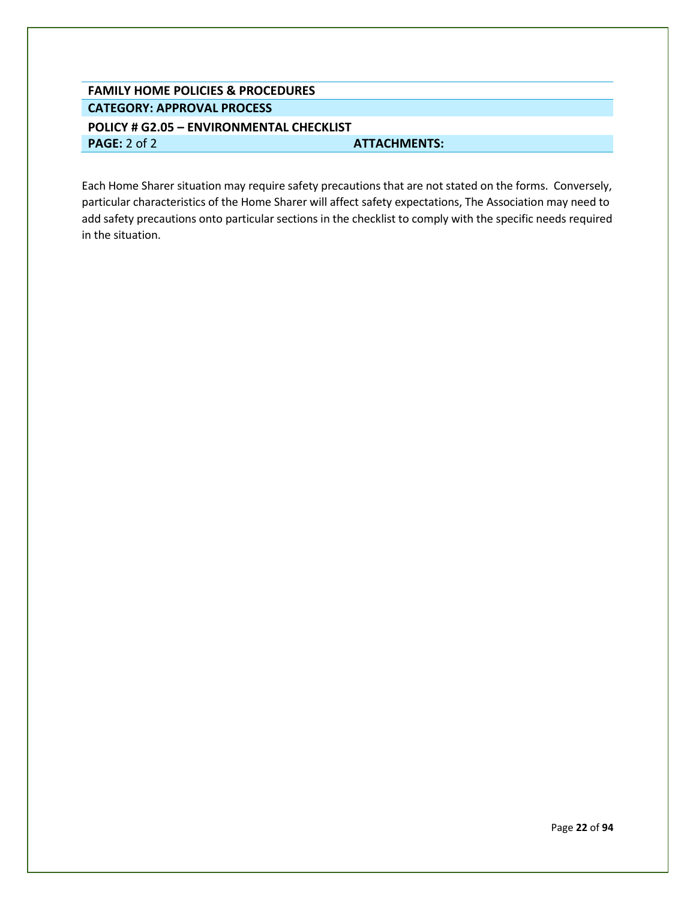| FAMILY HOME POLICIES & PROCEDURES | |
|---|---|
| **CATEGORY: APPROVAL PROCESS** | |
| **POLICY # G2.05 – ENVIRONMENTAL CHECKLIST** | |
| **PAGE:** 2 of 2 | **ATTACHMENTS:** |

Each Home Sharer situation may require safety precautions that are not stated on the forms. Conversely, particular characteristics of the Home Sharer will affect safety expectations, The Association may need to add safety precautions onto particular sections in the checklist to comply with the specific needs required in the situation.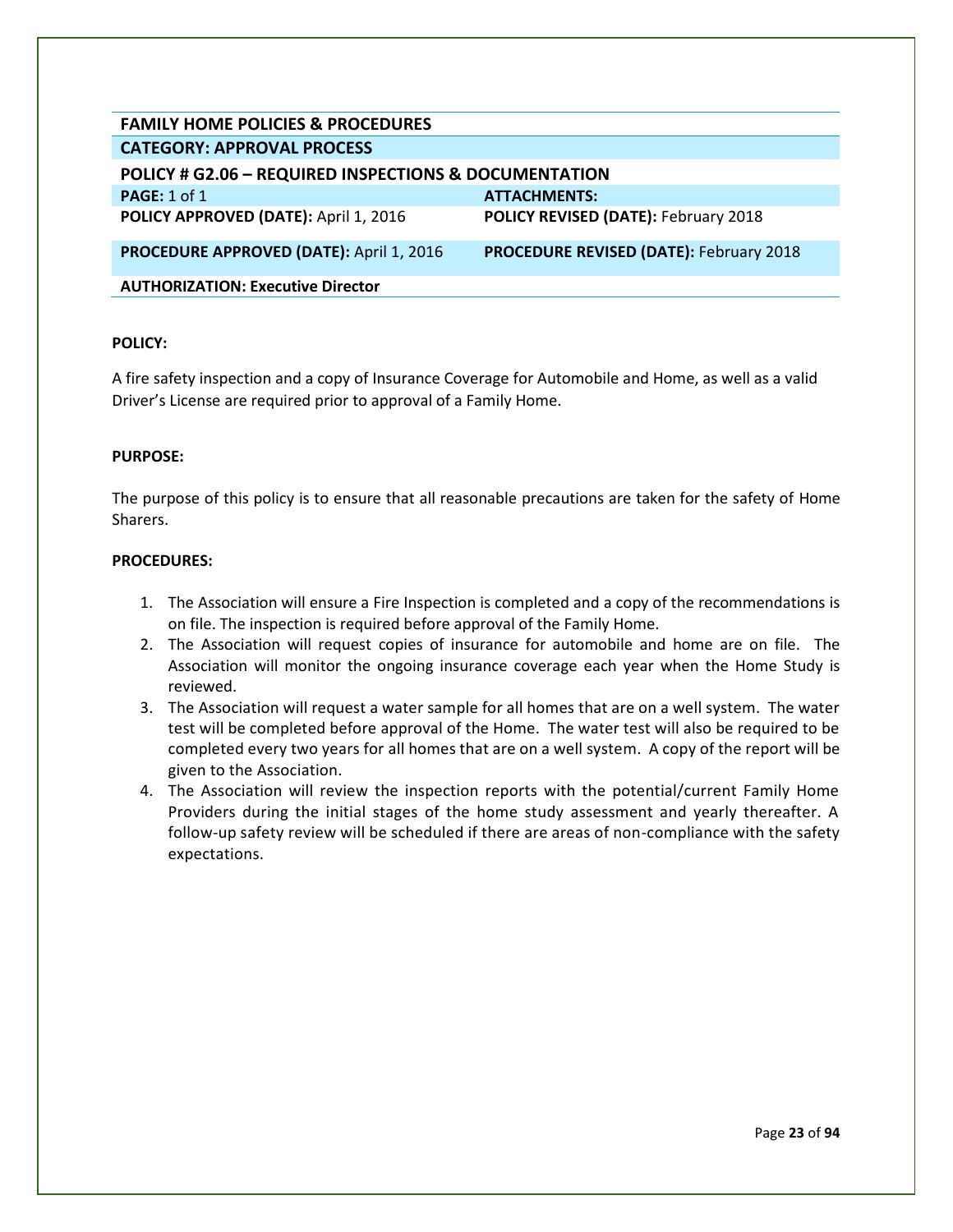| FAMILY HOME POLICIES & PROCEDURES | |
| --- | --- |
| **CATEGORY: APPROVAL PROCESS** | |
| **POLICY # G2.06 – REQUIRED INSPECTIONS & DOCUMENTATION** | |
| **PAGE:** 1 of 1 | **ATTACHMENTS:** |
| **POLICY APPROVED (DATE):** April 1, 2016 | **POLICY REVISED (DATE):** February 2018 |
| **PROCEDURE APPROVED (DATE):** April 1, 2016 | **PROCEDURE REVISED (DATE):** February 2018 |
| **AUTHORIZATION: Executive Director** | |

**POLICY:**

A fire safety inspection and a copy of Insurance Coverage for Automobile and Home, as well as a valid Driver's License are required prior to approval of a Family Home.

**PURPOSE:**

The purpose of this policy is to ensure that all reasonable precautions are taken for the safety of Home Sharers.

**PROCEDURES:**

1. The Association will ensure a Fire Inspection is completed and a copy of the recommendations is on file. The inspection is required before approval of the Family Home.
2. The Association will request copies of insurance for automobile and home are on file. The Association will monitor the ongoing insurance coverage each year when the Home Study is reviewed.
3. The Association will request a water sample for all homes that are on a well system. The water test will be completed before approval of the Home. The water test will also be required to be completed every two years for all homes that are on a well system. A copy of the report will be given to the Association.
4. The Association will review the inspection reports with the potential/current Family Home Providers during the initial stages of the home study assessment and yearly thereafter. A follow-up safety review will be scheduled if there are areas of non-compliance with the safety expectations.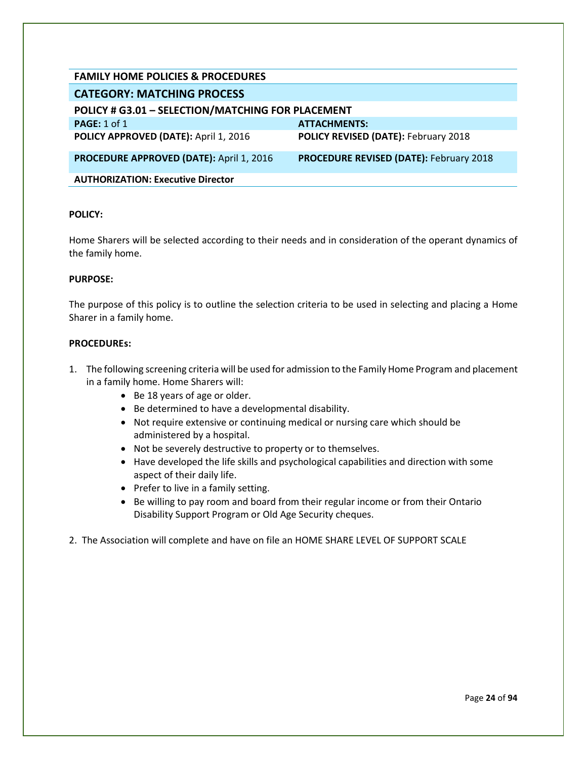| FAMILY HOME POLICIES & PROCEDURES | |
|---|---|
| **CATEGORY: MATCHING PROCESS** | |
| **POLICY # G3.01 – SELECTION/MATCHING FOR PLACEMENT** | |
| **PAGE:** 1 of 1 | **ATTACHMENTS:** |
| **POLICY APPROVED (DATE):** April 1, 2016 | **POLICY REVISED (DATE):** February 2018 |
| **PROCEDURE APPROVED (DATE):** April 1, 2016 | **PROCEDURE REVISED (DATE):** February 2018 |
| **AUTHORIZATION: Executive Director** | |

**POLICY:**

Home Sharers will be selected according to their needs and in consideration of the operant dynamics of the family home.

**PURPOSE:**

The purpose of this policy is to outline the selection criteria to be used in selecting and placing a Home Sharer in a family home.

**PROCEDUREs:**

1. The following screening criteria will be used for admission to the Family Home Program and placement in a family home. Home Sharers will:
    - Be 18 years of age or older.
    - Be determined to have a developmental disability.
    - Not require extensive or continuing medical or nursing care which should be administered by a hospital.
    - Not be severely destructive to property or to themselves.
    - Have developed the life skills and psychological capabilities and direction with some aspect of their daily life.
    - Prefer to live in a family setting.
    - Be willing to pay room and board from their regular income or from their Ontario Disability Support Program or Old Age Security cheques.

2. The Association will complete and have on file an HOME SHARE LEVEL OF SUPPORT SCALE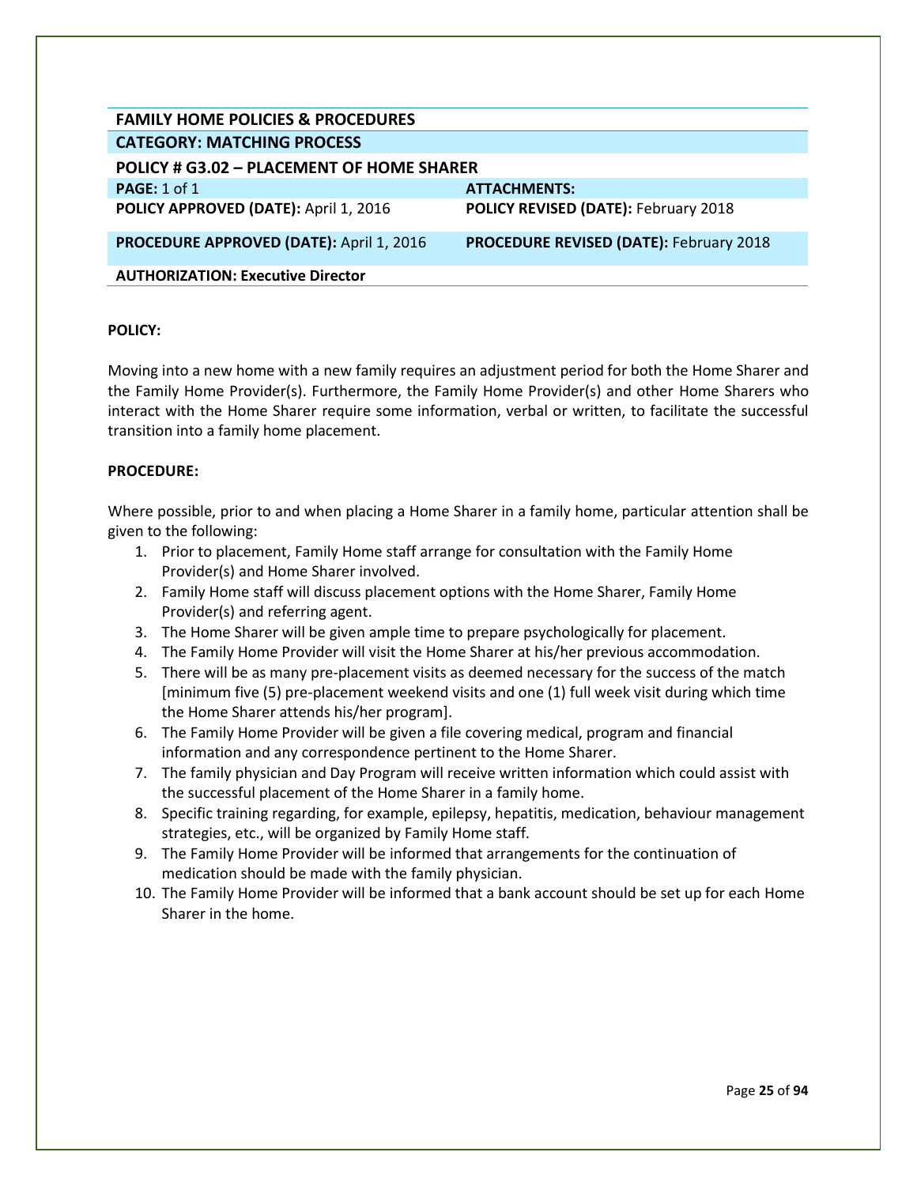| FAMILY HOME POLICIES & PROCEDURES | |
| --- | --- |
| **CATEGORY: MATCHING PROCESS** | |
| **POLICY # G3.02 – PLACEMENT OF HOME SHARER** | |
| **PAGE:** 1 of 1 | **ATTACHMENTS:** |
| **POLICY APPROVED (DATE):** April 1, 2016 | **POLICY REVISED (DATE):** February 2018 |
| **PROCEDURE APPROVED (DATE):** April 1, 2016 | **PROCEDURE REVISED (DATE):** February 2018 |
| **AUTHORIZATION: Executive Director** | |

**POLICY:**

Moving into a new home with a new family requires an adjustment period for both the Home Sharer and the Family Home Provider(s). Furthermore, the Family Home Provider(s) and other Home Sharers who interact with the Home Sharer require some information, verbal or written, to facilitate the successful transition into a family home placement.

**PROCEDURE:**

Where possible, prior to and when placing a Home Sharer in a family home, particular attention shall be given to the following:

1. Prior to placement, Family Home staff arrange for consultation with the Family Home Provider(s) and Home Sharer involved.
2. Family Home staff will discuss placement options with the Home Sharer, Family Home Provider(s) and referring agent.
3. The Home Sharer will be given ample time to prepare psychologically for placement.
4. The Family Home Provider will visit the Home Sharer at his/her previous accommodation.
5. There will be as many pre-placement visits as deemed necessary for the success of the match [minimum five (5) pre-placement weekend visits and one (1) full week visit during which time the Home Sharer attends his/her program].
6. The Family Home Provider will be given a file covering medical, program and financial information and any correspondence pertinent to the Home Sharer.
7. The family physician and Day Program will receive written information which could assist with the successful placement of the Home Sharer in a family home.
8. Specific training regarding, for example, epilepsy, hepatitis, medication, behaviour management strategies, etc., will be organized by Family Home staff.
9. The Family Home Provider will be informed that arrangements for the continuation of medication should be made with the family physician.
10. The Family Home Provider will be informed that a bank account should be set up for each Home Sharer in the home.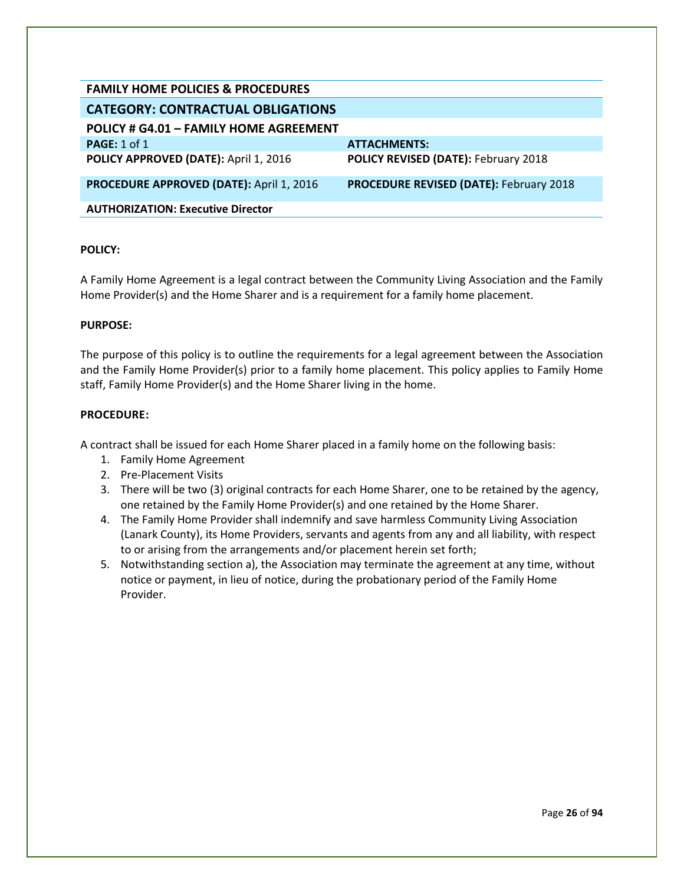| FAMILY HOME POLICIES & PROCEDURES | |
|---|---|
| **CATEGORY: CONTRACTUAL OBLIGATIONS** | |
| **POLICY # G4.01 – FAMILY HOME AGREEMENT** | |
| **PAGE:** 1 of 1 | **ATTACHMENTS:** |
| **POLICY APPROVED (DATE):** April 1, 2016 | **POLICY REVISED (DATE):** February 2018 |
| **PROCEDURE APPROVED (DATE):** April 1, 2016 | **PROCEDURE REVISED (DATE):** February 2018 |
| **AUTHORIZATION: Executive Director** | |

**POLICY:**

A Family Home Agreement is a legal contract between the Community Living Association and the Family Home Provider(s) and the Home Sharer and is a requirement for a family home placement.

**PURPOSE:**

The purpose of this policy is to outline the requirements for a legal agreement between the Association and the Family Home Provider(s) prior to a family home placement. This policy applies to Family Home staff, Family Home Provider(s) and the Home Sharer living in the home.

**PROCEDURE:**

A contract shall be issued for each Home Sharer placed in a family home on the following basis:

1. Family Home Agreement
2. Pre-Placement Visits
3. There will be two (3) original contracts for each Home Sharer, one to be retained by the agency, one retained by the Family Home Provider(s) and one retained by the Home Sharer.
4. The Family Home Provider shall indemnify and save harmless Community Living Association (Lanark County), its Home Providers, servants and agents from any and all liability, with respect to or arising from the arrangements and/or placement herein set forth;
5. Notwithstanding section a), the Association may terminate the agreement at any time, without notice or payment, in lieu of notice, during the probationary period of the Family Home Provider.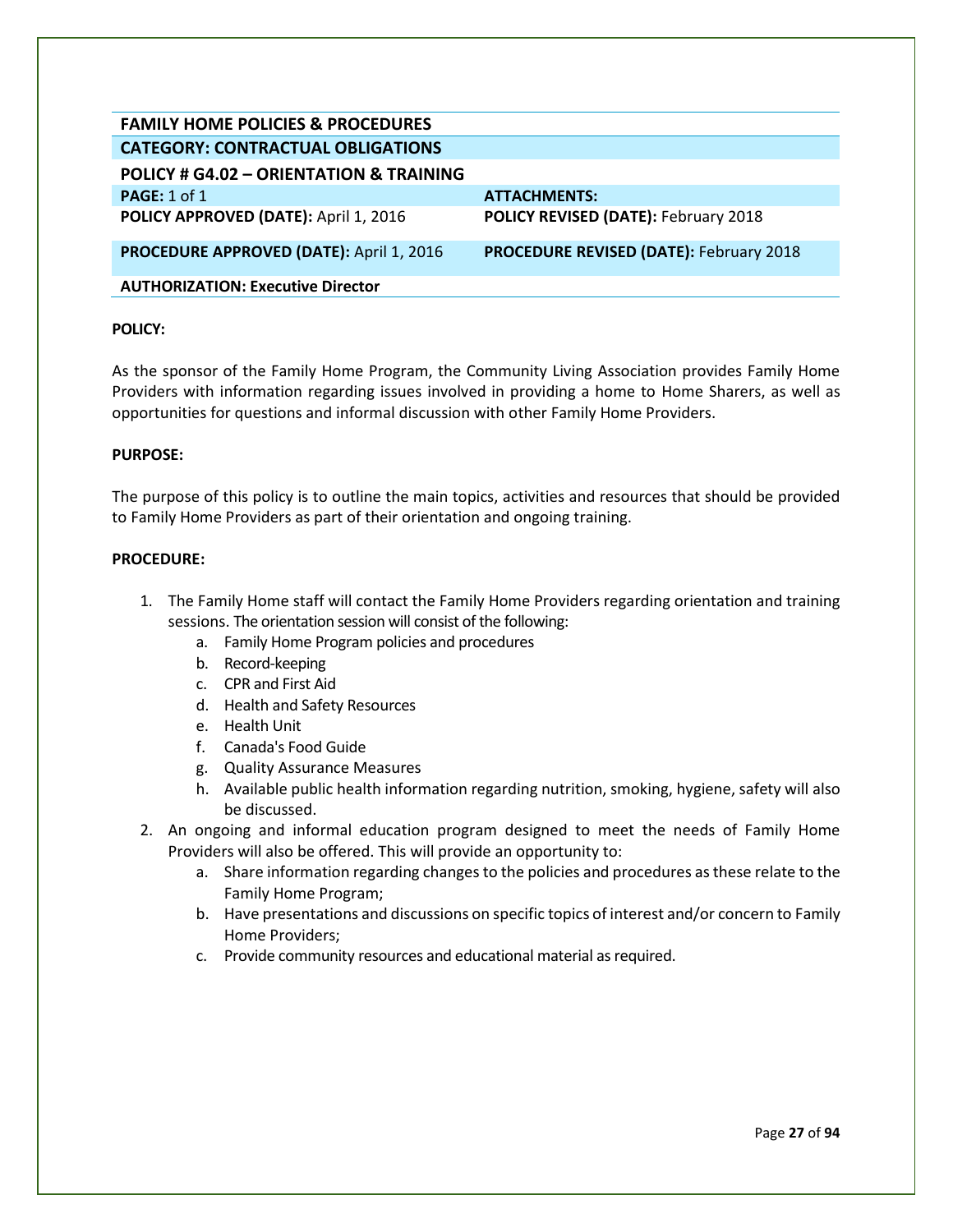| FAMILY HOME POLICIES & PROCEDURES | |
|---|---|
| **CATEGORY: CONTRACTUAL OBLIGATIONS** | |
| **POLICY # G4.02 – ORIENTATION & TRAINING** | |
| **PAGE:** 1 of 1 | **ATTACHMENTS:** |
| **POLICY APPROVED (DATE):** April 1, 2016 | **POLICY REVISED (DATE):** February 2018 |
| **PROCEDURE APPROVED (DATE):** April 1, 2016 | **PROCEDURE REVISED (DATE):** February 2018 |
| **AUTHORIZATION: Executive Director** | |

**POLICY:**

As the sponsor of the Family Home Program, the Community Living Association provides Family Home Providers with information regarding issues involved in providing a home to Home Sharers, as well as opportunities for questions and informal discussion with other Family Home Providers.

**PURPOSE:**

The purpose of this policy is to outline the main topics, activities and resources that should be provided to Family Home Providers as part of their orientation and ongoing training.

**PROCEDURE:**

1. The Family Home staff will contact the Family Home Providers regarding orientation and training sessions. The orientation session will consist of the following:
   a. Family Home Program policies and procedures
   b. Record-keeping
   c. CPR and First Aid
   d. Health and Safety Resources
   e. Health Unit
   f. Canada's Food Guide
   g. Quality Assurance Measures
   h. Available public health information regarding nutrition, smoking, hygiene, safety will also be discussed.
2. An ongoing and informal education program designed to meet the needs of Family Home Providers will also be offered. This will provide an opportunity to:
   a. Share information regarding changes to the policies and procedures as these relate to the Family Home Program;
   b. Have presentations and discussions on specific topics of interest and/or concern to Family Home Providers;
   c. Provide community resources and educational material as required.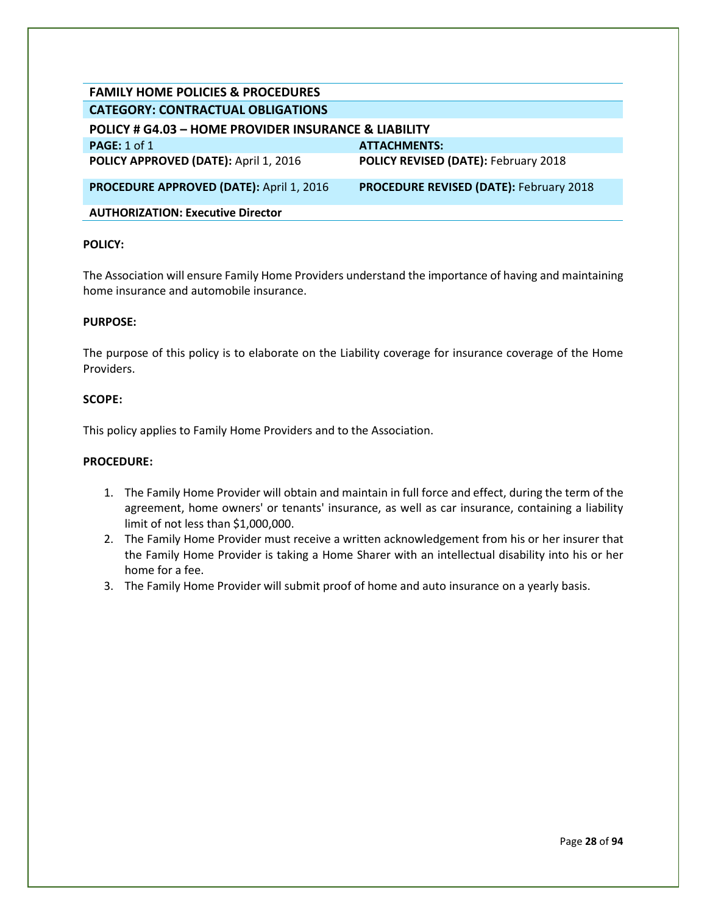| FAMILY HOME POLICIES & PROCEDURES | |
|---|---|
| **CATEGORY: CONTRACTUAL OBLIGATIONS** | |
| **POLICY # G4.03 – HOME PROVIDER INSURANCE & LIABILITY** | |
| **PAGE:** 1 of 1 | **ATTACHMENTS:** |
| **POLICY APPROVED (DATE):** April 1, 2016 | **POLICY REVISED (DATE):** February 2018 |
| **PROCEDURE APPROVED (DATE):** April 1, 2016 | **PROCEDURE REVISED (DATE):** February 2018 |
| **AUTHORIZATION: Executive Director** | |

**POLICY:**

The Association will ensure Family Home Providers understand the importance of having and maintaining home insurance and automobile insurance.

**PURPOSE:**

The purpose of this policy is to elaborate on the Liability coverage for insurance coverage of the Home Providers.

**SCOPE:**

This policy applies to Family Home Providers and to the Association.

**PROCEDURE:**

1. The Family Home Provider will obtain and maintain in full force and effect, during the term of the agreement, home owners' or tenants' insurance, as well as car insurance, containing a liability limit of not less than $1,000,000.
2. The Family Home Provider must receive a written acknowledgement from his or her insurer that the Family Home Provider is taking a Home Sharer with an intellectual disability into his or her home for a fee.
3. The Family Home Provider will submit proof of home and auto insurance on a yearly basis.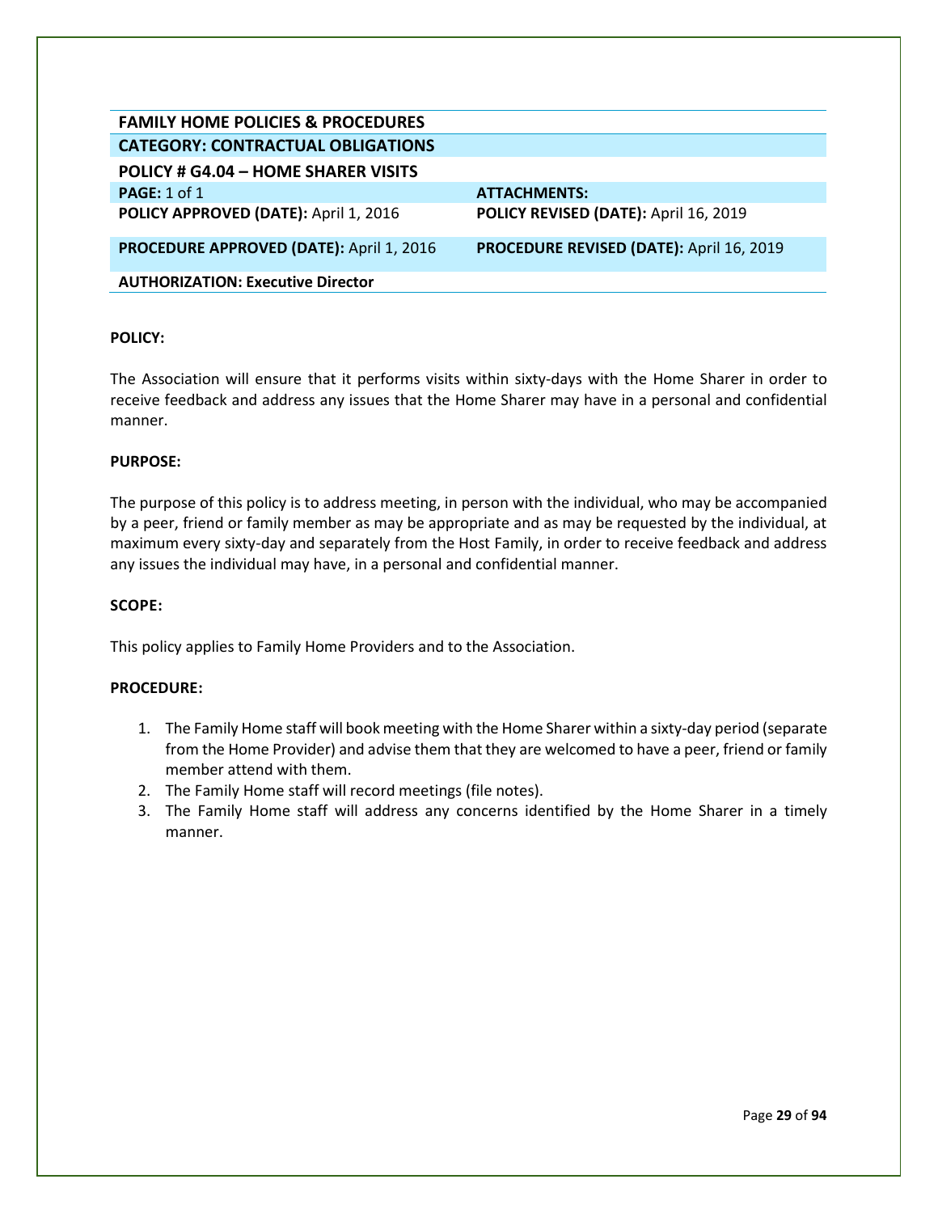| FAMILY HOME POLICIES & PROCEDURES | |
| --- | --- |
| **CATEGORY: CONTRACTUAL OBLIGATIONS** | |
| **POLICY # G4.04 – HOME SHARER VISITS** | |
| **PAGE:** 1 of 1 | **ATTACHMENTS:** |
| **POLICY APPROVED (DATE):** April 1, 2016 | **POLICY REVISED (DATE):** April 16, 2019 |
| **PROCEDURE APPROVED (DATE):** April 1, 2016 | **PROCEDURE REVISED (DATE):** April 16, 2019 |
| **AUTHORIZATION: Executive Director** | |

**POLICY:**

The Association will ensure that it performs visits within sixty-days with the Home Sharer in order to receive feedback and address any issues that the Home Sharer may have in a personal and confidential manner.

**PURPOSE:**

The purpose of this policy is to address meeting, in person with the individual, who may be accompanied by a peer, friend or family member as may be appropriate and as may be requested by the individual, at maximum every sixty-day and separately from the Host Family, in order to receive feedback and address any issues the individual may have, in a personal and confidential manner.

**SCOPE:**

This policy applies to Family Home Providers and to the Association.

**PROCEDURE:**

1. The Family Home staff will book meeting with the Home Sharer within a sixty-day period (separate from the Home Provider) and advise them that they are welcomed to have a peer, friend or family member attend with them.
2. The Family Home staff will record meetings (file notes).
3. The Family Home staff will address any concerns identified by the Home Sharer in a timely manner.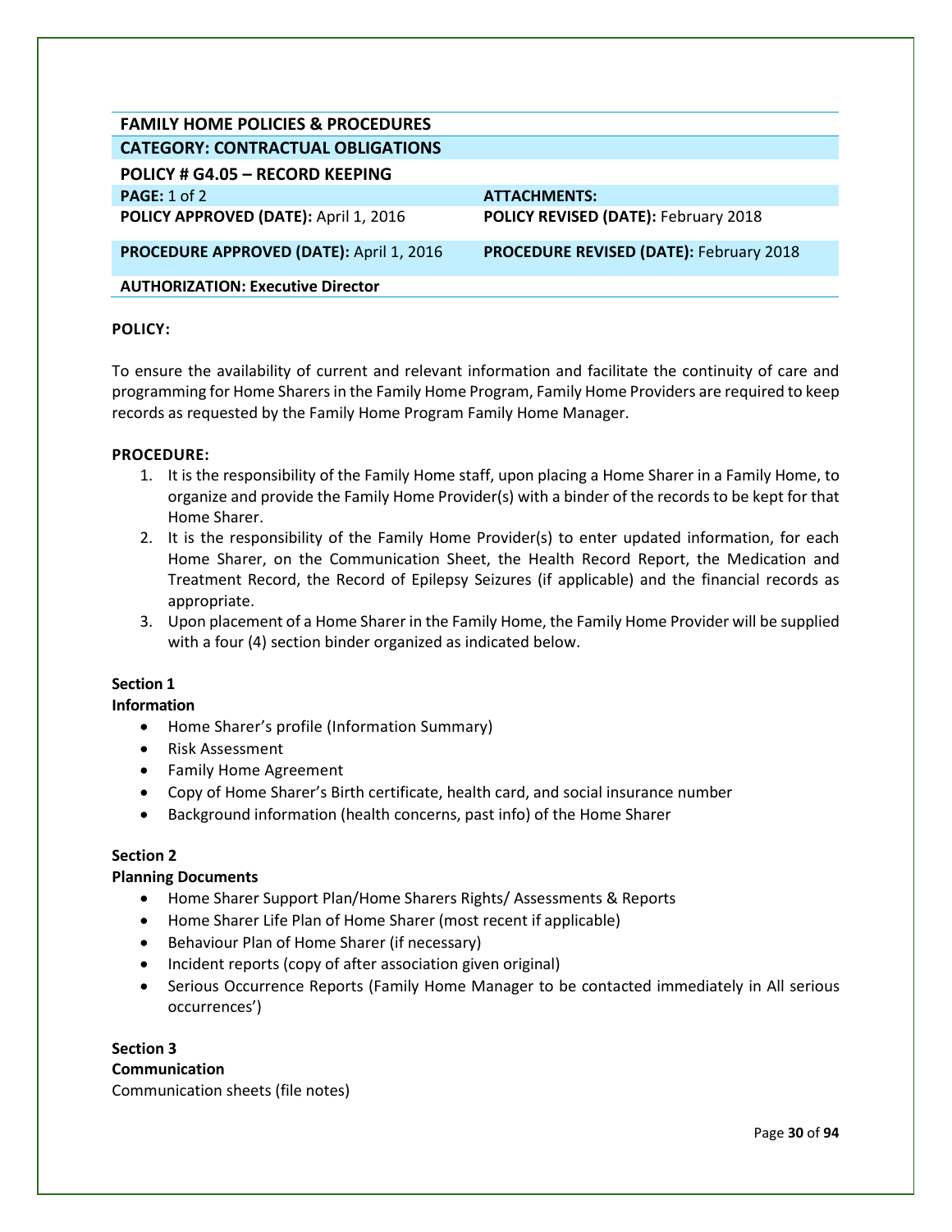| FAMILY HOME POLICIES & PROCEDURES | |
|---|---|
| **CATEGORY: CONTRACTUAL OBLIGATIONS** | |
| **POLICY # G4.05 – RECORD KEEPING** | |
| **PAGE:** 1 of 2 | **ATTACHMENTS:** |
| **POLICY APPROVED (DATE):** April 1, 2016 | **POLICY REVISED (DATE):** February 2018 |
| **PROCEDURE APPROVED (DATE):** April 1, 2016 | **PROCEDURE REVISED (DATE):** February 2018 |
| **AUTHORIZATION: Executive Director** | |

**POLICY:**

To ensure the availability of current and relevant information and facilitate the continuity of care and programming for Home Sharers in the Family Home Program, Family Home Providers are required to keep records as requested by the Family Home Program Family Home Manager.

**PROCEDURE:**

1. It is the responsibility of the Family Home staff, upon placing a Home Sharer in a Family Home, to organize and provide the Family Home Provider(s) with a binder of the records to be kept for that Home Sharer.
2. It is the responsibility of the Family Home Provider(s) to enter updated information, for each Home Sharer, on the Communication Sheet, the Health Record Report, the Medication and Treatment Record, the Record of Epilepsy Seizures (if applicable) and the financial records as appropriate.
3. Upon placement of a Home Sharer in the Family Home, the Family Home Provider will be supplied with a four (4) section binder organized as indicated below.

**Section 1**
**Information**

- Home Sharer's profile (Information Summary)
- Risk Assessment
- Family Home Agreement
- Copy of Home Sharer's Birth certificate, health card, and social insurance number
- Background information (health concerns, past info) of the Home Sharer

**Section 2**
**Planning Documents**

- Home Sharer Support Plan/Home Sharers Rights/ Assessments & Reports
- Home Sharer Life Plan of Home Sharer (most recent if applicable)
- Behaviour Plan of Home Sharer (if necessary)
- Incident reports (copy of after association given original)
- Serious Occurrence Reports (Family Home Manager to be contacted immediately in All serious occurrences')

**Section 3**
**Communication**
Communication sheets (file notes)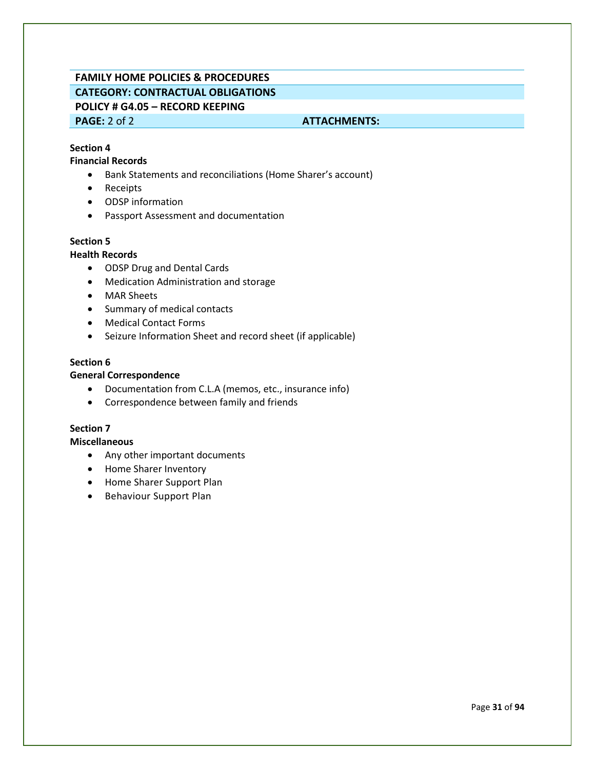| FAMILY HOME POLICIES & PROCEDURES | |
|---|---|
| **CATEGORY: CONTRACTUAL OBLIGATIONS** | |
| **POLICY # G4.05 – RECORD KEEPING** | |
| **PAGE:** 2 of 2 | **ATTACHMENTS:** |

**Section 4**
**Financial Records**

- Bank Statements and reconciliations (Home Sharer's account)
- Receipts
- ODSP information
- Passport Assessment and documentation

**Section 5**
**Health Records**

- ODSP Drug and Dental Cards
- Medication Administration and storage
- MAR Sheets
- Summary of medical contacts
- Medical Contact Forms
- Seizure Information Sheet and record sheet (if applicable)

**Section 6**
**General Correspondence**

- Documentation from C.L.A (memos, etc., insurance info)
- Correspondence between family and friends

**Section 7**
**Miscellaneous**

- Any other important documents
- Home Sharer Inventory
- Home Sharer Support Plan
- Behaviour Support Plan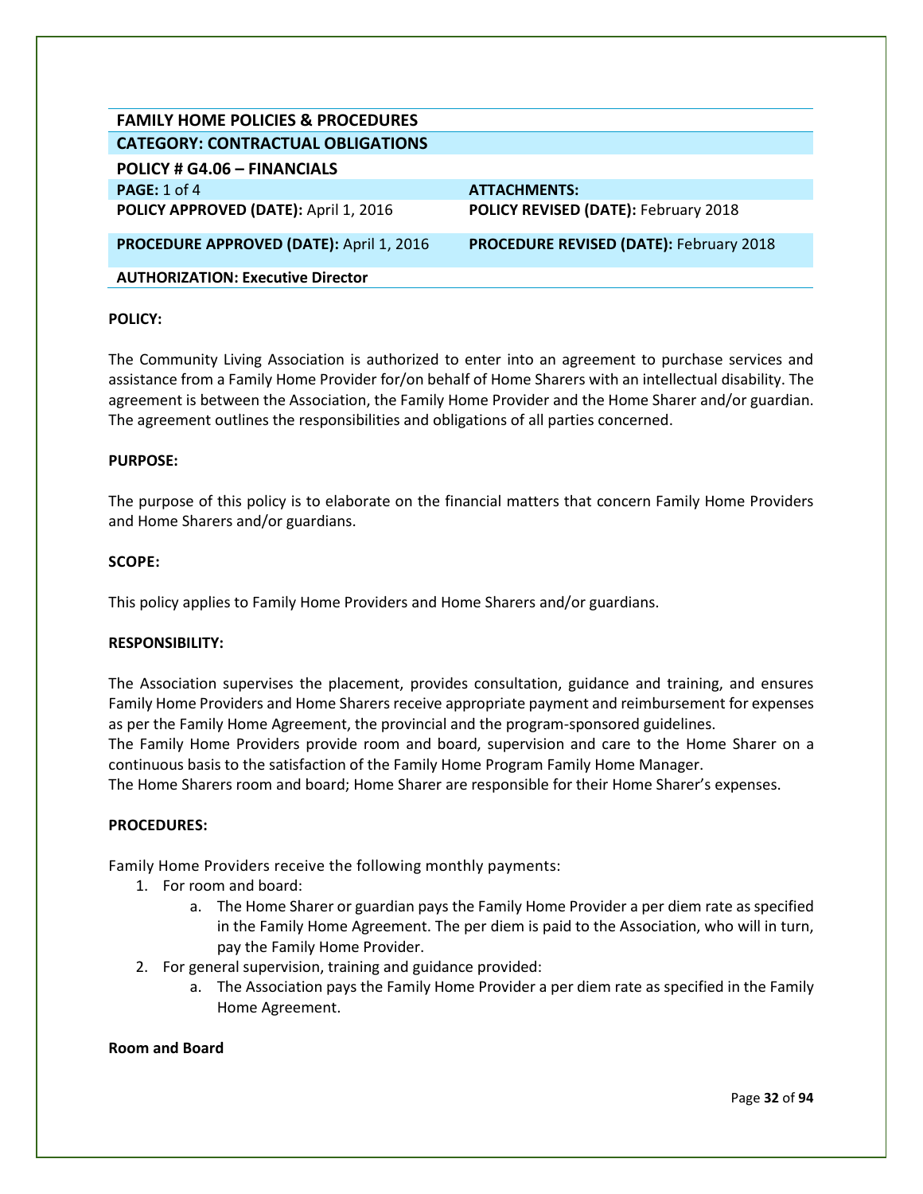| FAMILY HOME POLICIES & PROCEDURES | |
|---|---|
| **CATEGORY: CONTRACTUAL OBLIGATIONS** | |
| **POLICY # G4.06 – FINANCIALS** | |
| **PAGE:** 1 of 4 | **ATTACHMENTS:** |
| **POLICY APPROVED (DATE):** April 1, 2016 | **POLICY REVISED (DATE):** February 2018 |
| **PROCEDURE APPROVED (DATE):** April 1, 2016 | **PROCEDURE REVISED (DATE):** February 2018 |
| **AUTHORIZATION: Executive Director** | |

**POLICY:**

The Community Living Association is authorized to enter into an agreement to purchase services and assistance from a Family Home Provider for/on behalf of Home Sharers with an intellectual disability. The agreement is between the Association, the Family Home Provider and the Home Sharer and/or guardian. The agreement outlines the responsibilities and obligations of all parties concerned.

**PURPOSE:**

The purpose of this policy is to elaborate on the financial matters that concern Family Home Providers and Home Sharers and/or guardians.

**SCOPE:**

This policy applies to Family Home Providers and Home Sharers and/or guardians.

**RESPONSIBILITY:**

The Association supervises the placement, provides consultation, guidance and training, and ensures Family Home Providers and Home Sharers receive appropriate payment and reimbursement for expenses as per the Family Home Agreement, the provincial and the program-sponsored guidelines.
The Family Home Providers provide room and board, supervision and care to the Home Sharer on a continuous basis to the satisfaction of the Family Home Program Family Home Manager.
The Home Sharers room and board; Home Sharer are responsible for their Home Sharer's expenses.

**PROCEDURES:**

Family Home Providers receive the following monthly payments:

1. For room and board:
   a. The Home Sharer or guardian pays the Family Home Provider a per diem rate as specified in the Family Home Agreement. The per diem is paid to the Association, who will in turn, pay the Family Home Provider.
2. For general supervision, training and guidance provided:
   a. The Association pays the Family Home Provider a per diem rate as specified in the Family Home Agreement.

**Room and Board**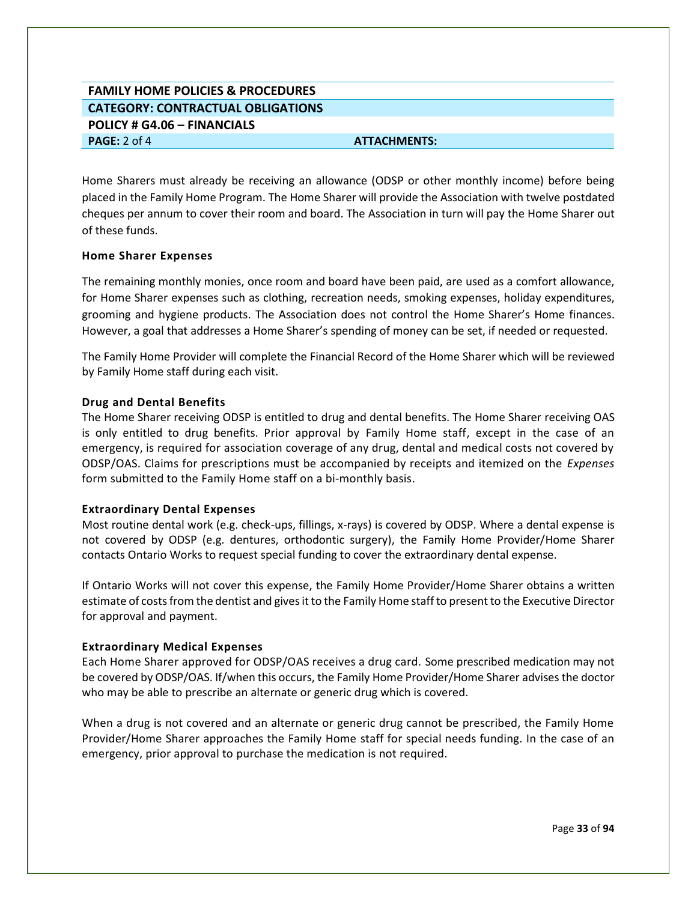| FAMILY HOME POLICIES & PROCEDURES | |
|---|---|
| **CATEGORY: CONTRACTUAL OBLIGATIONS** | |
| **POLICY # G4.06 – FINANCIALS** | |
| **PAGE:** 2 of 4 | **ATTACHMENTS:** |

Home Sharers must already be receiving an allowance (ODSP or other monthly income) before being placed in the Family Home Program. The Home Sharer will provide the Association with twelve postdated cheques per annum to cover their room and board. The Association in turn will pay the Home Sharer out of these funds.

**Home Sharer Expenses**

The remaining monthly monies, once room and board have been paid, are used as a comfort allowance, for Home Sharer expenses such as clothing, recreation needs, smoking expenses, holiday expenditures, grooming and hygiene products. The Association does not control the Home Sharer's Home finances. However, a goal that addresses a Home Sharer's spending of money can be set, if needed or requested.

The Family Home Provider will complete the Financial Record of the Home Sharer which will be reviewed by Family Home staff during each visit.

**Drug and Dental Benefits**

The Home Sharer receiving ODSP is entitled to drug and dental benefits. The Home Sharer receiving OAS is only entitled to drug benefits. Prior approval by Family Home staff, except in the case of an emergency, is required for association coverage of any drug, dental and medical costs not covered by ODSP/OAS. Claims for prescriptions must be accompanied by receipts and itemized on the *Expenses* form submitted to the Family Home staff on a bi-monthly basis.

**Extraordinary Dental Expenses**

Most routine dental work (e.g. check-ups, fillings, x-rays) is covered by ODSP. Where a dental expense is not covered by ODSP (e.g. dentures, orthodontic surgery), the Family Home Provider/Home Sharer contacts Ontario Works to request special funding to cover the extraordinary dental expense.

If Ontario Works will not cover this expense, the Family Home Provider/Home Sharer obtains a written estimate of costs from the dentist and gives it to the Family Home staff to present to the Executive Director for approval and payment.

**Extraordinary Medical Expenses**

Each Home Sharer approved for ODSP/OAS receives a drug card. Some prescribed medication may not be covered by ODSP/OAS. If/when this occurs, the Family Home Provider/Home Sharer advises the doctor who may be able to prescribe an alternate or generic drug which is covered.

When a drug is not covered and an alternate or generic drug cannot be prescribed, the Family Home Provider/Home Sharer approaches the Family Home staff for special needs funding. In the case of an emergency, prior approval to purchase the medication is not required.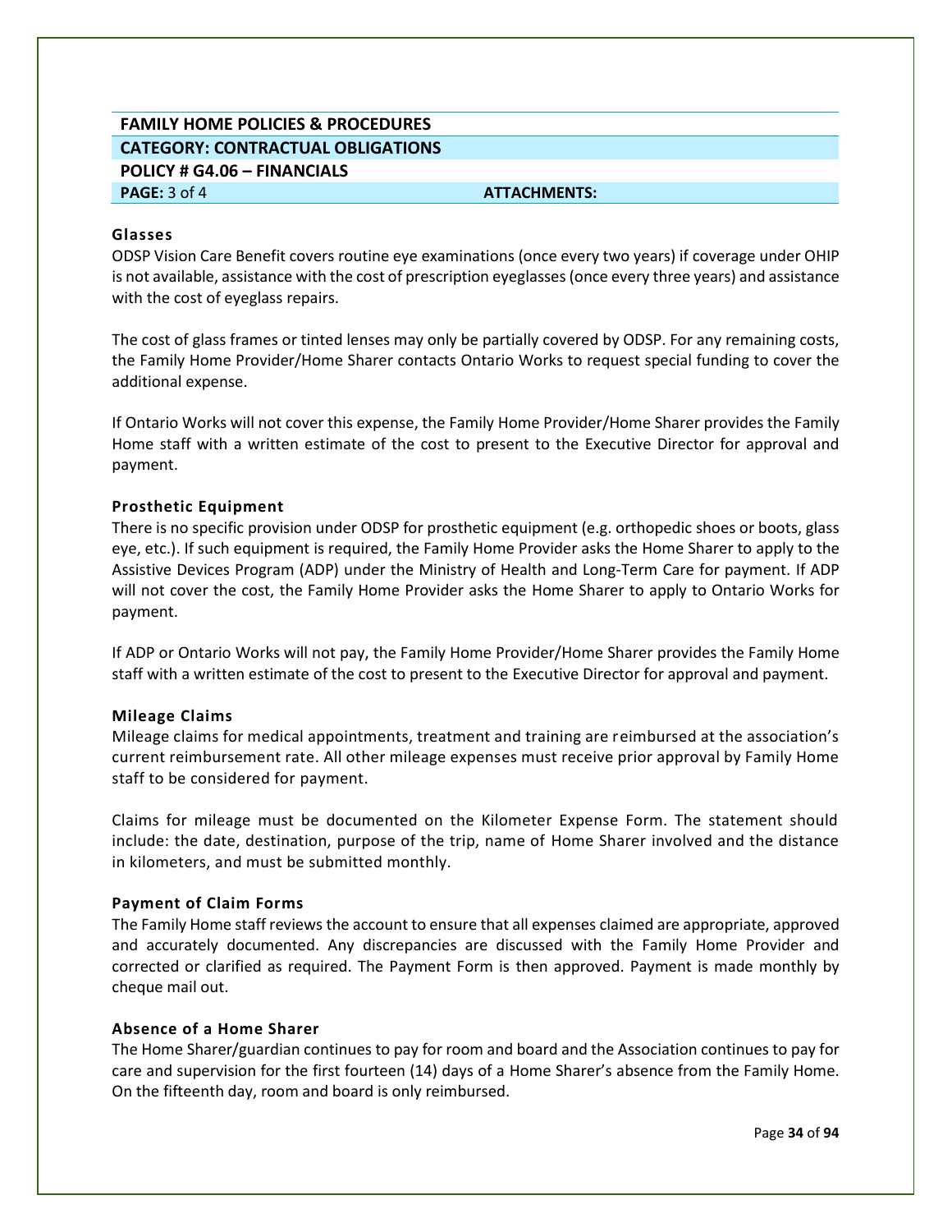**FAMILY HOME POLICIES & PROCEDURES**

**CATEGORY: CONTRACTUAL OBLIGATIONS**

**POLICY # G4.06 – FINANCIALS**

**PAGE:** 3 of 4 **ATTACHMENTS:**

### Glasses

ODSP Vision Care Benefit covers routine eye examinations (once every two years) if coverage under OHIP is not available, assistance with the cost of prescription eyeglasses (once every three years) and assistance with the cost of eyeglass repairs.

The cost of glass frames or tinted lenses may only be partially covered by ODSP. For any remaining costs, the Family Home Provider/Home Sharer contacts Ontario Works to request special funding to cover the additional expense.

If Ontario Works will not cover this expense, the Family Home Provider/Home Sharer provides the Family Home staff with a written estimate of the cost to present to the Executive Director for approval and payment.

### Prosthetic Equipment

There is no specific provision under ODSP for prosthetic equipment (e.g. orthopedic shoes or boots, glass eye, etc.). If such equipment is required, the Family Home Provider asks the Home Sharer to apply to the Assistive Devices Program (ADP) under the Ministry of Health and Long-Term Care for payment. If ADP will not cover the cost, the Family Home Provider asks the Home Sharer to apply to Ontario Works for payment.

If ADP or Ontario Works will not pay, the Family Home Provider/Home Sharer provides the Family Home staff with a written estimate of the cost to present to the Executive Director for approval and payment.

### Mileage Claims

Mileage claims for medical appointments, treatment and training are reimbursed at the association's current reimbursement rate. All other mileage expenses must receive prior approval by Family Home staff to be considered for payment.

Claims for mileage must be documented on the Kilometer Expense Form. The statement should include: the date, destination, purpose of the trip, name of Home Sharer involved and the distance in kilometers, and must be submitted monthly.

### Payment of Claim Forms

The Family Home staff reviews the account to ensure that all expenses claimed are appropriate, approved and accurately documented. Any discrepancies are discussed with the Family Home Provider and corrected or clarified as required. The Payment Form is then approved. Payment is made monthly by cheque mail out.

### Absence of a Home Sharer

The Home Sharer/guardian continues to pay for room and board and the Association continues to pay for care and supervision for the first fourteen (14) days of a Home Sharer's absence from the Family Home. On the fifteenth day, room and board is only reimbursed.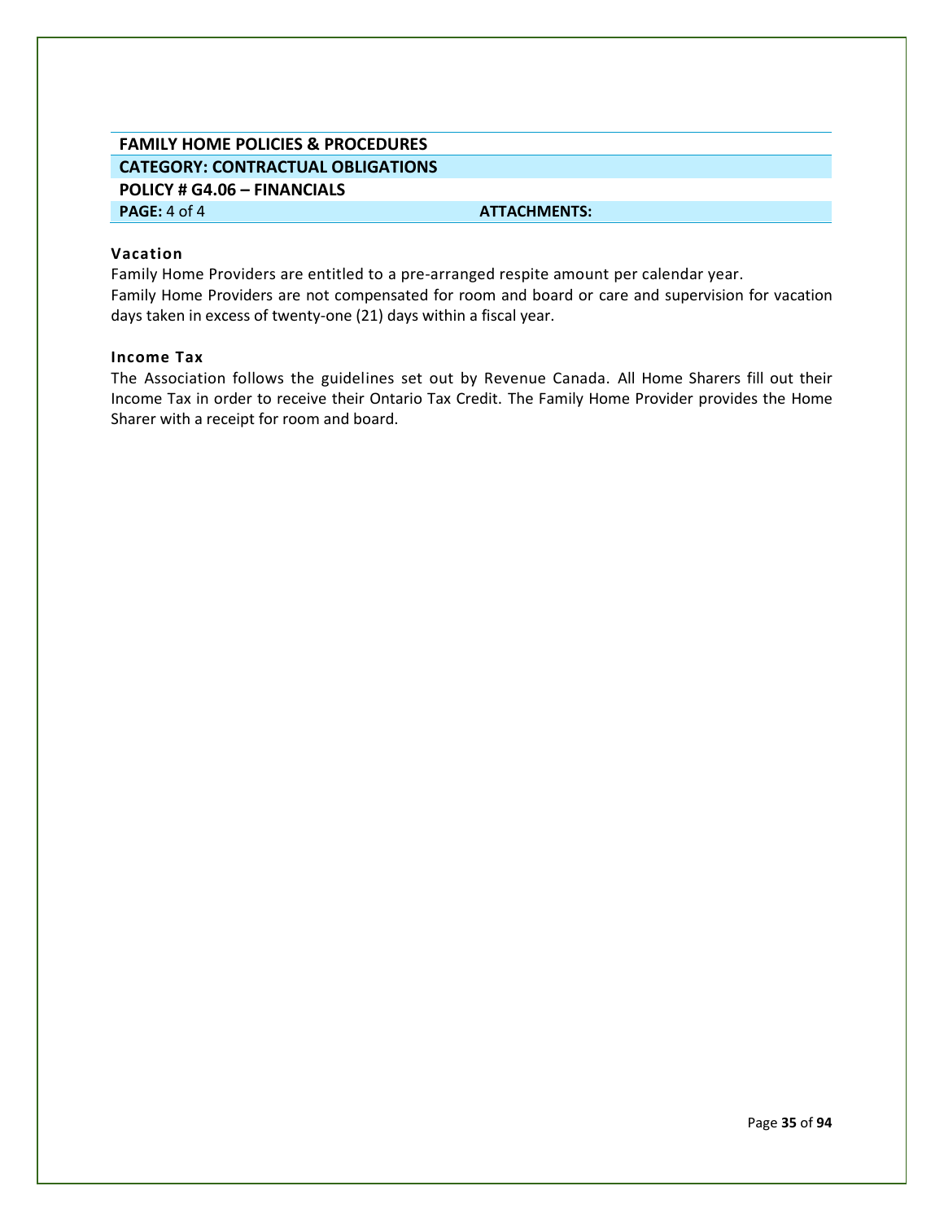| FAMILY HOME POLICIES & PROCEDURES | |
| --- | --- |
| **CATEGORY: CONTRACTUAL OBLIGATIONS** | |
| **POLICY # G4.06 – FINANCIALS** | |
| **PAGE:** 4 of 4 | **ATTACHMENTS:** |

### Vacation

Family Home Providers are entitled to a pre-arranged respite amount per calendar year.
Family Home Providers are not compensated for room and board or care and supervision for vacation days taken in excess of twenty-one (21) days within a fiscal year.

### Income Tax

The Association follows the guidelines set out by Revenue Canada. All Home Sharers fill out their Income Tax in order to receive their Ontario Tax Credit. The Family Home Provider provides the Home Sharer with a receipt for room and board.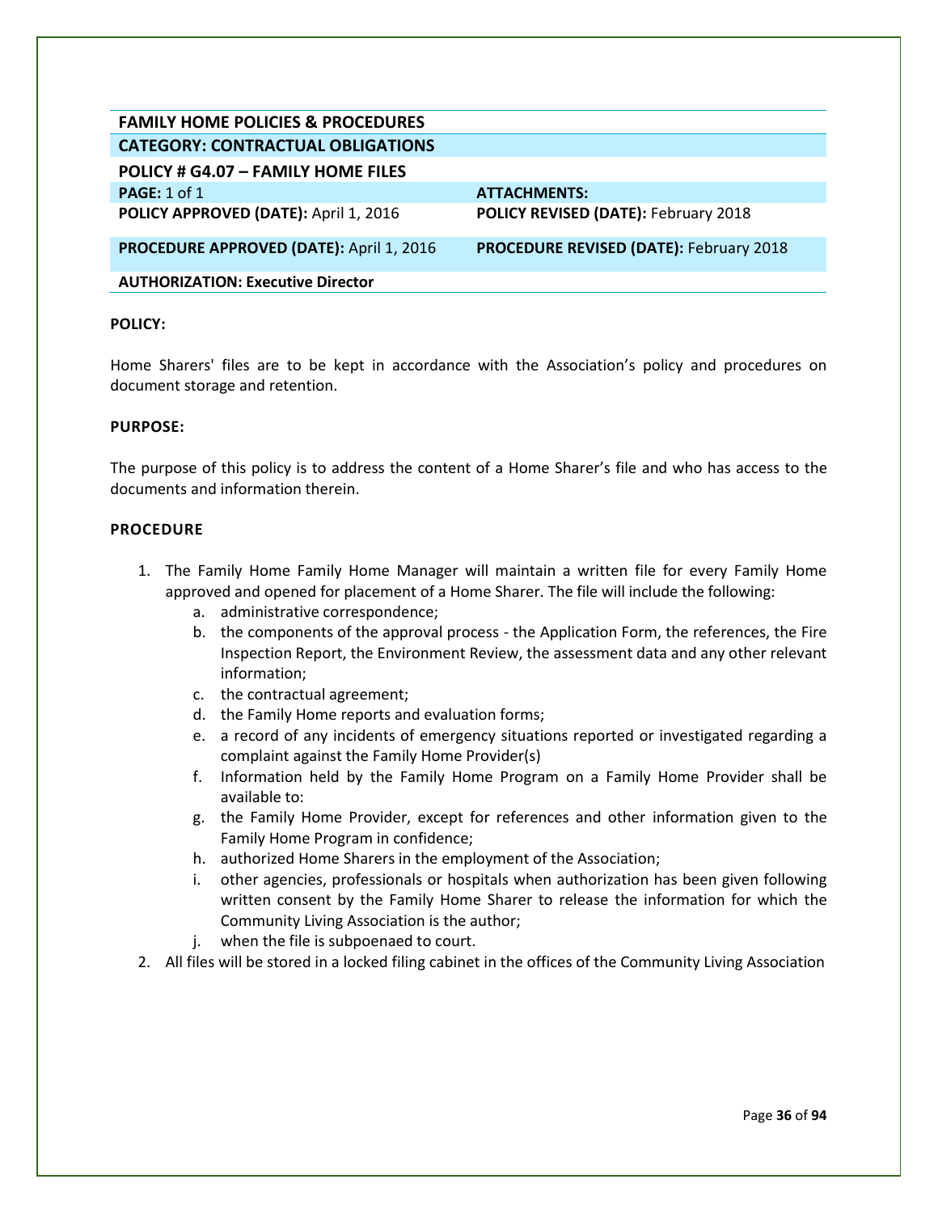| FAMILY HOME POLICIES & PROCEDURES | |
|---|---|
| **CATEGORY: CONTRACTUAL OBLIGATIONS** | |
| **POLICY # G4.07 – FAMILY HOME FILES** | |
| **PAGE:** 1 of 1 | **ATTACHMENTS:** |
| **POLICY APPROVED (DATE):** April 1, 2016 | **POLICY REVISED (DATE):** February 2018 |
| **PROCEDURE APPROVED (DATE):** April 1, 2016 | **PROCEDURE REVISED (DATE):** February 2018 |
| **AUTHORIZATION: Executive Director** | |

**POLICY:**

Home Sharers' files are to be kept in accordance with the Association's policy and procedures on document storage and retention.

**PURPOSE:**

The purpose of this policy is to address the content of a Home Sharer's file and who has access to the documents and information therein.

**PROCEDURE**

1. The Family Home Family Home Manager will maintain a written file for every Family Home approved and opened for placement of a Home Sharer. The file will include the following:
   a. administrative correspondence;
   b. the components of the approval process - the Application Form, the references, the Fire Inspection Report, the Environment Review, the assessment data and any other relevant information;
   c. the contractual agreement;
   d. the Family Home reports and evaluation forms;
   e. a record of any incidents of emergency situations reported or investigated regarding a complaint against the Family Home Provider(s)
   f. Information held by the Family Home Program on a Family Home Provider shall be available to:
   g. the Family Home Provider, except for references and other information given to the Family Home Program in confidence;
   h. authorized Home Sharers in the employment of the Association;
   i. other agencies, professionals or hospitals when authorization has been given following written consent by the Family Home Sharer to release the information for which the Community Living Association is the author;
   j. when the file is subpoenaed to court.
2. All files will be stored in a locked filing cabinet in the offices of the Community Living Association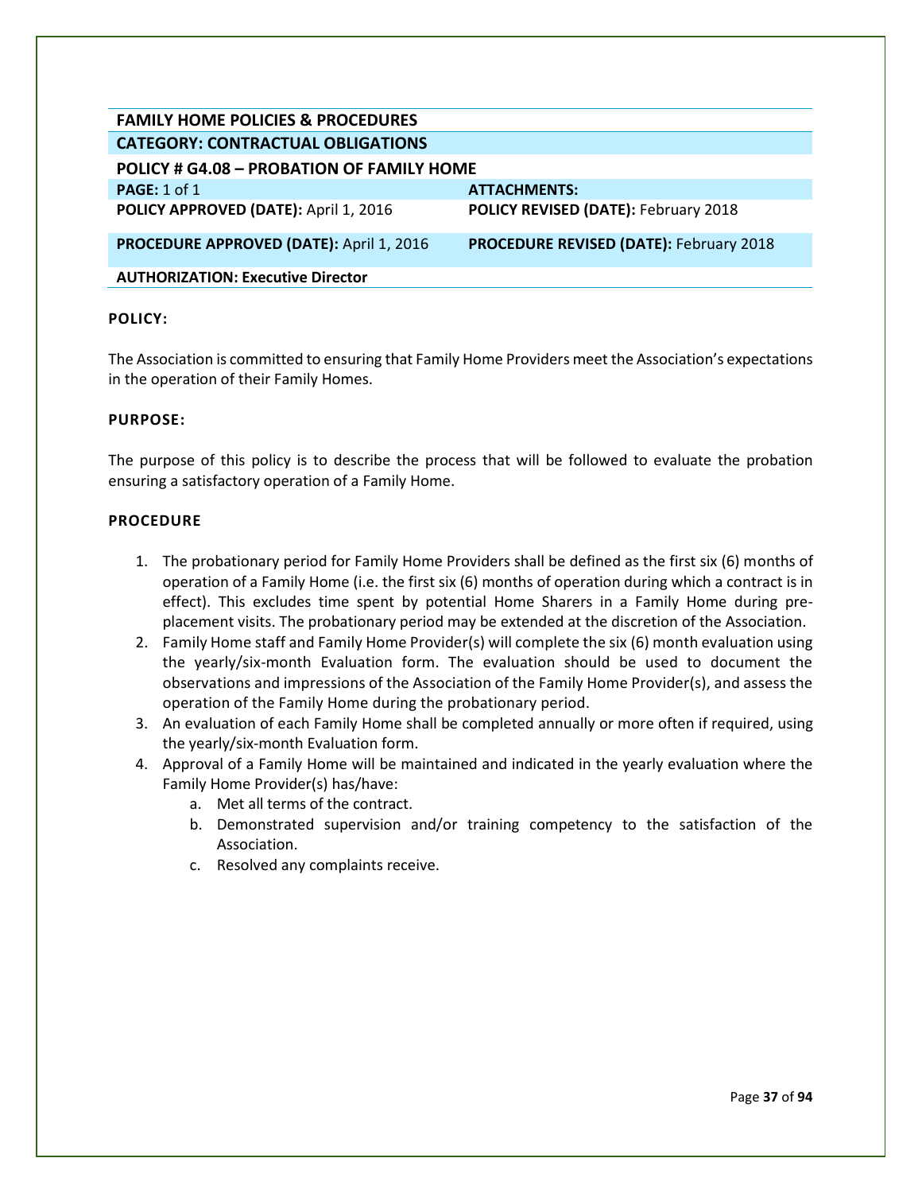## FAMILY HOME POLICIES & PROCEDURES

### CATEGORY: CONTRACTUAL OBLIGATIONS

### POLICY # G4.08 – PROBATION OF FAMILY HOME

| | |
|---|---|
| **PAGE:** 1 of 1 | **ATTACHMENTS:** |
| **POLICY APPROVED (DATE):** April 1, 2016 | **POLICY REVISED (DATE):** February 2018 |
| **PROCEDURE APPROVED (DATE):** April 1, 2016 | **PROCEDURE REVISED (DATE):** February 2018 |
| **AUTHORIZATION: Executive Director** | |

**POLICY:**

The Association is committed to ensuring that Family Home Providers meet the Association's expectations in the operation of their Family Homes.

**PURPOSE:**

The purpose of this policy is to describe the process that will be followed to evaluate the probation ensuring a satisfactory operation of a Family Home.

**PROCEDURE**

1. The probationary period for Family Home Providers shall be defined as the first six (6) months of operation of a Family Home (i.e. the first six (6) months of operation during which a contract is in effect). This excludes time spent by potential Home Sharers in a Family Home during pre-placement visits. The probationary period may be extended at the discretion of the Association.
2. Family Home staff and Family Home Provider(s) will complete the six (6) month evaluation using the yearly/six-month Evaluation form. The evaluation should be used to document the observations and impressions of the Association of the Family Home Provider(s), and assess the operation of the Family Home during the probationary period.
3. An evaluation of each Family Home shall be completed annually or more often if required, using the yearly/six-month Evaluation form.
4. Approval of a Family Home will be maintained and indicated in the yearly evaluation where the Family Home Provider(s) has/have:
   a. Met all terms of the contract.
   b. Demonstrated supervision and/or training competency to the satisfaction of the Association.
   c. Resolved any complaints receive.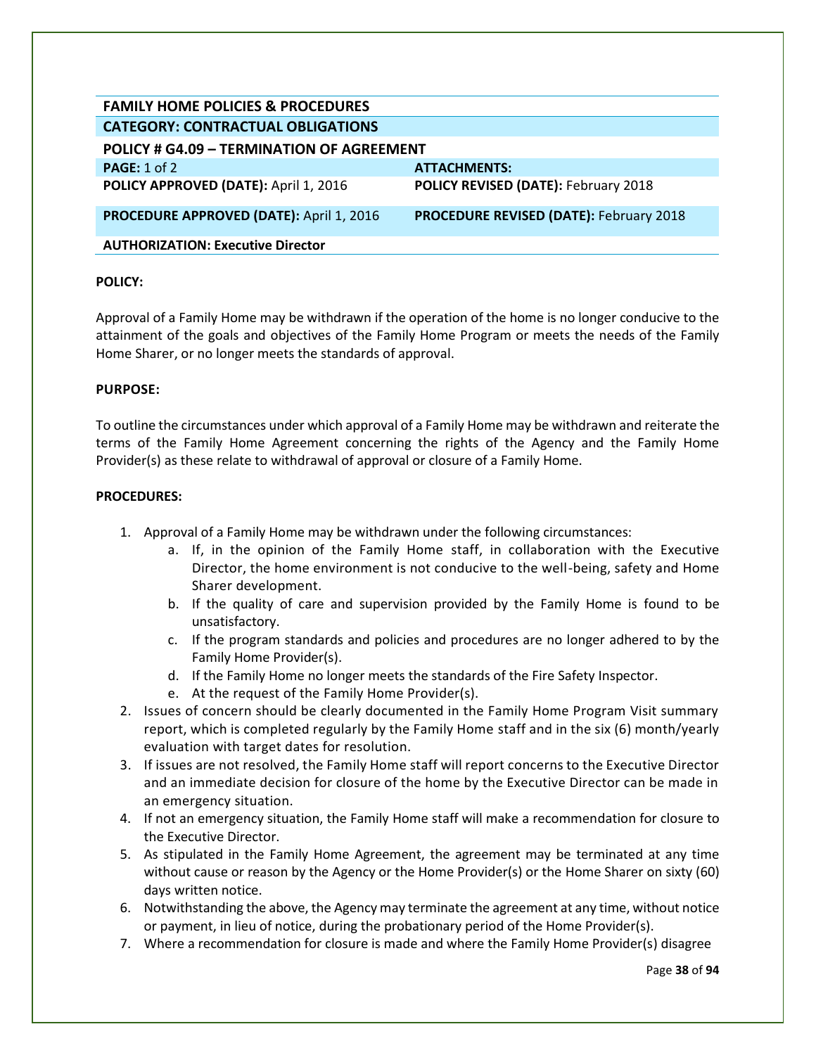| FAMILY HOME POLICIES & PROCEDURES | |
|---|---|
| **CATEGORY: CONTRACTUAL OBLIGATIONS** | |
| **POLICY # G4.09 – TERMINATION OF AGREEMENT** | |
| **PAGE:** 1 of 2 | **ATTACHMENTS:** |
| **POLICY APPROVED (DATE):** April 1, 2016 | **POLICY REVISED (DATE):** February 2018 |
| **PROCEDURE APPROVED (DATE):** April 1, 2016 | **PROCEDURE REVISED (DATE):** February 2018 |
| **AUTHORIZATION: Executive Director** | |

**POLICY:**

Approval of a Family Home may be withdrawn if the operation of the home is no longer conducive to the attainment of the goals and objectives of the Family Home Program or meets the needs of the Family Home Sharer, or no longer meets the standards of approval.

**PURPOSE:**

To outline the circumstances under which approval of a Family Home may be withdrawn and reiterate the terms of the Family Home Agreement concerning the rights of the Agency and the Family Home Provider(s) as these relate to withdrawal of approval or closure of a Family Home.

**PROCEDURES:**

1. Approval of a Family Home may be withdrawn under the following circumstances:
   a. If, in the opinion of the Family Home staff, in collaboration with the Executive Director, the home environment is not conducive to the well-being, safety and Home Sharer development.
   b. If the quality of care and supervision provided by the Family Home is found to be unsatisfactory.
   c. If the program standards and policies and procedures are no longer adhered to by the Family Home Provider(s).
   d. If the Family Home no longer meets the standards of the Fire Safety Inspector.
   e. At the request of the Family Home Provider(s).
2. Issues of concern should be clearly documented in the Family Home Program Visit summary report, which is completed regularly by the Family Home staff and in the six (6) month/yearly evaluation with target dates for resolution.
3. If issues are not resolved, the Family Home staff will report concerns to the Executive Director and an immediate decision for closure of the home by the Executive Director can be made in an emergency situation.
4. If not an emergency situation, the Family Home staff will make a recommendation for closure to the Executive Director.
5. As stipulated in the Family Home Agreement, the agreement may be terminated at any time without cause or reason by the Agency or the Home Provider(s) or the Home Sharer on sixty (60) days written notice.
6. Notwithstanding the above, the Agency may terminate the agreement at any time, without notice or payment, in lieu of notice, during the probationary period of the Home Provider(s).
7. Where a recommendation for closure is made and where the Family Home Provider(s) disagree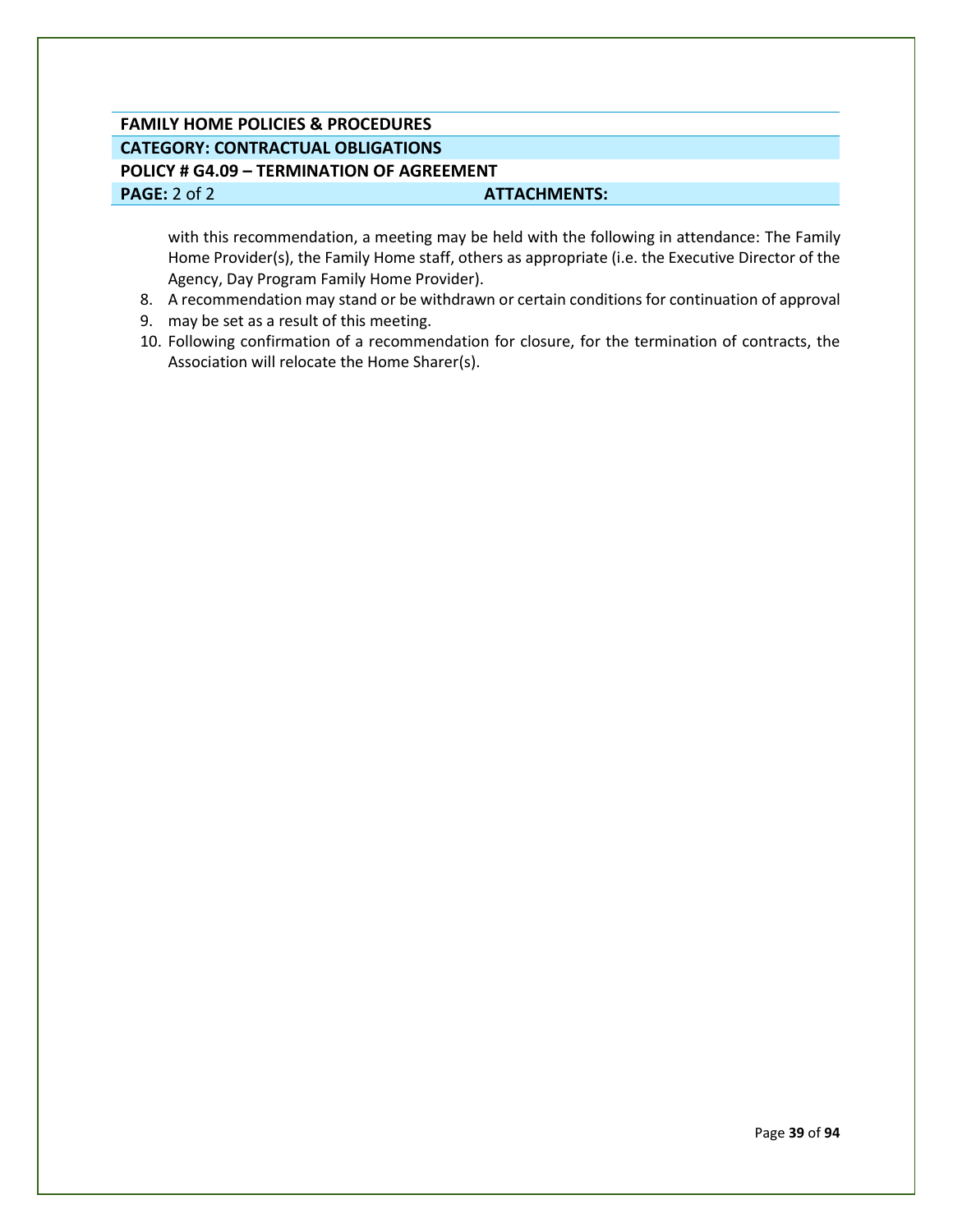**FAMILY HOME POLICIES & PROCEDURES**

**CATEGORY: CONTRACTUAL OBLIGATIONS**

**POLICY # G4.09 – TERMINATION OF AGREEMENT**

**PAGE:** 2 of 2 **ATTACHMENTS:**

with this recommendation, a meeting may be held with the following in attendance: The Family Home Provider(s), the Family Home staff, others as appropriate (i.e. the Executive Director of the Agency, Day Program Family Home Provider).

8. A recommendation may stand or be withdrawn or certain conditions for continuation of approval
9. may be set as a result of this meeting.
10. Following confirmation of a recommendation for closure, for the termination of contracts, the Association will relocate the Home Sharer(s).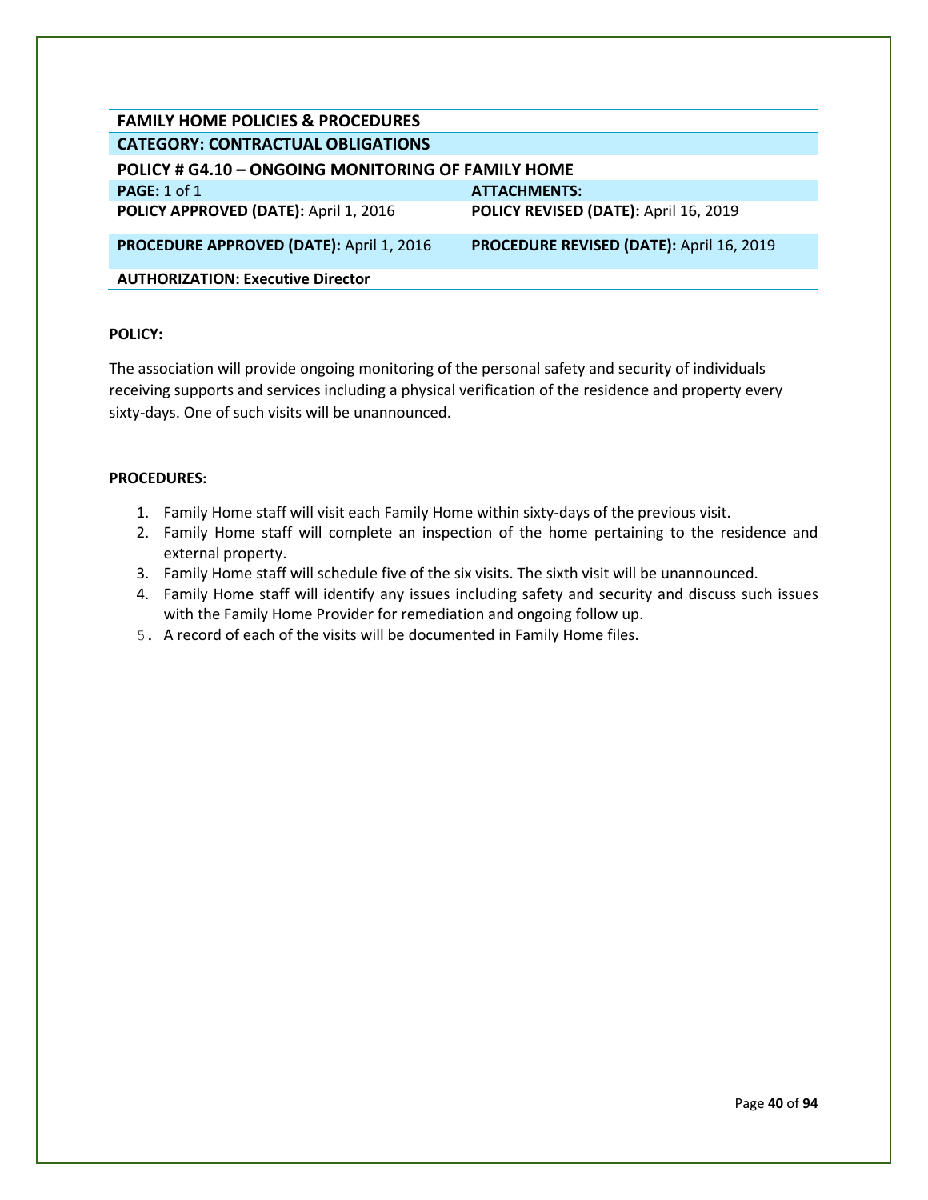| **FAMILY HOME POLICIES & PROCEDURES** | |
|---|---|
| **CATEGORY: CONTRACTUAL OBLIGATIONS** | |
| **POLICY # G4.10 – ONGOING MONITORING OF FAMILY HOME** | |
| **PAGE:** 1 of 1 | **ATTACHMENTS:** |
| **POLICY APPROVED (DATE):** April 1, 2016 | **POLICY REVISED (DATE):** April 16, 2019 |
| **PROCEDURE APPROVED (DATE):** April 1, 2016 | **PROCEDURE REVISED (DATE):** April 16, 2019 |
| **AUTHORIZATION: Executive Director** | |

**POLICY:**

The association will provide ongoing monitoring of the personal safety and security of individuals receiving supports and services including a physical verification of the residence and property every sixty-days. One of such visits will be unannounced.

**PROCEDURES:**

1. Family Home staff will visit each Family Home within sixty-days of the previous visit.
2. Family Home staff will complete an inspection of the home pertaining to the residence and external property.
3. Family Home staff will schedule five of the six visits. The sixth visit will be unannounced.
4. Family Home staff will identify any issues including safety and security and discuss such issues with the Family Home Provider for remediation and ongoing follow up.
5. A record of each of the visits will be documented in Family Home files.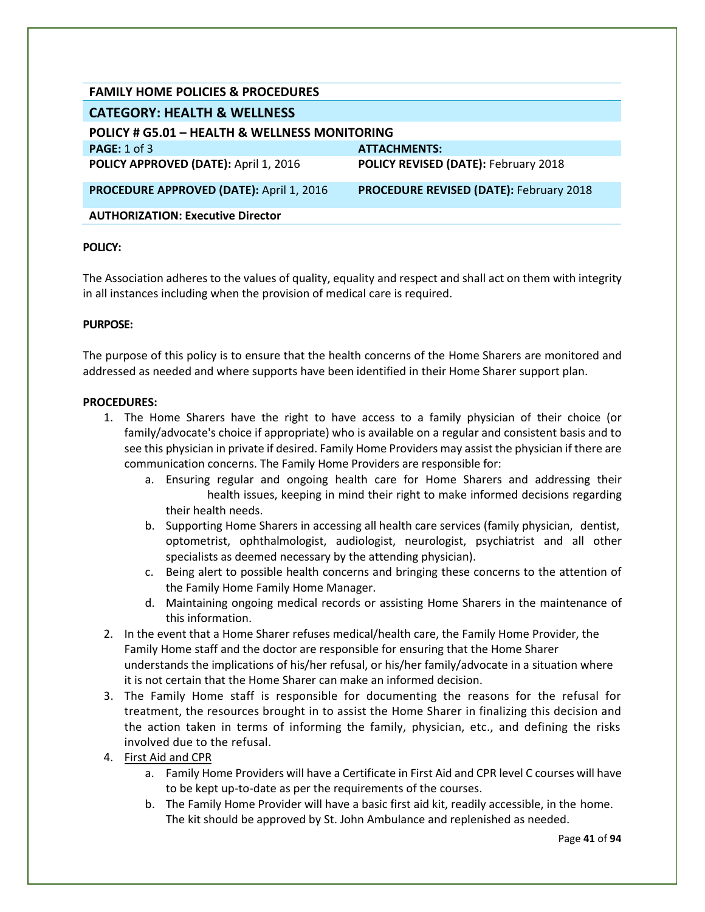| FAMILY HOME POLICIES & PROCEDURES | |
|---|---|
| **CATEGORY: HEALTH & WELLNESS** | |
| **POLICY # G5.01 – HEALTH & WELLNESS MONITORING** | |
| **PAGE:** 1 of 3 | **ATTACHMENTS:** |
| **POLICY APPROVED (DATE):** April 1, 2016 | **POLICY REVISED (DATE):** February 2018 |
| **PROCEDURE APPROVED (DATE):** April 1, 2016 | **PROCEDURE REVISED (DATE):** February 2018 |
| **AUTHORIZATION: Executive Director** | |

**POLICY:**

The Association adheres to the values of quality, equality and respect and shall act on them with integrity in all instances including when the provision of medical care is required.

**PURPOSE:**

The purpose of this policy is to ensure that the health concerns of the Home Sharers are monitored and addressed as needed and where supports have been identified in their Home Sharer support plan.

**PROCEDURES:**

1. The Home Sharers have the right to have access to a family physician of their choice (or family/advocate's choice if appropriate) who is available on a regular and consistent basis and to see this physician in private if desired. Family Home Providers may assist the physician if there are communication concerns. The Family Home Providers are responsible for:
   a. Ensuring regular and ongoing health care for Home Sharers and addressing their health issues, keeping in mind their right to make informed decisions regarding their health needs.
   b. Supporting Home Sharers in accessing all health care services (family physician, dentist, optometrist, ophthalmologist, audiologist, neurologist, psychiatrist and all other specialists as deemed necessary by the attending physician).
   c. Being alert to possible health concerns and bringing these concerns to the attention of the Family Home Family Home Manager.
   d. Maintaining ongoing medical records or assisting Home Sharers in the maintenance of this information.
2. In the event that a Home Sharer refuses medical/health care, the Family Home Provider, the Family Home staff and the doctor are responsible for ensuring that the Home Sharer understands the implications of his/her refusal, or his/her family/advocate in a situation where it is not certain that the Home Sharer can make an informed decision.
3. The Family Home staff is responsible for documenting the reasons for the refusal for treatment, the resources brought in to assist the Home Sharer in finalizing this decision and the action taken in terms of informing the family, physician, etc., and defining the risks involved due to the refusal.
4. <u>First Aid and CPR</u>
   a. Family Home Providers will have a Certificate in First Aid and CPR level C courses will have to be kept up-to-date as per the requirements of the courses.
   b. The Family Home Provider will have a basic first aid kit, readily accessible, in the home. The kit should be approved by St. John Ambulance and replenished as needed.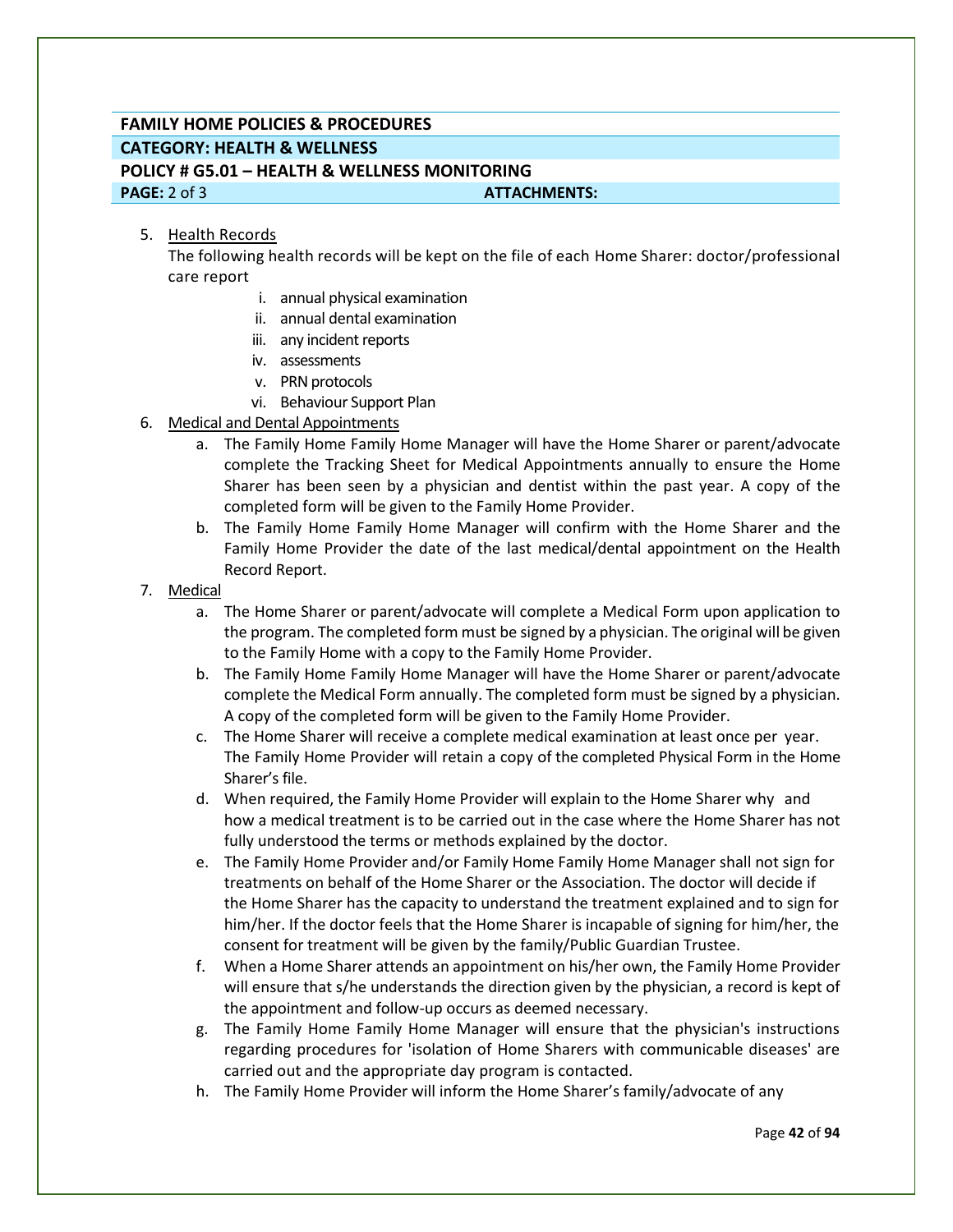**FAMILY HOME POLICIES & PROCEDURES**

**CATEGORY: HEALTH & WELLNESS**

**POLICY # G5.01 – HEALTH & WELLNESS MONITORING**

**PAGE:** 2 of 3 **ATTACHMENTS:**

5. Health Records

   The following health records will be kept on the file of each Home Sharer: doctor/professional care report

   i. annual physical examination
   ii. annual dental examination
   iii. any incident reports
   iv. assessments
   v. PRN protocols
   vi. Behaviour Support Plan

6. Medical and Dental Appointments
   a. The Family Home Family Home Manager will have the Home Sharer or parent/advocate complete the Tracking Sheet for Medical Appointments annually to ensure the Home Sharer has been seen by a physician and dentist within the past year. A copy of the completed form will be given to the Family Home Provider.
   b. The Family Home Family Home Manager will confirm with the Home Sharer and the Family Home Provider the date of the last medical/dental appointment on the Health Record Report.

7. Medical
   a. The Home Sharer or parent/advocate will complete a Medical Form upon application to the program. The completed form must be signed by a physician. The original will be given to the Family Home with a copy to the Family Home Provider.
   b. The Family Home Family Home Manager will have the Home Sharer or parent/advocate complete the Medical Form annually. The completed form must be signed by a physician. A copy of the completed form will be given to the Family Home Provider.
   c. The Home Sharer will receive a complete medical examination at least once per year. The Family Home Provider will retain a copy of the completed Physical Form in the Home Sharer's file.
   d. When required, the Family Home Provider will explain to the Home Sharer why and how a medical treatment is to be carried out in the case where the Home Sharer has not fully understood the terms or methods explained by the doctor.
   e. The Family Home Provider and/or Family Home Family Home Manager shall not sign for treatments on behalf of the Home Sharer or the Association. The doctor will decide if the Home Sharer has the capacity to understand the treatment explained and to sign for him/her. If the doctor feels that the Home Sharer is incapable of signing for him/her, the consent for treatment will be given by the family/Public Guardian Trustee.
   f. When a Home Sharer attends an appointment on his/her own, the Family Home Provider will ensure that s/he understands the direction given by the physician, a record is kept of the appointment and follow-up occurs as deemed necessary.
   g. The Family Home Family Home Manager will ensure that the physician's instructions regarding procedures for 'isolation of Home Sharers with communicable diseases' are carried out and the appropriate day program is contacted.
   h. The Family Home Provider will inform the Home Sharer's family/advocate of any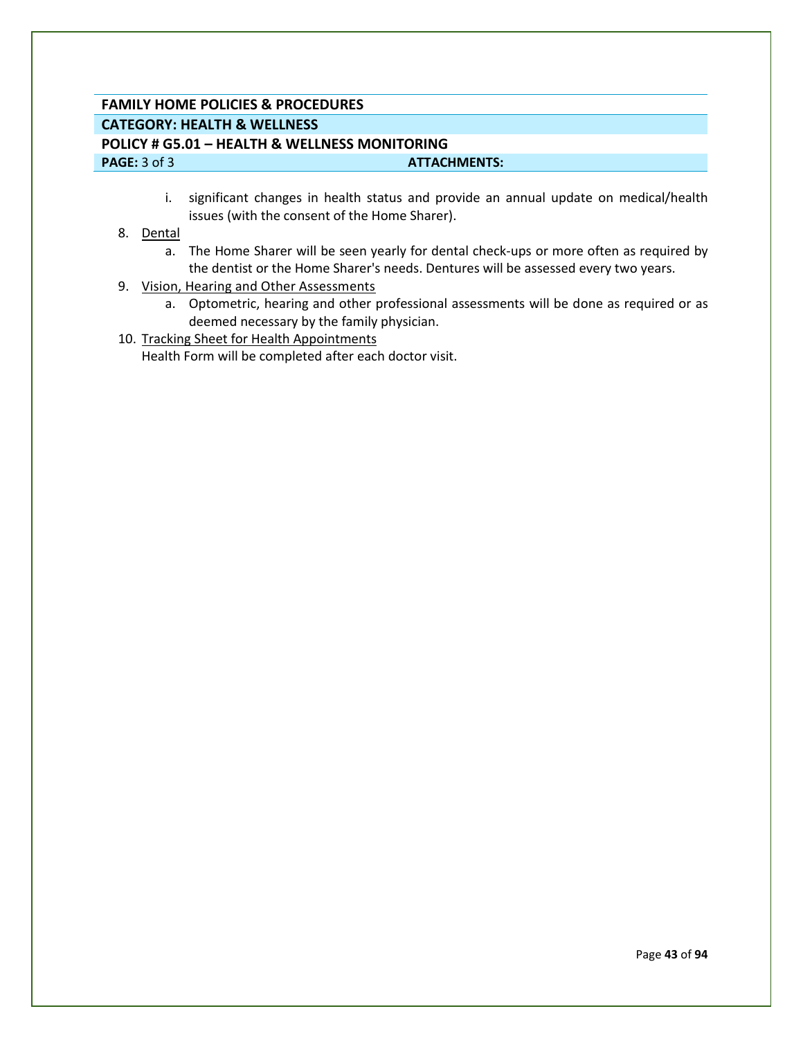**FAMILY HOME POLICIES & PROCEDURES**

**CATEGORY: HEALTH & WELLNESS**

**POLICY # G5.01 – HEALTH & WELLNESS MONITORING**

**PAGE:** 3 of 3 **ATTACHMENTS:**

i. significant changes in health status and provide an annual update on medical/health issues (with the consent of the Home Sharer).

8. Dental
   a. The Home Sharer will be seen yearly for dental check-ups or more often as required by the dentist or the Home Sharer's needs. Dentures will be assessed every two years.
9. Vision, Hearing and Other Assessments
   a. Optometric, hearing and other professional assessments will be done as required or as deemed necessary by the family physician.
10. Tracking Sheet for Health Appointments
    Health Form will be completed after each doctor visit.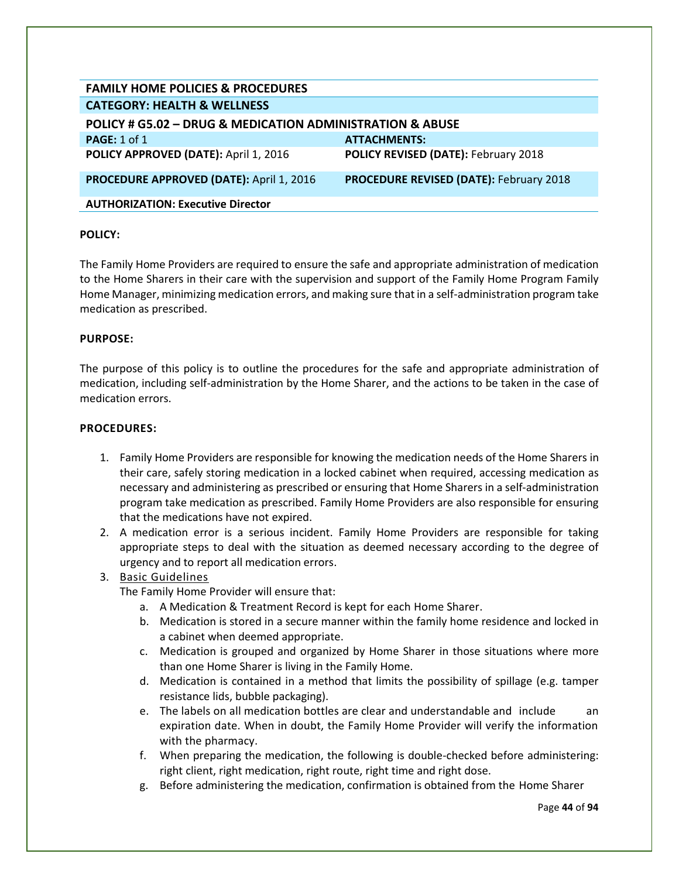| FAMILY HOME POLICIES & PROCEDURES | |
|---|---|
| **CATEGORY: HEALTH & WELLNESS** | |
| **POLICY # G5.02 – DRUG & MEDICATION ADMINISTRATION & ABUSE** | |
| **PAGE:** 1 of 1 | **ATTACHMENTS:** |
| **POLICY APPROVED (DATE):** April 1, 2016 | **POLICY REVISED (DATE):** February 2018 |
| **PROCEDURE APPROVED (DATE):** April 1, 2016 | **PROCEDURE REVISED (DATE):** February 2018 |
| **AUTHORIZATION: Executive Director** | |

**POLICY:**

The Family Home Providers are required to ensure the safe and appropriate administration of medication to the Home Sharers in their care with the supervision and support of the Family Home Program Family Home Manager, minimizing medication errors, and making sure that in a self-administration program take medication as prescribed.

**PURPOSE:**

The purpose of this policy is to outline the procedures for the safe and appropriate administration of medication, including self-administration by the Home Sharer, and the actions to be taken in the case of medication errors.

**PROCEDURES:**

1. Family Home Providers are responsible for knowing the medication needs of the Home Sharers in their care, safely storing medication in a locked cabinet when required, accessing medication as necessary and administering as prescribed or ensuring that Home Sharers in a self-administration program take medication as prescribed. Family Home Providers are also responsible for ensuring that the medications have not expired.
2. A medication error is a serious incident. Family Home Providers are responsible for taking appropriate steps to deal with the situation as deemed necessary according to the degree of urgency and to report all medication errors.
3. Basic Guidelines
   The Family Home Provider will ensure that:
   a. A Medication & Treatment Record is kept for each Home Sharer.
   b. Medication is stored in a secure manner within the family home residence and locked in a cabinet when deemed appropriate.
   c. Medication is grouped and organized by Home Sharer in those situations where more than one Home Sharer is living in the Family Home.
   d. Medication is contained in a method that limits the possibility of spillage (e.g. tamper resistance lids, bubble packaging).
   e. The labels on all medication bottles are clear and understandable and include an expiration date. When in doubt, the Family Home Provider will verify the information with the pharmacy.
   f. When preparing the medication, the following is double-checked before administering: right client, right medication, right route, right time and right dose.
   g. Before administering the medication, confirmation is obtained from the Home Sharer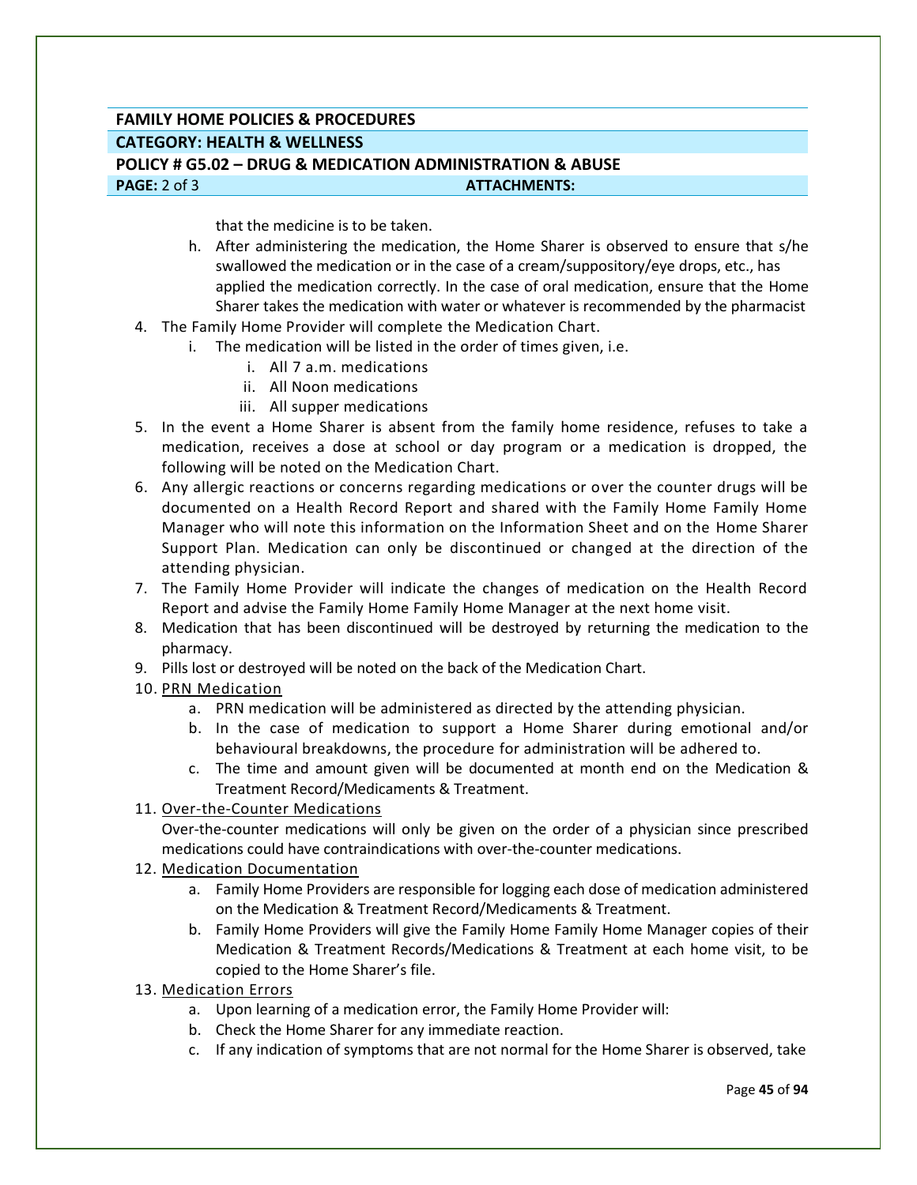**FAMILY HOME POLICIES & PROCEDURES**

**CATEGORY: HEALTH & WELLNESS**

**POLICY # G5.02 – DRUG & MEDICATION ADMINISTRATION & ABUSE**

**PAGE:** 2 of 3 **ATTACHMENTS:**

that the medicine is to be taken.

   h. After administering the medication, the Home Sharer is observed to ensure that s/he swallowed the medication or in the case of a cream/suppository/eye drops, etc., has applied the medication correctly. In the case of oral medication, ensure that the Home Sharer takes the medication with water or whatever is recommended by the pharmacist

4. The Family Home Provider will complete the Medication Chart.
   i. The medication will be listed in the order of times given, i.e.
      i. All 7 a.m. medications
      ii. All Noon medications
      iii. All supper medications
5. In the event a Home Sharer is absent from the family home residence, refuses to take a medication, receives a dose at school or day program or a medication is dropped, the following will be noted on the Medication Chart.
6. Any allergic reactions or concerns regarding medications or over the counter drugs will be documented on a Health Record Report and shared with the Family Home Family Home Manager who will note this information on the Information Sheet and on the Home Sharer Support Plan. Medication can only be discontinued or changed at the direction of the attending physician.
7. The Family Home Provider will indicate the changes of medication on the Health Record Report and advise the Family Home Family Home Manager at the next home visit.
8. Medication that has been discontinued will be destroyed by returning the medication to the pharmacy.
9. Pills lost or destroyed will be noted on the back of the Medication Chart.
10. PRN Medication
    a. PRN medication will be administered as directed by the attending physician.
    b. In the case of medication to support a Home Sharer during emotional and/or behavioural breakdowns, the procedure for administration will be adhered to.
    c. The time and amount given will be documented at month end on the Medication & Treatment Record/Medicaments & Treatment.
11. Over-the-Counter Medications

    Over-the-counter medications will only be given on the order of a physician since prescribed medications could have contraindications with over-the-counter medications.
12. Medication Documentation
    a. Family Home Providers are responsible for logging each dose of medication administered on the Medication & Treatment Record/Medicaments & Treatment.
    b. Family Home Providers will give the Family Home Family Home Manager copies of their Medication & Treatment Records/Medications & Treatment at each home visit, to be copied to the Home Sharer's file.
13. Medication Errors
    a. Upon learning of a medication error, the Family Home Provider will:
    b. Check the Home Sharer for any immediate reaction.
    c. If any indication of symptoms that are not normal for the Home Sharer is observed, take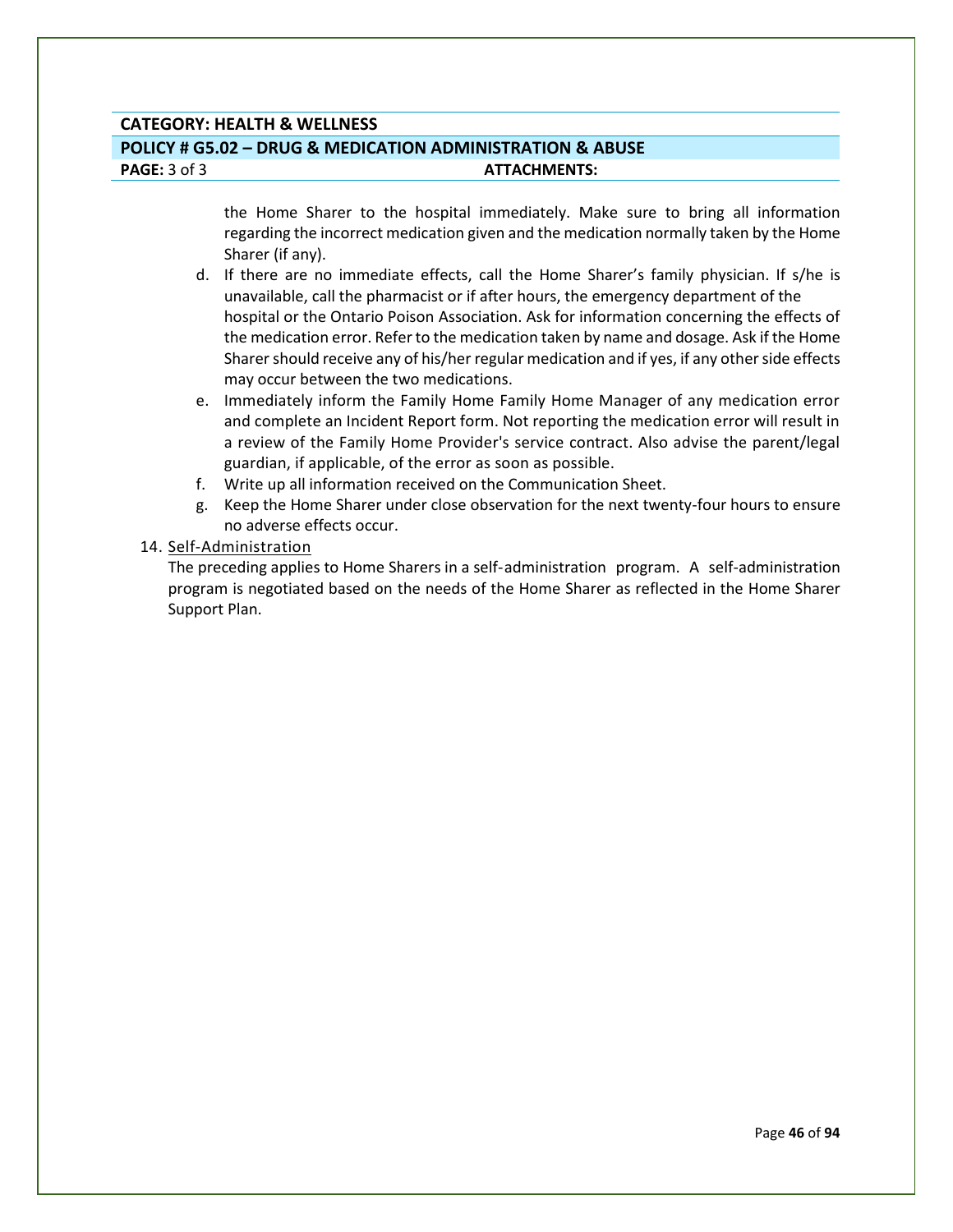the Home Sharer to the hospital immediately. Make sure to bring all information regarding the incorrect medication given and the medication normally taken by the Home Sharer (if any).

d. If there are no immediate effects, call the Home Sharer's family physician. If s/he is unavailable, call the pharmacist or if after hours, the emergency department of the hospital or the Ontario Poison Association. Ask for information concerning the effects of the medication error. Refer to the medication taken by name and dosage. Ask if the Home Sharer should receive any of his/her regular medication and if yes, if any other side effects may occur between the two medications.
e. Immediately inform the Family Home Family Home Manager of any medication error and complete an Incident Report form. Not reporting the medication error will result in a review of the Family Home Provider's service contract. Also advise the parent/legal guardian, if applicable, of the error as soon as possible.
f. Write up all information received on the Communication Sheet.
g. Keep the Home Sharer under close observation for the next twenty-four hours to ensure no adverse effects occur.

14. Self-Administration

The preceding applies to Home Sharers in a self-administration program. A self-administration program is negotiated based on the needs of the Home Sharer as reflected in the Home Sharer Support Plan.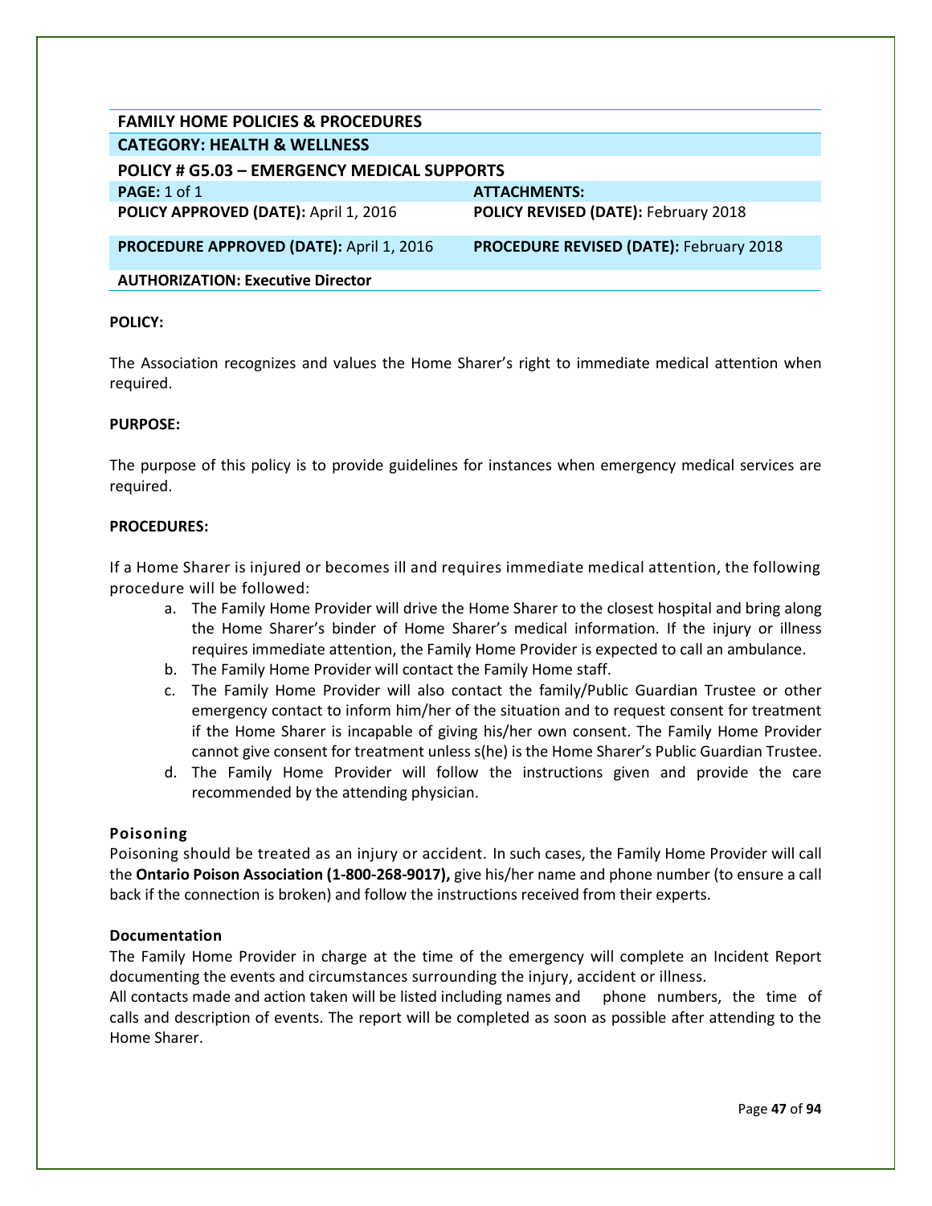| FAMILY HOME POLICIES & PROCEDURES | |
|---|---|
| **CATEGORY: HEALTH & WELLNESS** | |
| **POLICY # G5.03 – EMERGENCY MEDICAL SUPPORTS** | |
| **PAGE:** 1 of 1 | **ATTACHMENTS:** |
| **POLICY APPROVED (DATE):** April 1, 2016 | **POLICY REVISED (DATE):** February 2018 |
| **PROCEDURE APPROVED (DATE):** April 1, 2016 | **PROCEDURE REVISED (DATE):** February 2018 |
| **AUTHORIZATION: Executive Director** | |

**POLICY:**

The Association recognizes and values the Home Sharer's right to immediate medical attention when required.

**PURPOSE:**

The purpose of this policy is to provide guidelines for instances when emergency medical services are required.

**PROCEDURES:**

If a Home Sharer is injured or becomes ill and requires immediate medical attention, the following procedure will be followed:

a. The Family Home Provider will drive the Home Sharer to the closest hospital and bring along the Home Sharer's binder of Home Sharer's medical information. If the injury or illness requires immediate attention, the Family Home Provider is expected to call an ambulance.
b. The Family Home Provider will contact the Family Home staff.
c. The Family Home Provider will also contact the family/Public Guardian Trustee or other emergency contact to inform him/her of the situation and to request consent for treatment if the Home Sharer is incapable of giving his/her own consent. The Family Home Provider cannot give consent for treatment unless s(he) is the Home Sharer's Public Guardian Trustee.
d. The Family Home Provider will follow the instructions given and provide the care recommended by the attending physician.

**Poisoning**

Poisoning should be treated as an injury or accident. In such cases, the Family Home Provider will call the **Ontario Poison Association (1-800-268-9017),** give his/her name and phone number (to ensure a call back if the connection is broken) and follow the instructions received from their experts.

**Documentation**

The Family Home Provider in charge at the time of the emergency will complete an Incident Report documenting the events and circumstances surrounding the injury, accident or illness.

All contacts made and action taken will be listed including names and phone numbers, the time of calls and description of events. The report will be completed as soon as possible after attending to the Home Sharer.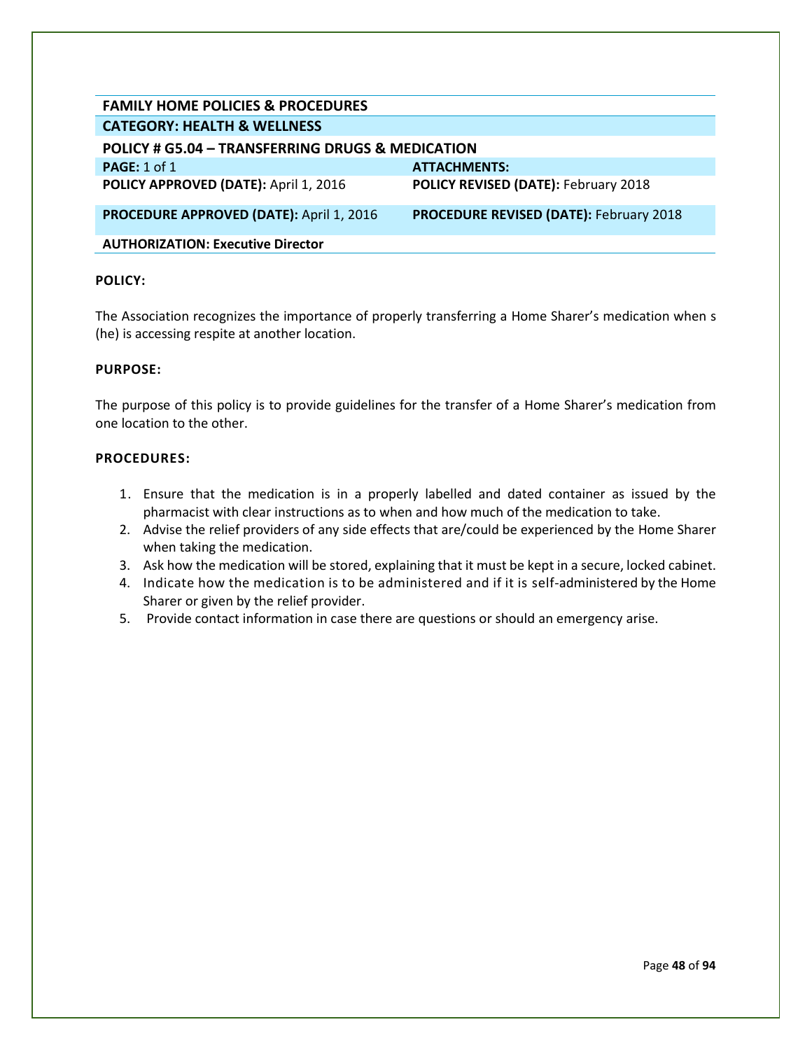| FAMILY HOME POLICIES & PROCEDURES | |
|---|---|
| **CATEGORY: HEALTH & WELLNESS** | |
| **POLICY # G5.04 – TRANSFERRING DRUGS & MEDICATION** | |
| **PAGE:** 1 of 1 | **ATTACHMENTS:** |
| **POLICY APPROVED (DATE):** April 1, 2016 | **POLICY REVISED (DATE):** February 2018 |
| **PROCEDURE APPROVED (DATE):** April 1, 2016 | **PROCEDURE REVISED (DATE):** February 2018 |
| **AUTHORIZATION: Executive Director** | |

**POLICY:**

The Association recognizes the importance of properly transferring a Home Sharer's medication when s (he) is accessing respite at another location.

**PURPOSE:**

The purpose of this policy is to provide guidelines for the transfer of a Home Sharer's medication from one location to the other.

**PROCEDURES:**

1. Ensure that the medication is in a properly labelled and dated container as issued by the pharmacist with clear instructions as to when and how much of the medication to take.
2. Advise the relief providers of any side effects that are/could be experienced by the Home Sharer when taking the medication.
3. Ask how the medication will be stored, explaining that it must be kept in a secure, locked cabinet.
4. Indicate how the medication is to be administered and if it is self-administered by the Home Sharer or given by the relief provider.
5. Provide contact information in case there are questions or should an emergency arise.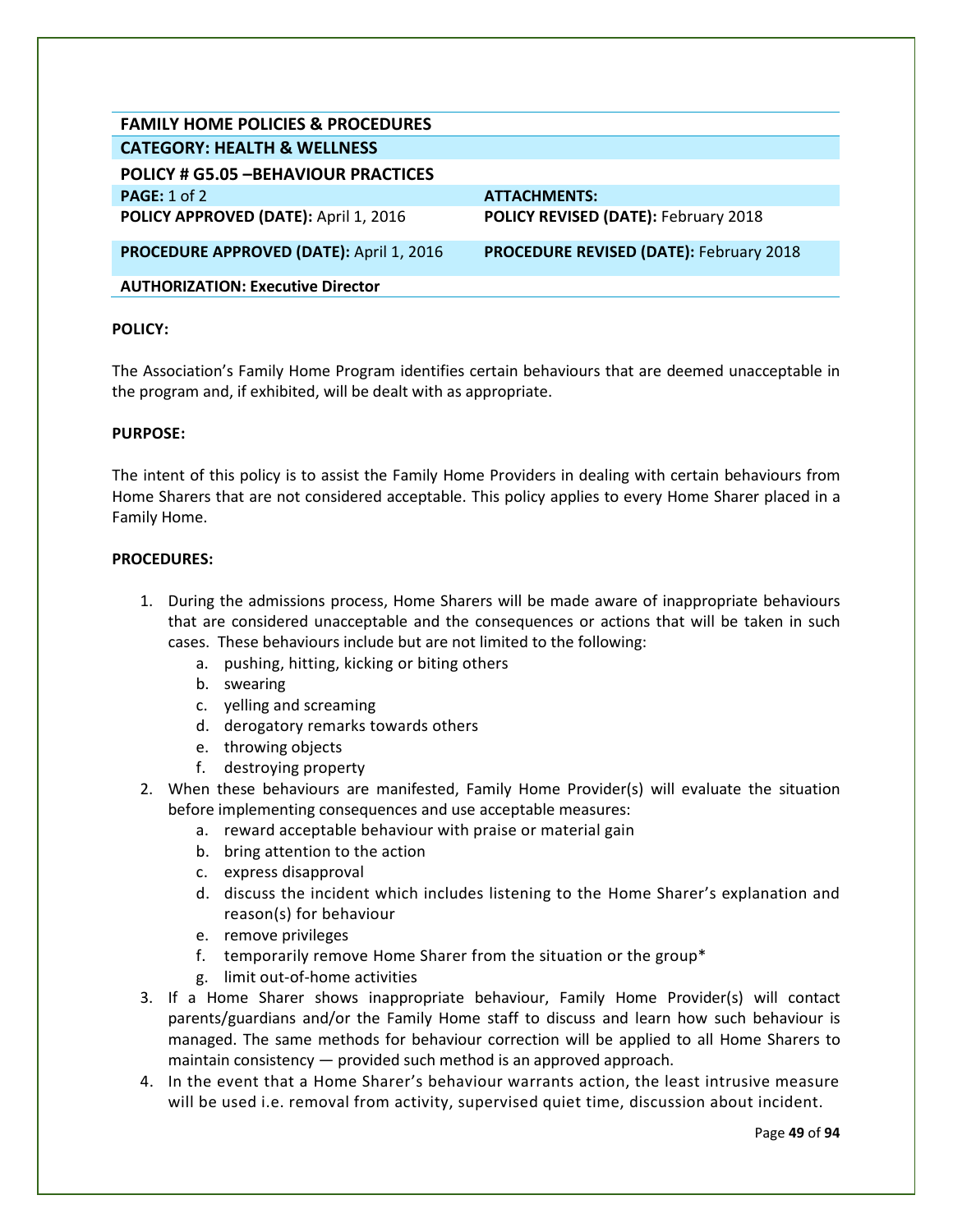| FAMILY HOME POLICIES & PROCEDURES | |
|---|---|
| **CATEGORY: HEALTH & WELLNESS** | |
| **POLICY # G5.05 –BEHAVIOUR PRACTICES** | |
| **PAGE:** 1 of 2 | **ATTACHMENTS:** |
| **POLICY APPROVED (DATE):** April 1, 2016 | **POLICY REVISED (DATE):** February 2018 |
| **PROCEDURE APPROVED (DATE):** April 1, 2016 | **PROCEDURE REVISED (DATE):** February 2018 |
| **AUTHORIZATION: Executive Director** | |

**POLICY:**

The Association's Family Home Program identifies certain behaviours that are deemed unacceptable in the program and, if exhibited, will be dealt with as appropriate.

**PURPOSE:**

The intent of this policy is to assist the Family Home Providers in dealing with certain behaviours from Home Sharers that are not considered acceptable. This policy applies to every Home Sharer placed in a Family Home.

**PROCEDURES:**

1. During the admissions process, Home Sharers will be made aware of inappropriate behaviours that are considered unacceptable and the consequences or actions that will be taken in such cases. These behaviours include but are not limited to the following:
   a. pushing, hitting, kicking or biting others
   b. swearing
   c. yelling and screaming
   d. derogatory remarks towards others
   e. throwing objects
   f. destroying property
2. When these behaviours are manifested, Family Home Provider(s) will evaluate the situation before implementing consequences and use acceptable measures:
   a. reward acceptable behaviour with praise or material gain
   b. bring attention to the action
   c. express disapproval
   d. discuss the incident which includes listening to the Home Sharer's explanation and reason(s) for behaviour
   e. remove privileges
   f. temporarily remove Home Sharer from the situation or the group*
   g. limit out-of-home activities
3. If a Home Sharer shows inappropriate behaviour, Family Home Provider(s) will contact parents/guardians and/or the Family Home staff to discuss and learn how such behaviour is managed. The same methods for behaviour correction will be applied to all Home Sharers to maintain consistency — provided such method is an approved approach.
4. In the event that a Home Sharer's behaviour warrants action, the least intrusive measure will be used i.e. removal from activity, supervised quiet time, discussion about incident.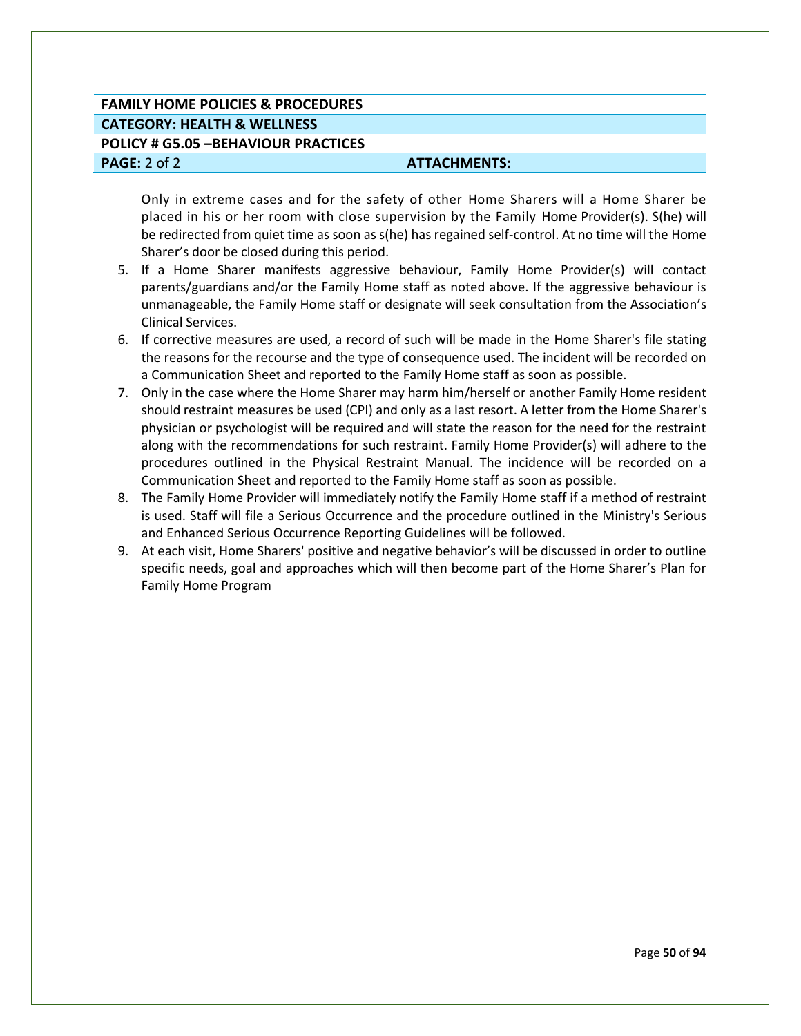**FAMILY HOME POLICIES & PROCEDURES**
**CATEGORY: HEALTH & WELLNESS**
**POLICY # G5.05 –BEHAVIOUR PRACTICES**
**PAGE:** 2 of 2 **ATTACHMENTS:**

Only in extreme cases and for the safety of other Home Sharers will a Home Sharer be placed in his or her room with close supervision by the Family Home Provider(s). S(he) will be redirected from quiet time as soon as s(he) has regained self-control. At no time will the Home Sharer's door be closed during this period.

5. If a Home Sharer manifests aggressive behaviour, Family Home Provider(s) will contact parents/guardians and/or the Family Home staff as noted above. If the aggressive behaviour is unmanageable, the Family Home staff or designate will seek consultation from the Association's Clinical Services.
6. If corrective measures are used, a record of such will be made in the Home Sharer's file stating the reasons for the recourse and the type of consequence used. The incident will be recorded on a Communication Sheet and reported to the Family Home staff as soon as possible.
7. Only in the case where the Home Sharer may harm him/herself or another Family Home resident should restraint measures be used (CPI) and only as a last resort. A letter from the Home Sharer's physician or psychologist will be required and will state the reason for the need for the restraint along with the recommendations for such restraint. Family Home Provider(s) will adhere to the procedures outlined in the Physical Restraint Manual. The incidence will be recorded on a Communication Sheet and reported to the Family Home staff as soon as possible.
8. The Family Home Provider will immediately notify the Family Home staff if a method of restraint is used. Staff will file a Serious Occurrence and the procedure outlined in the Ministry's Serious and Enhanced Serious Occurrence Reporting Guidelines will be followed.
9. At each visit, Home Sharers' positive and negative behavior's will be discussed in order to outline specific needs, goal and approaches which will then become part of the Home Sharer's Plan for Family Home Program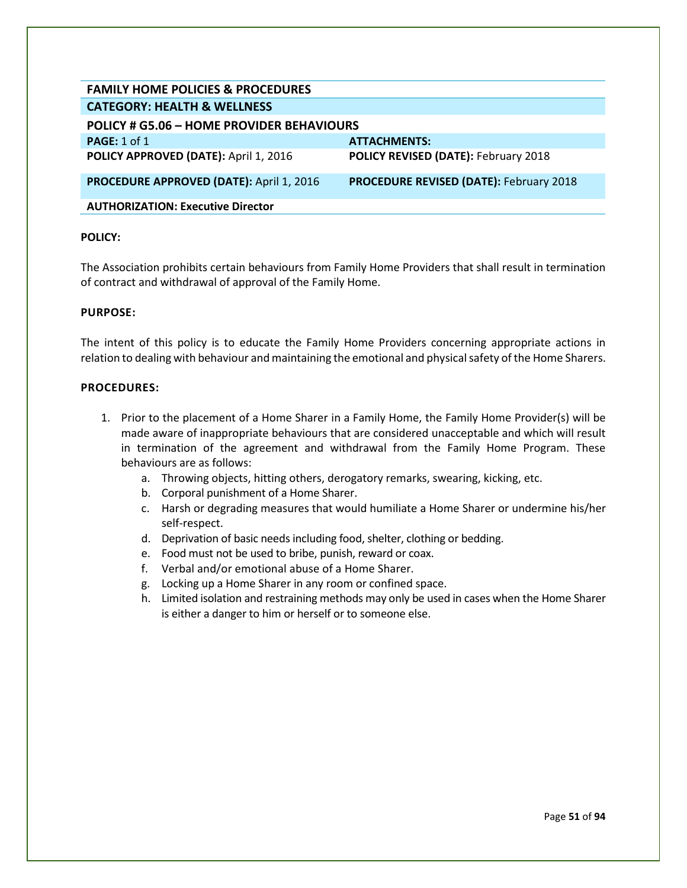| FAMILY HOME POLICIES & PROCEDURES | |
|---|---|
| **CATEGORY: HEALTH & WELLNESS** | |
| **POLICY # G5.06 – HOME PROVIDER BEHAVIOURS** | |
| **PAGE:** 1 of 1 | **ATTACHMENTS:** |
| **POLICY APPROVED (DATE):** April 1, 2016 | **POLICY REVISED (DATE):** February 2018 |
| **PROCEDURE APPROVED (DATE):** April 1, 2016 | **PROCEDURE REVISED (DATE):** February 2018 |
| **AUTHORIZATION: Executive Director** | |

**POLICY:**

The Association prohibits certain behaviours from Family Home Providers that shall result in termination of contract and withdrawal of approval of the Family Home.

**PURPOSE:**

The intent of this policy is to educate the Family Home Providers concerning appropriate actions in relation to dealing with behaviour and maintaining the emotional and physical safety of the Home Sharers.

**PROCEDURES:**

1. Prior to the placement of a Home Sharer in a Family Home, the Family Home Provider(s) will be made aware of inappropriate behaviours that are considered unacceptable and which will result in termination of the agreement and withdrawal from the Family Home Program. These behaviours are as follows:
    a. Throwing objects, hitting others, derogatory remarks, swearing, kicking, etc.
    b. Corporal punishment of a Home Sharer.
    c. Harsh or degrading measures that would humiliate a Home Sharer or undermine his/her self-respect.
    d. Deprivation of basic needs including food, shelter, clothing or bedding.
    e. Food must not be used to bribe, punish, reward or coax.
    f. Verbal and/or emotional abuse of a Home Sharer.
    g. Locking up a Home Sharer in any room or confined space.
    h. Limited isolation and restraining methods may only be used in cases when the Home Sharer is either a danger to him or herself or to someone else.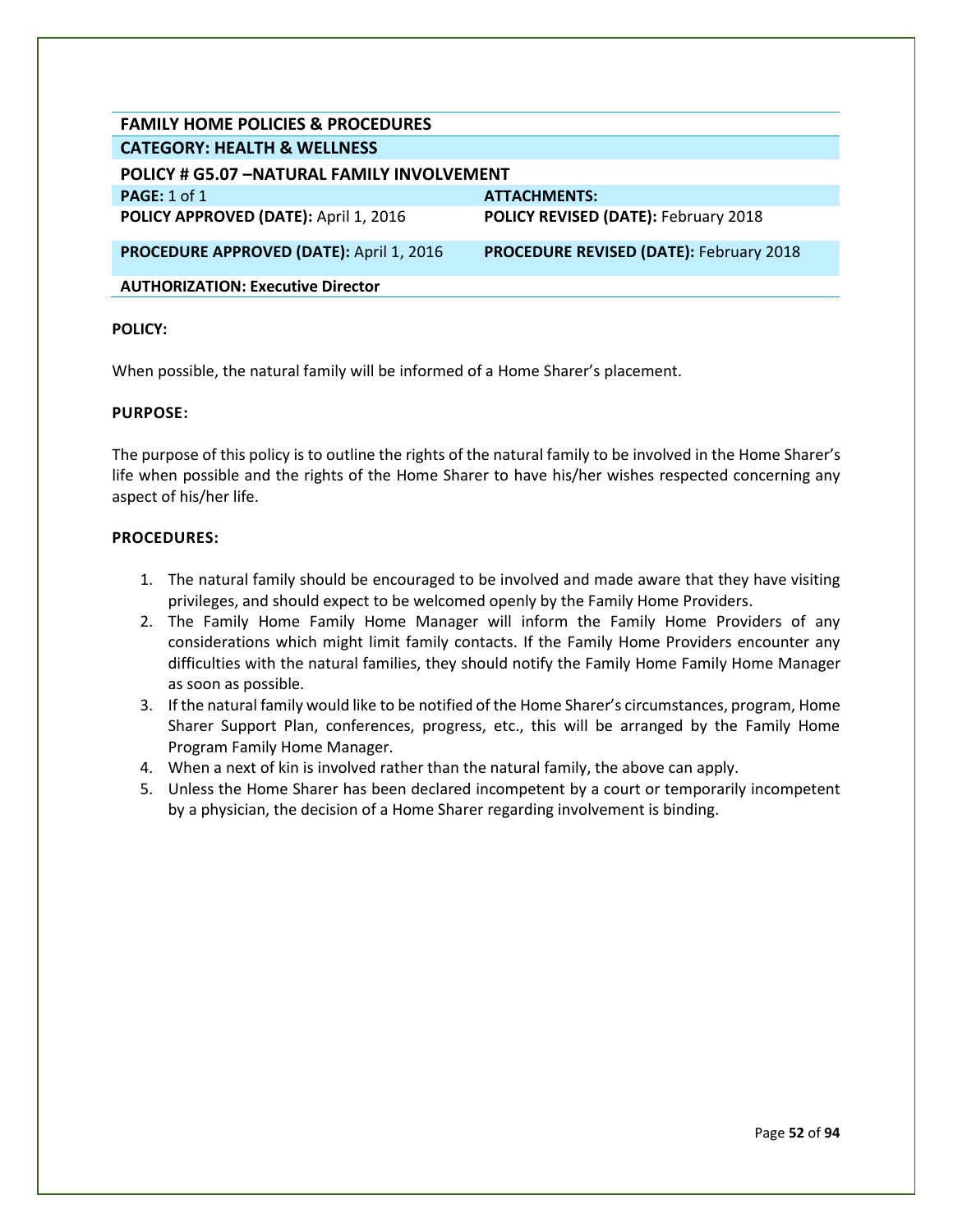| **FAMILY HOME POLICIES & PROCEDURES** | |
|---|---|
| **CATEGORY: HEALTH & WELLNESS** | |
| **POLICY # G5.07 –NATURAL FAMILY INVOLVEMENT** | |
| **PAGE:** 1 of 1 | **ATTACHMENTS:** |
| **POLICY APPROVED (DATE):** April 1, 2016 | **POLICY REVISED (DATE):** February 2018 |
| **PROCEDURE APPROVED (DATE):** April 1, 2016 | **PROCEDURE REVISED (DATE):** February 2018 |
| **AUTHORIZATION: Executive Director** | |

**POLICY:**

When possible, the natural family will be informed of a Home Sharer's placement.

**PURPOSE:**

The purpose of this policy is to outline the rights of the natural family to be involved in the Home Sharer's life when possible and the rights of the Home Sharer to have his/her wishes respected concerning any aspect of his/her life.

**PROCEDURES:**

1. The natural family should be encouraged to be involved and made aware that they have visiting privileges, and should expect to be welcomed openly by the Family Home Providers.
2. The Family Home Family Home Manager will inform the Family Home Providers of any considerations which might limit family contacts. If the Family Home Providers encounter any difficulties with the natural families, they should notify the Family Home Family Home Manager as soon as possible.
3. If the natural family would like to be notified of the Home Sharer's circumstances, program, Home Sharer Support Plan, conferences, progress, etc., this will be arranged by the Family Home Program Family Home Manager.
4. When a next of kin is involved rather than the natural family, the above can apply.
5. Unless the Home Sharer has been declared incompetent by a court or temporarily incompetent by a physician, the decision of a Home Sharer regarding involvement is binding.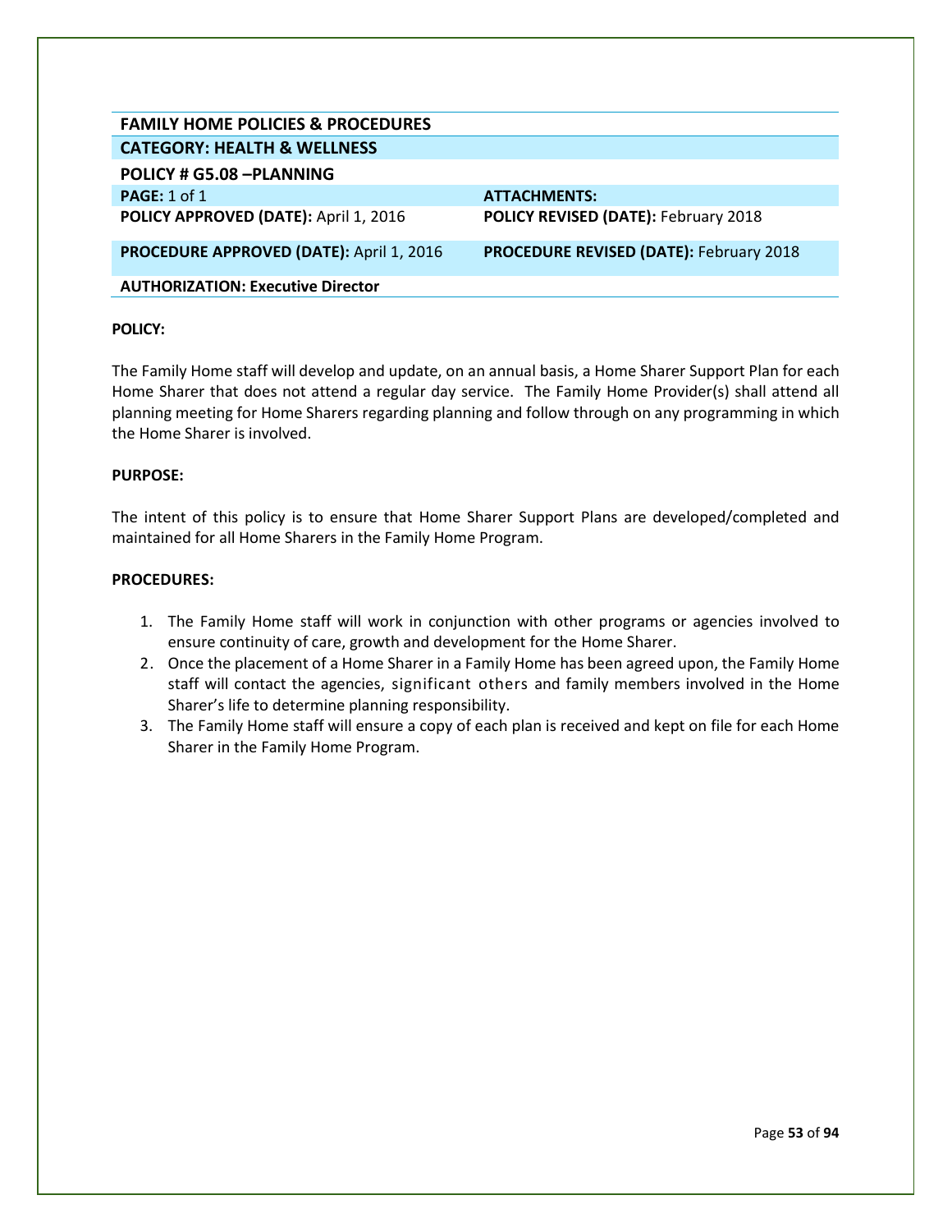| FAMILY HOME POLICIES & PROCEDURES | |
|---|---|
| **CATEGORY: HEALTH & WELLNESS** | |
| **POLICY # G5.08 –PLANNING** | |
| **PAGE:** 1 of 1 | **ATTACHMENTS:** |
| **POLICY APPROVED (DATE):** April 1, 2016 | **POLICY REVISED (DATE):** February 2018 |
| **PROCEDURE APPROVED (DATE):** April 1, 2016 | **PROCEDURE REVISED (DATE):** February 2018 |
| **AUTHORIZATION: Executive Director** | |

**POLICY:**

The Family Home staff will develop and update, on an annual basis, a Home Sharer Support Plan for each Home Sharer that does not attend a regular day service. The Family Home Provider(s) shall attend all planning meeting for Home Sharers regarding planning and follow through on any programming in which the Home Sharer is involved.

**PURPOSE:**

The intent of this policy is to ensure that Home Sharer Support Plans are developed/completed and maintained for all Home Sharers in the Family Home Program.

**PROCEDURES:**

1. The Family Home staff will work in conjunction with other programs or agencies involved to ensure continuity of care, growth and development for the Home Sharer.
2. Once the placement of a Home Sharer in a Family Home has been agreed upon, the Family Home staff will contact the agencies, significant others and family members involved in the Home Sharer's life to determine planning responsibility.
3. The Family Home staff will ensure a copy of each plan is received and kept on file for each Home Sharer in the Family Home Program.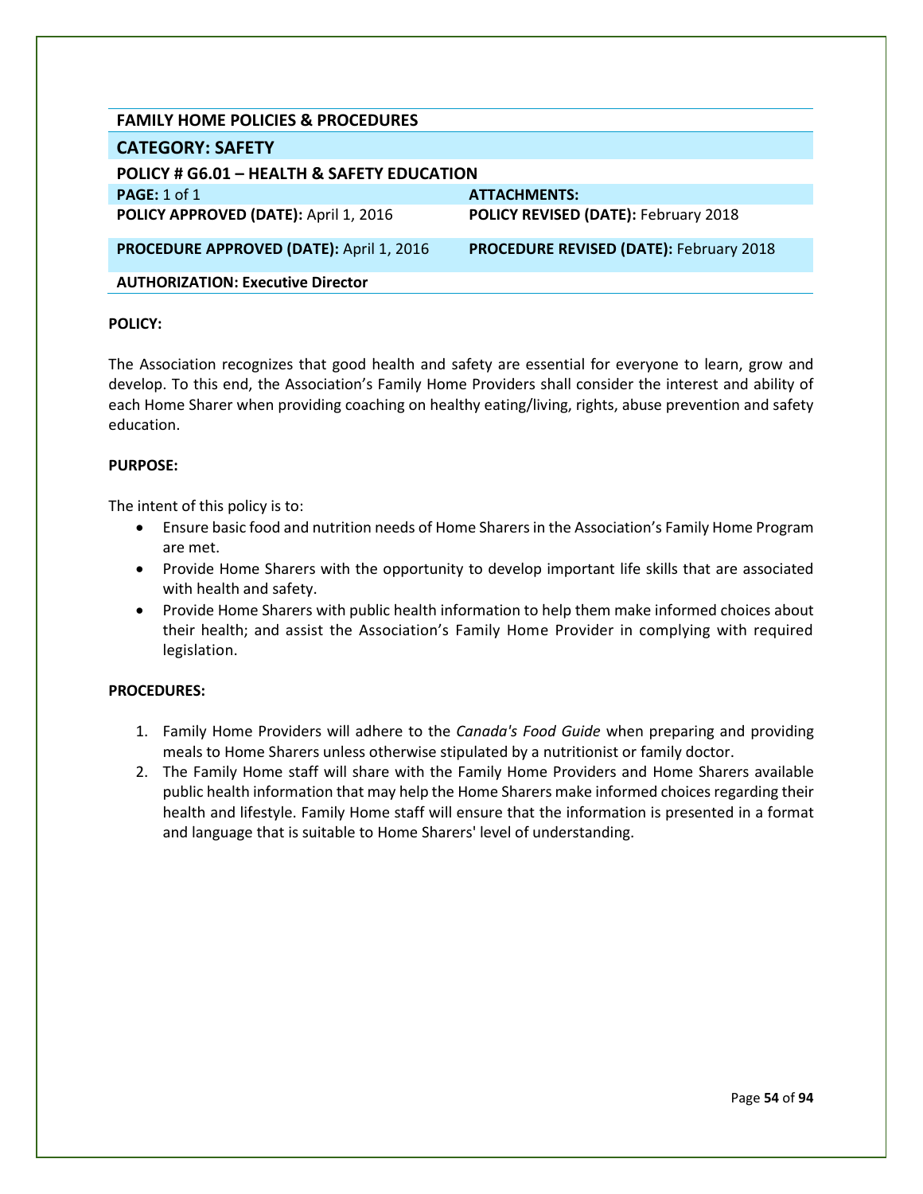# FAMILY HOME POLICIES & PROCEDURES

## CATEGORY: SAFETY

### POLICY # G6.01 – HEALTH & SAFETY EDUCATION

| | |
|---|---|
| **PAGE:** 1 of 1 | **ATTACHMENTS:** |
| **POLICY APPROVED (DATE):** April 1, 2016 | **POLICY REVISED (DATE):** February 2018 |
| **PROCEDURE APPROVED (DATE):** April 1, 2016 | **PROCEDURE REVISED (DATE):** February 2018 |
| **AUTHORIZATION: Executive Director** | |

**POLICY:**

The Association recognizes that good health and safety are essential for everyone to learn, grow and develop. To this end, the Association's Family Home Providers shall consider the interest and ability of each Home Sharer when providing coaching on healthy eating/living, rights, abuse prevention and safety education.

**PURPOSE:**

The intent of this policy is to:

- Ensure basic food and nutrition needs of Home Sharers in the Association's Family Home Program are met.
- Provide Home Sharers with the opportunity to develop important life skills that are associated with health and safety.
- Provide Home Sharers with public health information to help them make informed choices about their health; and assist the Association's Family Home Provider in complying with required legislation.

**PROCEDURES:**

1. Family Home Providers will adhere to the *Canada's Food Guide* when preparing and providing meals to Home Sharers unless otherwise stipulated by a nutritionist or family doctor.
2. The Family Home staff will share with the Family Home Providers and Home Sharers available public health information that may help the Home Sharers make informed choices regarding their health and lifestyle. Family Home staff will ensure that the information is presented in a format and language that is suitable to Home Sharers' level of understanding.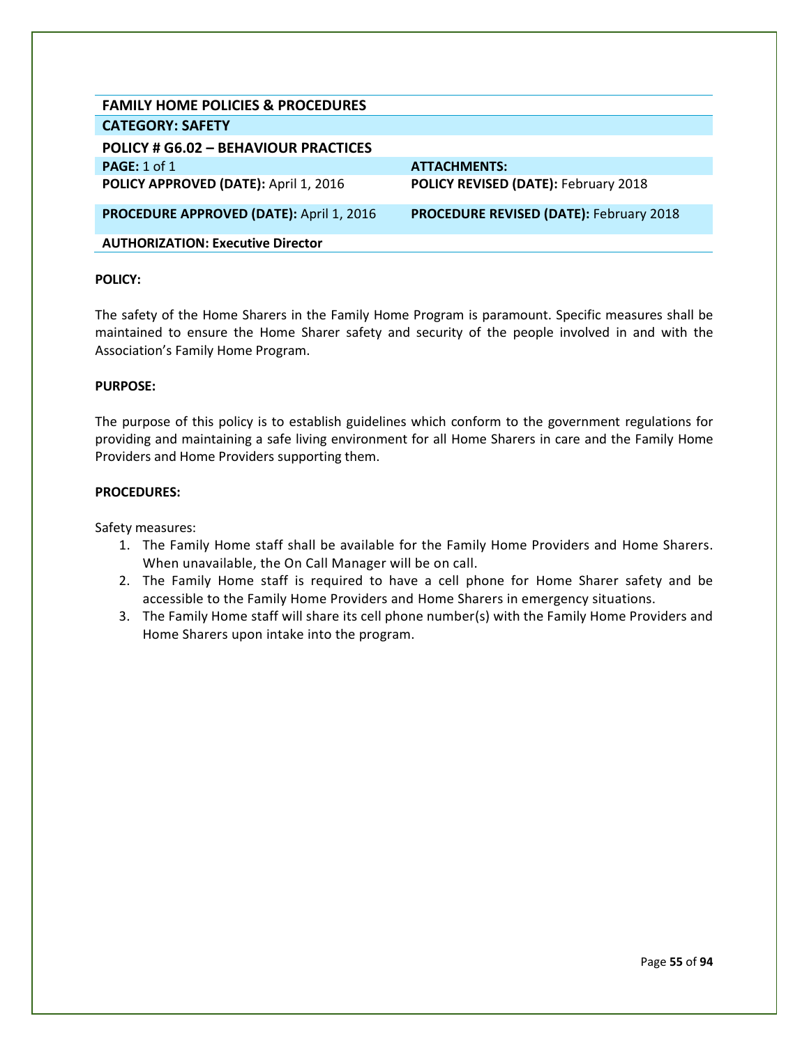| FAMILY HOME POLICIES & PROCEDURES | |
| --- | --- |
| **CATEGORY: SAFETY** | |
| **POLICY # G6.02 – BEHAVIOUR PRACTICES** | |
| **PAGE:** 1 of 1 | **ATTACHMENTS:** |
| **POLICY APPROVED (DATE):** April 1, 2016 | **POLICY REVISED (DATE):** February 2018 |
| **PROCEDURE APPROVED (DATE):** April 1, 2016 | **PROCEDURE REVISED (DATE):** February 2018 |
| **AUTHORIZATION: Executive Director** | |

**POLICY:**

The safety of the Home Sharers in the Family Home Program is paramount. Specific measures shall be maintained to ensure the Home Sharer safety and security of the people involved in and with the Association's Family Home Program.

**PURPOSE:**

The purpose of this policy is to establish guidelines which conform to the government regulations for providing and maintaining a safe living environment for all Home Sharers in care and the Family Home Providers and Home Providers supporting them.

**PROCEDURES:**

Safety measures:

1. The Family Home staff shall be available for the Family Home Providers and Home Sharers. When unavailable, the On Call Manager will be on call.
2. The Family Home staff is required to have a cell phone for Home Sharer safety and be accessible to the Family Home Providers and Home Sharers in emergency situations.
3. The Family Home staff will share its cell phone number(s) with the Family Home Providers and Home Sharers upon intake into the program.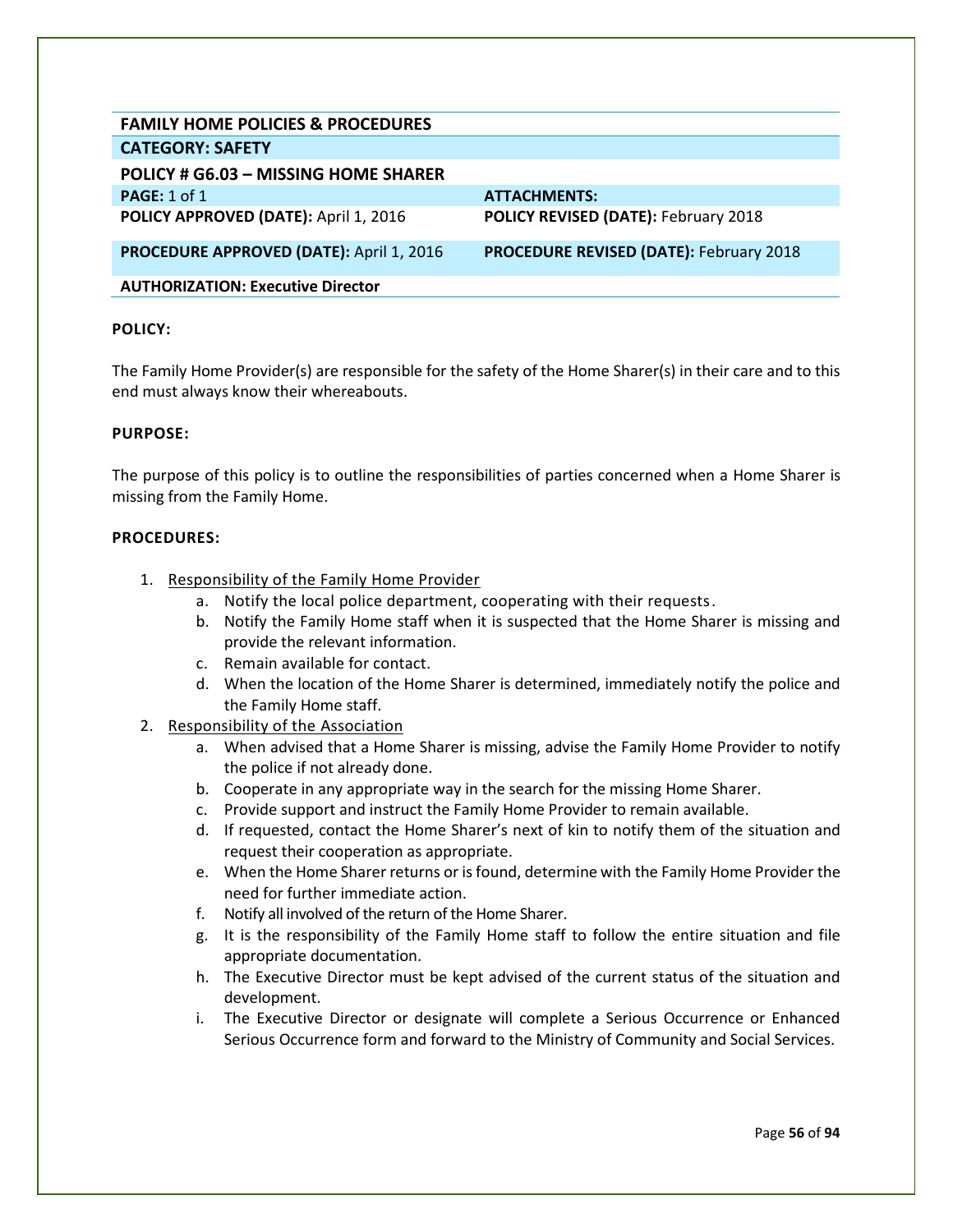| FAMILY HOME POLICIES & PROCEDURES | |
|---|---|
| **CATEGORY: SAFETY** | |
| **POLICY # G6.03 – MISSING HOME SHARER** | |
| **PAGE:** 1 of 1 | **ATTACHMENTS:** |
| **POLICY APPROVED (DATE):** April 1, 2016 | **POLICY REVISED (DATE):** February 2018 |
| **PROCEDURE APPROVED (DATE):** April 1, 2016 | **PROCEDURE REVISED (DATE):** February 2018 |
| **AUTHORIZATION: Executive Director** | |

**POLICY:**

The Family Home Provider(s) are responsible for the safety of the Home Sharer(s) in their care and to this end must always know their whereabouts.

**PURPOSE:**

The purpose of this policy is to outline the responsibilities of parties concerned when a Home Sharer is missing from the Family Home.

**PROCEDURES:**

1. Responsibility of the Family Home Provider
   a. Notify the local police department, cooperating with their requests.
   b. Notify the Family Home staff when it is suspected that the Home Sharer is missing and provide the relevant information.
   c. Remain available for contact.
   d. When the location of the Home Sharer is determined, immediately notify the police and the Family Home staff.
2. Responsibility of the Association
   a. When advised that a Home Sharer is missing, advise the Family Home Provider to notify the police if not already done.
   b. Cooperate in any appropriate way in the search for the missing Home Sharer.
   c. Provide support and instruct the Family Home Provider to remain available.
   d. If requested, contact the Home Sharer's next of kin to notify them of the situation and request their cooperation as appropriate.
   e. When the Home Sharer returns or is found, determine with the Family Home Provider the need for further immediate action.
   f. Notify all involved of the return of the Home Sharer.
   g. It is the responsibility of the Family Home staff to follow the entire situation and file appropriate documentation.
   h. The Executive Director must be kept advised of the current status of the situation and development.
   i. The Executive Director or designate will complete a Serious Occurrence or Enhanced Serious Occurrence form and forward to the Ministry of Community and Social Services.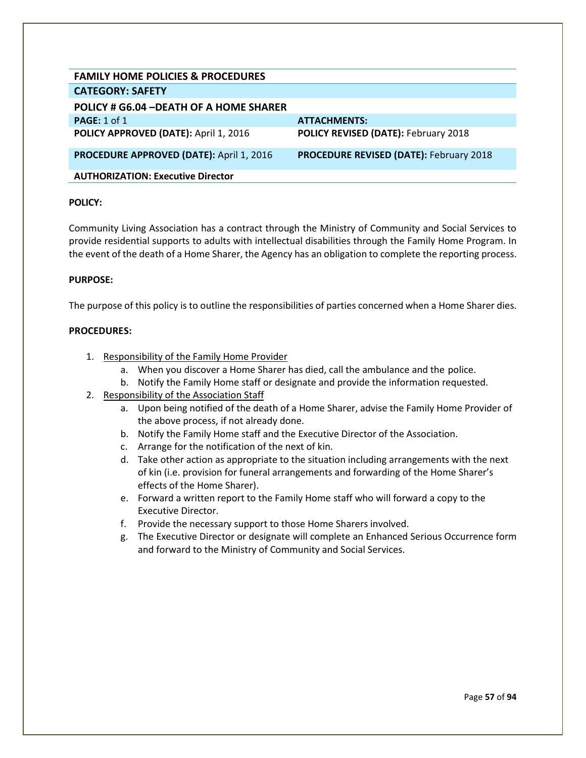| FAMILY HOME POLICIES & PROCEDURES | |
|---|---|
| **CATEGORY: SAFETY** | |
| **POLICY # G6.04 –DEATH OF A HOME SHARER** | |
| **PAGE:** 1 of 1 | **ATTACHMENTS:** |
| **POLICY APPROVED (DATE):** April 1, 2016 | **POLICY REVISED (DATE):** February 2018 |
| **PROCEDURE APPROVED (DATE):** April 1, 2016 | **PROCEDURE REVISED (DATE):** February 2018 |
| **AUTHORIZATION: Executive Director** | |

**POLICY:**

Community Living Association has a contract through the Ministry of Community and Social Services to provide residential supports to adults with intellectual disabilities through the Family Home Program. In the event of the death of a Home Sharer, the Agency has an obligation to complete the reporting process.

**PURPOSE:**

The purpose of this policy is to outline the responsibilities of parties concerned when a Home Sharer dies.

**PROCEDURES:**

1. Responsibility of the Family Home Provider
   a. When you discover a Home Sharer has died, call the ambulance and the police.
   b. Notify the Family Home staff or designate and provide the information requested.
2. Responsibility of the Association Staff
   a. Upon being notified of the death of a Home Sharer, advise the Family Home Provider of the above process, if not already done.
   b. Notify the Family Home staff and the Executive Director of the Association.
   c. Arrange for the notification of the next of kin.
   d. Take other action as appropriate to the situation including arrangements with the next of kin (i.e. provision for funeral arrangements and forwarding of the Home Sharer's effects of the Home Sharer).
   e. Forward a written report to the Family Home staff who will forward a copy to the Executive Director.
   f. Provide the necessary support to those Home Sharers involved.
   g. The Executive Director or designate will complete an Enhanced Serious Occurrence form and forward to the Ministry of Community and Social Services.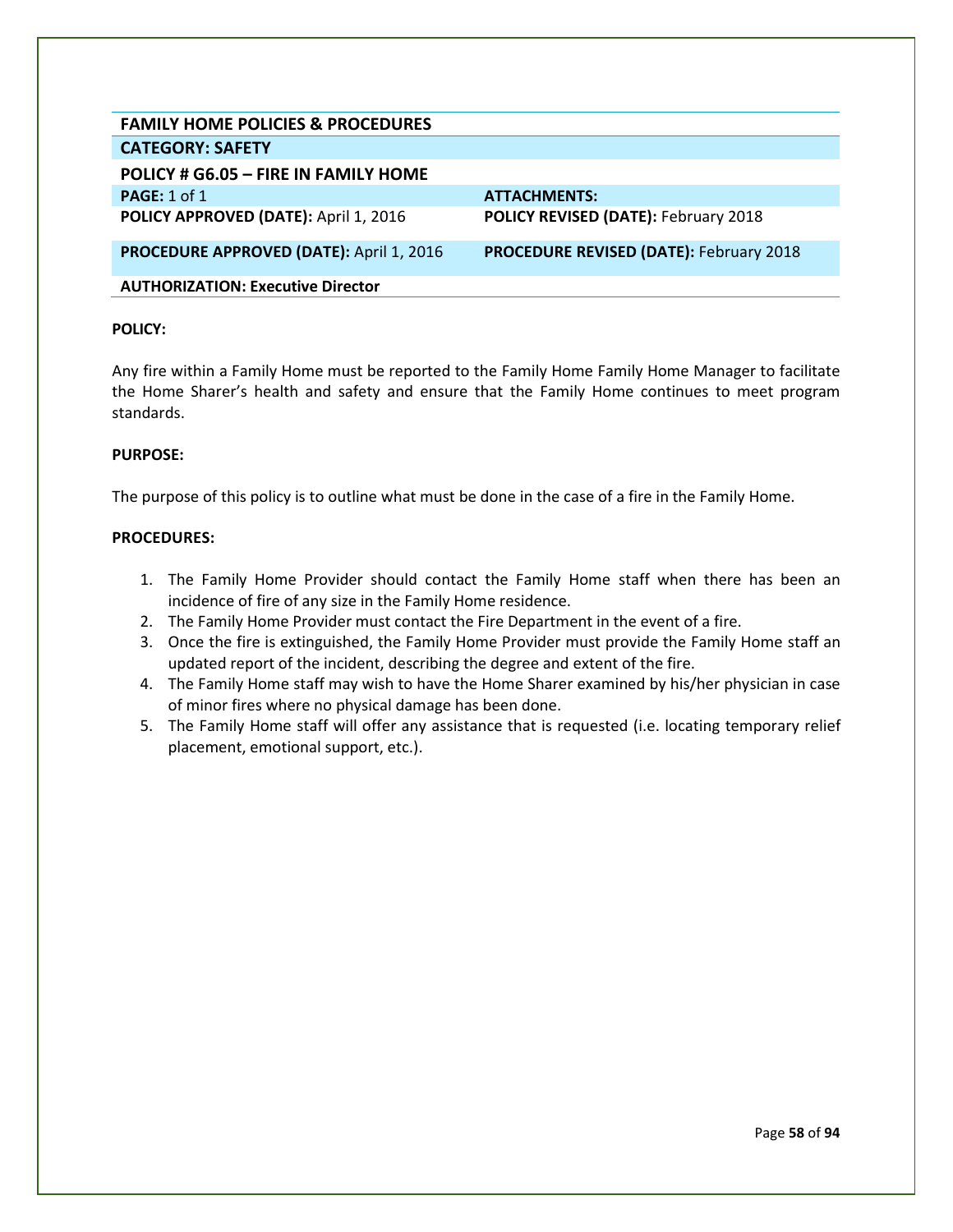| FAMILY HOME POLICIES & PROCEDURES | |
| --- | --- |
| **CATEGORY: SAFETY** | |
| **POLICY # G6.05 – FIRE IN FAMILY HOME** | |
| **PAGE:** 1 of 1 | **ATTACHMENTS:** |
| **POLICY APPROVED (DATE):** April 1, 2016 | **POLICY REVISED (DATE):** February 2018 |
| **PROCEDURE APPROVED (DATE):** April 1, 2016 | **PROCEDURE REVISED (DATE):** February 2018 |
| **AUTHORIZATION: Executive Director** | |

**POLICY:**

Any fire within a Family Home must be reported to the Family Home Family Home Manager to facilitate the Home Sharer's health and safety and ensure that the Family Home continues to meet program standards.

**PURPOSE:**

The purpose of this policy is to outline what must be done in the case of a fire in the Family Home.

**PROCEDURES:**

1. The Family Home Provider should contact the Family Home staff when there has been an incidence of fire of any size in the Family Home residence.
2. The Family Home Provider must contact the Fire Department in the event of a fire.
3. Once the fire is extinguished, the Family Home Provider must provide the Family Home staff an updated report of the incident, describing the degree and extent of the fire.
4. The Family Home staff may wish to have the Home Sharer examined by his/her physician in case of minor fires where no physical damage has been done.
5. The Family Home staff will offer any assistance that is requested (i.e. locating temporary relief placement, emotional support, etc.).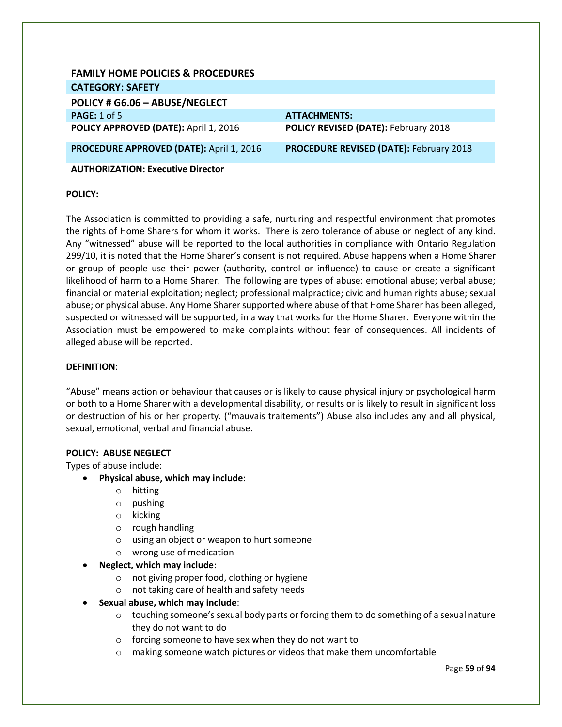| FAMILY HOME POLICIES & PROCEDURES | |
|---|---|
| **CATEGORY: SAFETY** | |
| **POLICY # G6.06 – ABUSE/NEGLECT** | |
| **PAGE:** 1 of 5 | **ATTACHMENTS:** |
| **POLICY APPROVED (DATE):** April 1, 2016 | **POLICY REVISED (DATE):** February 2018 |
| **PROCEDURE APPROVED (DATE):** April 1, 2016 | **PROCEDURE REVISED (DATE):** February 2018 |
| **AUTHORIZATION: Executive Director** | |

**POLICY:**

The Association is committed to providing a safe, nurturing and respectful environment that promotes the rights of Home Sharers for whom it works. There is zero tolerance of abuse or neglect of any kind. Any "witnessed" abuse will be reported to the local authorities in compliance with Ontario Regulation 299/10, it is noted that the Home Sharer's consent is not required. Abuse happens when a Home Sharer or group of people use their power (authority, control or influence) to cause or create a significant likelihood of harm to a Home Sharer. The following are types of abuse: emotional abuse; verbal abuse; financial or material exploitation; neglect; professional malpractice; civic and human rights abuse; sexual abuse; or physical abuse. Any Home Sharer supported where abuse of that Home Sharer has been alleged, suspected or witnessed will be supported, in a way that works for the Home Sharer. Everyone within the Association must be empowered to make complaints without fear of consequences. All incidents of alleged abuse will be reported.

**DEFINITION**:

"Abuse" means action or behaviour that causes or is likely to cause physical injury or psychological harm or both to a Home Sharer with a developmental disability, or results or is likely to result in significant loss or destruction of his or her property. ("mauvais traitements") Abuse also includes any and all physical, sexual, emotional, verbal and financial abuse.

**POLICY: ABUSE NEGLECT**

Types of abuse include:

- **Physical abuse, which may include**:
  - hitting
  - pushing
  - kicking
  - rough handling
  - using an object or weapon to hurt someone
  - wrong use of medication
- **Neglect, which may include**:
  - not giving proper food, clothing or hygiene
  - not taking care of health and safety needs
- **Sexual abuse, which may include**:
  - touching someone's sexual body parts or forcing them to do something of a sexual nature they do not want to do
  - forcing someone to have sex when they do not want to
  - making someone watch pictures or videos that make them uncomfortable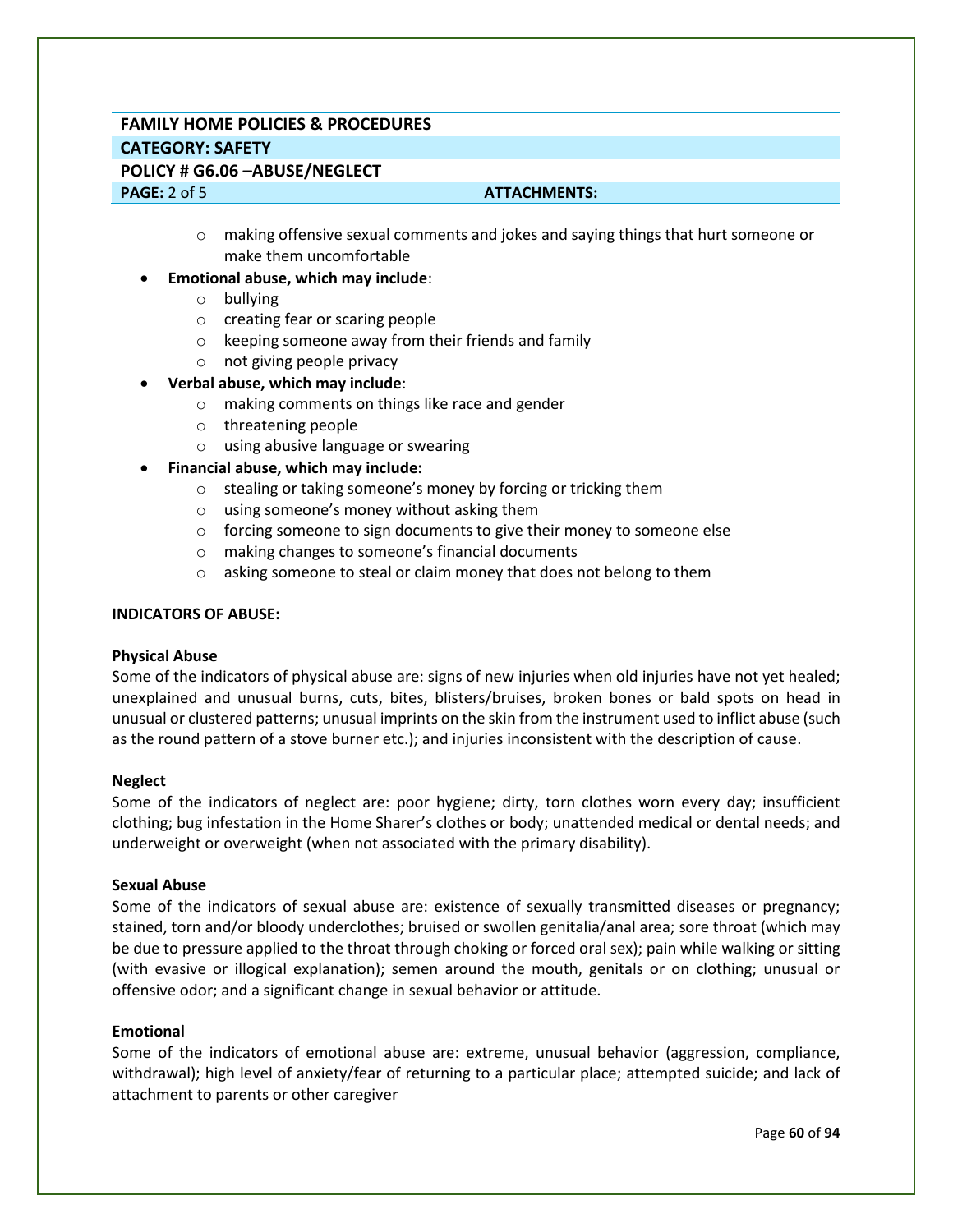- making offensive sexual comments and jokes and saying things that hurt someone or make them uncomfortable

- **Emotional abuse, which may include**:
  - bullying
  - creating fear or scaring people
  - keeping someone away from their friends and family
  - not giving people privacy
- **Verbal abuse, which may include**:
  - making comments on things like race and gender
  - threatening people
  - using abusive language or swearing
- **Financial abuse, which may include:**
  - stealing or taking someone's money by forcing or tricking them
  - using someone's money without asking them
  - forcing someone to sign documents to give their money to someone else
  - making changes to someone's financial documents
  - asking someone to steal or claim money that does not belong to them

**INDICATORS OF ABUSE:**

**Physical Abuse**

Some of the indicators of physical abuse are: signs of new injuries when old injuries have not yet healed; unexplained and unusual burns, cuts, bites, blisters/bruises, broken bones or bald spots on head in unusual or clustered patterns; unusual imprints on the skin from the instrument used to inflict abuse (such as the round pattern of a stove burner etc.); and injuries inconsistent with the description of cause.

**Neglect**

Some of the indicators of neglect are: poor hygiene; dirty, torn clothes worn every day; insufficient clothing; bug infestation in the Home Sharer's clothes or body; unattended medical or dental needs; and underweight or overweight (when not associated with the primary disability).

**Sexual Abuse**

Some of the indicators of sexual abuse are: existence of sexually transmitted diseases or pregnancy; stained, torn and/or bloody underclothes; bruised or swollen genitalia/anal area; sore throat (which may be due to pressure applied to the throat through choking or forced oral sex); pain while walking or sitting (with evasive or illogical explanation); semen around the mouth, genitals or on clothing; unusual or offensive odor; and a significant change in sexual behavior or attitude.

**Emotional**

Some of the indicators of emotional abuse are: extreme, unusual behavior (aggression, compliance, withdrawal); high level of anxiety/fear of returning to a particular place; attempted suicide; and lack of attachment to parents or other caregiver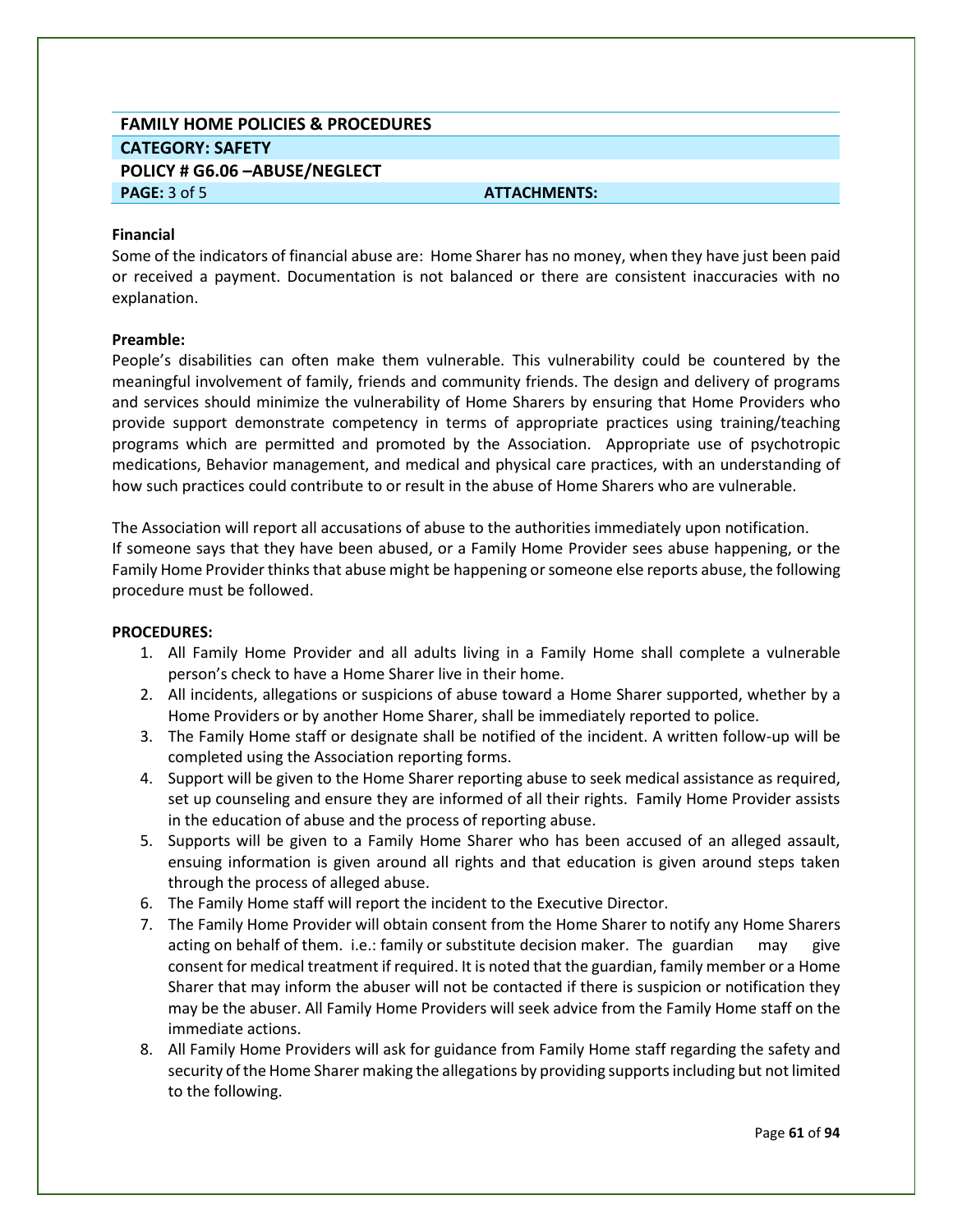**FAMILY HOME POLICIES & PROCEDURES**

**CATEGORY: SAFETY**

**POLICY # G6.06 –ABUSE/NEGLECT**

**PAGE:** 3 of 5 **ATTACHMENTS:**

**Financial**

Some of the indicators of financial abuse are: Home Sharer has no money, when they have just been paid or received a payment. Documentation is not balanced or there are consistent inaccuracies with no explanation.

**Preamble:**

People's disabilities can often make them vulnerable. This vulnerability could be countered by the meaningful involvement of family, friends and community friends. The design and delivery of programs and services should minimize the vulnerability of Home Sharers by ensuring that Home Providers who provide support demonstrate competency in terms of appropriate practices using training/teaching programs which are permitted and promoted by the Association. Appropriate use of psychotropic medications, Behavior management, and medical and physical care practices, with an understanding of how such practices could contribute to or result in the abuse of Home Sharers who are vulnerable.

The Association will report all accusations of abuse to the authorities immediately upon notification.
If someone says that they have been abused, or a Family Home Provider sees abuse happening, or the Family Home Provider thinks that abuse might be happening or someone else reports abuse, the following procedure must be followed.

**PROCEDURES:**

1. All Family Home Provider and all adults living in a Family Home shall complete a vulnerable person's check to have a Home Sharer live in their home.
2. All incidents, allegations or suspicions of abuse toward a Home Sharer supported, whether by a Home Providers or by another Home Sharer, shall be immediately reported to police.
3. The Family Home staff or designate shall be notified of the incident. A written follow-up will be completed using the Association reporting forms.
4. Support will be given to the Home Sharer reporting abuse to seek medical assistance as required, set up counseling and ensure they are informed of all their rights. Family Home Provider assists in the education of abuse and the process of reporting abuse.
5. Supports will be given to a Family Home Sharer who has been accused of an alleged assault, ensuing information is given around all rights and that education is given around steps taken through the process of alleged abuse.
6. The Family Home staff will report the incident to the Executive Director.
7. The Family Home Provider will obtain consent from the Home Sharer to notify any Home Sharers acting on behalf of them. i.e.: family or substitute decision maker. The guardian may give consent for medical treatment if required. It is noted that the guardian, family member or a Home Sharer that may inform the abuser will not be contacted if there is suspicion or notification they may be the abuser. All Family Home Providers will seek advice from the Family Home staff on the immediate actions.
8. All Family Home Providers will ask for guidance from Family Home staff regarding the safety and security of the Home Sharer making the allegations by providing supports including but not limited to the following.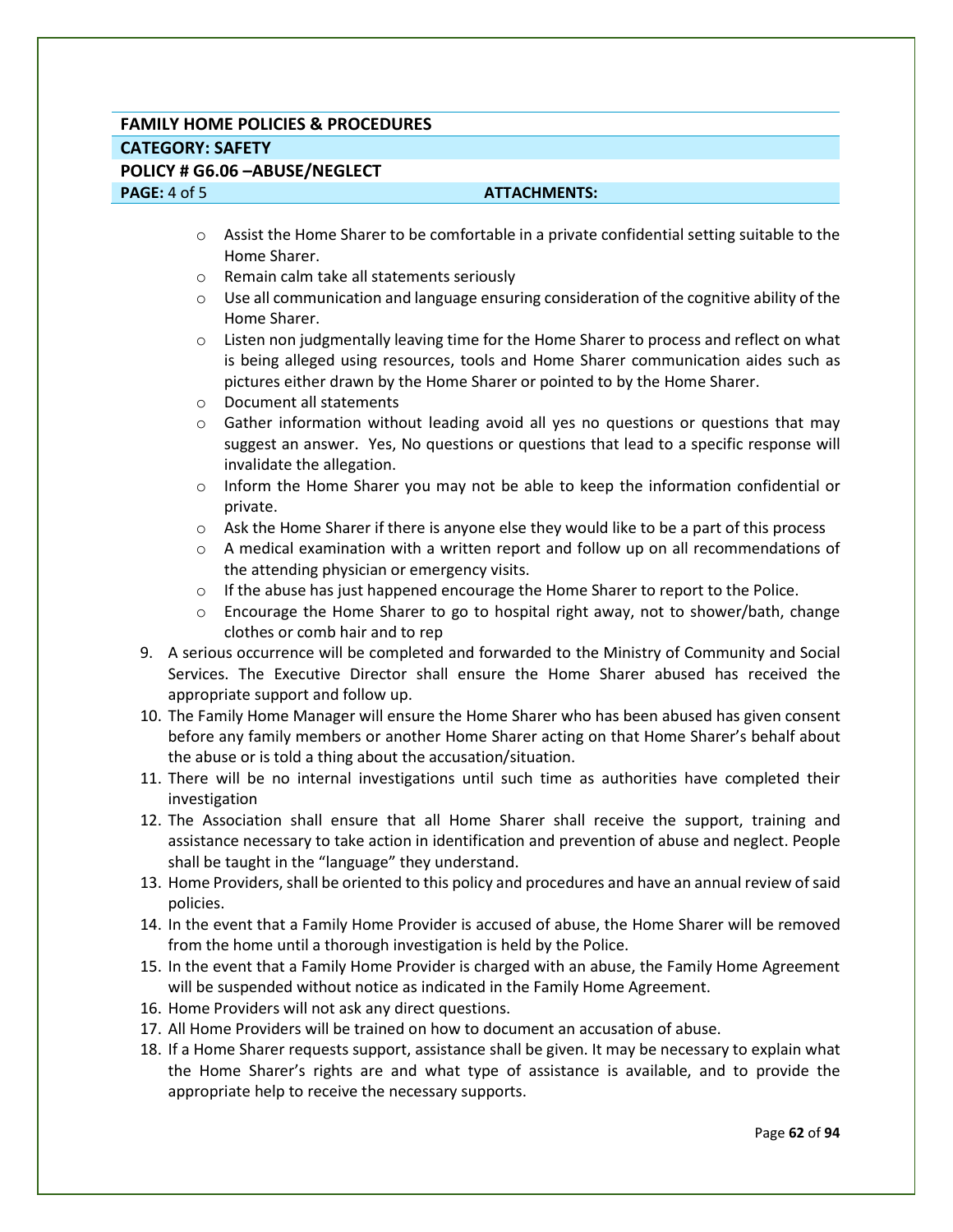**FAMILY HOME POLICIES & PROCEDURES**

**CATEGORY: SAFETY**

**POLICY # G6.06 –ABUSE/NEGLECT**

**PAGE:** 4 of 5 **ATTACHMENTS:**

- Assist the Home Sharer to be comfortable in a private confidential setting suitable to the Home Sharer.
- Remain calm take all statements seriously
- Use all communication and language ensuring consideration of the cognitive ability of the Home Sharer.
- Listen non judgmentally leaving time for the Home Sharer to process and reflect on what is being alleged using resources, tools and Home Sharer communication aides such as pictures either drawn by the Home Sharer or pointed to by the Home Sharer.
- Document all statements
- Gather information without leading avoid all yes no questions or questions that may suggest an answer. Yes, No questions or questions that lead to a specific response will invalidate the allegation.
- Inform the Home Sharer you may not be able to keep the information confidential or private.
- Ask the Home Sharer if there is anyone else they would like to be a part of this process
- A medical examination with a written report and follow up on all recommendations of the attending physician or emergency visits.
- If the abuse has just happened encourage the Home Sharer to report to the Police.
- Encourage the Home Sharer to go to hospital right away, not to shower/bath, change clothes or comb hair and to rep

9. A serious occurrence will be completed and forwarded to the Ministry of Community and Social Services. The Executive Director shall ensure the Home Sharer abused has received the appropriate support and follow up.
10. The Family Home Manager will ensure the Home Sharer who has been abused has given consent before any family members or another Home Sharer acting on that Home Sharer's behalf about the abuse or is told a thing about the accusation/situation.
11. There will be no internal investigations until such time as authorities have completed their investigation
12. The Association shall ensure that all Home Sharer shall receive the support, training and assistance necessary to take action in identification and prevention of abuse and neglect. People shall be taught in the "language" they understand.
13. Home Providers, shall be oriented to this policy and procedures and have an annual review of said policies.
14. In the event that a Family Home Provider is accused of abuse, the Home Sharer will be removed from the home until a thorough investigation is held by the Police.
15. In the event that a Family Home Provider is charged with an abuse, the Family Home Agreement will be suspended without notice as indicated in the Family Home Agreement.
16. Home Providers will not ask any direct questions.
17. All Home Providers will be trained on how to document an accusation of abuse.
18. If a Home Sharer requests support, assistance shall be given. It may be necessary to explain what the Home Sharer's rights are and what type of assistance is available, and to provide the appropriate help to receive the necessary supports.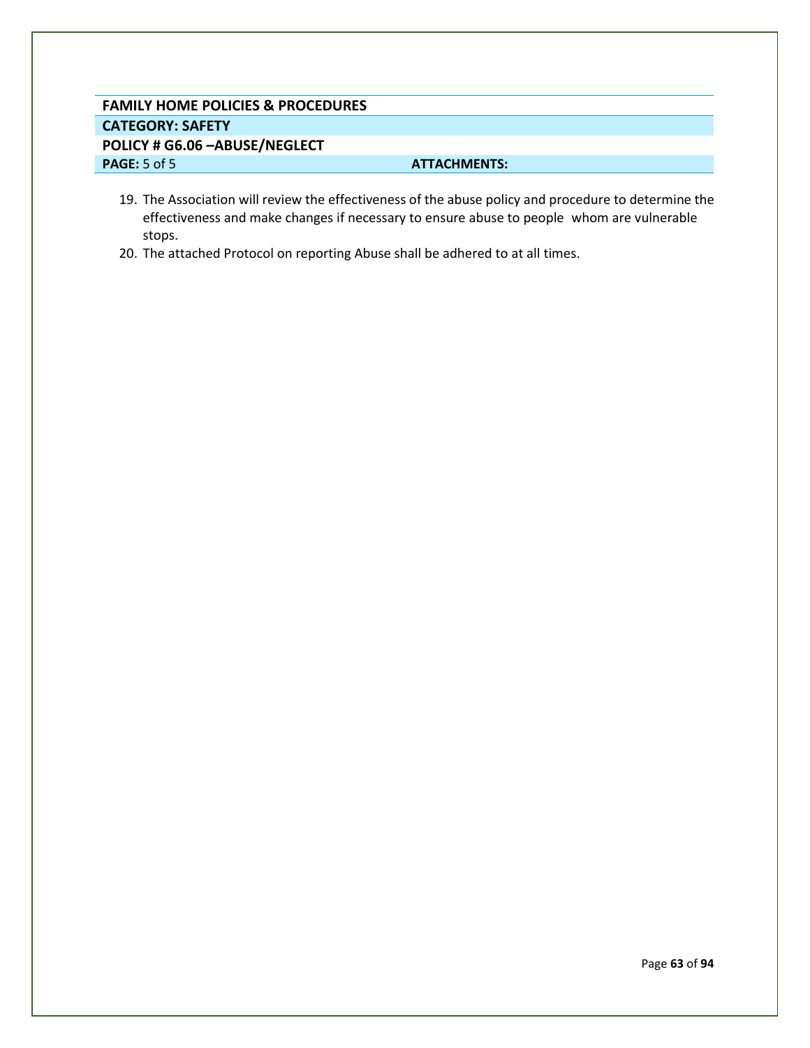| FAMILY HOME POLICIES & PROCEDURES | |
|---|---|
| **CATEGORY: SAFETY** | |
| **POLICY # G6.06 –ABUSE/NEGLECT** | |
| **PAGE:** 5 of 5 | **ATTACHMENTS:** |

19. The Association will review the effectiveness of the abuse policy and procedure to determine the effectiveness and make changes if necessary to ensure abuse to people whom are vulnerable stops.
20. The attached Protocol on reporting Abuse shall be adhered to at all times.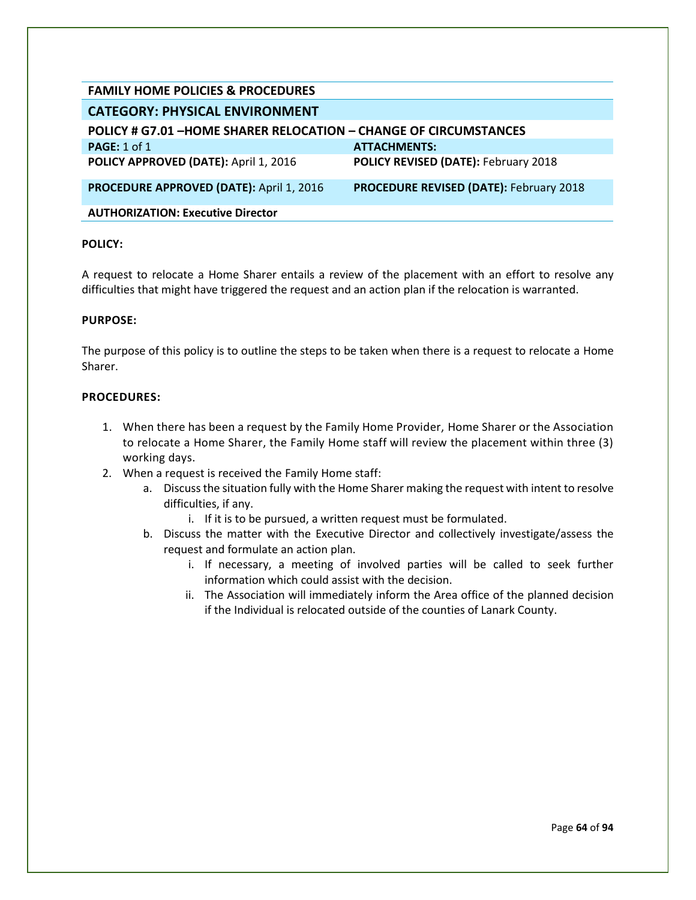| FAMILY HOME POLICIES & PROCEDURES | |
|---|---|
| **CATEGORY: PHYSICAL ENVIRONMENT** | |
| **POLICY # G7.01 –HOME SHARER RELOCATION – CHANGE OF CIRCUMSTANCES** | |
| **PAGE:** 1 of 1 | **ATTACHMENTS:** |
| **POLICY APPROVED (DATE):** April 1, 2016 | **POLICY REVISED (DATE):** February 2018 |
| **PROCEDURE APPROVED (DATE):** April 1, 2016 | **PROCEDURE REVISED (DATE):** February 2018 |
| **AUTHORIZATION: Executive Director** | |

**POLICY:**

A request to relocate a Home Sharer entails a review of the placement with an effort to resolve any difficulties that might have triggered the request and an action plan if the relocation is warranted.

**PURPOSE:**

The purpose of this policy is to outline the steps to be taken when there is a request to relocate a Home Sharer.

**PROCEDURES:**

1. When there has been a request by the Family Home Provider, Home Sharer or the Association to relocate a Home Sharer, the Family Home staff will review the placement within three (3) working days.
2. When a request is received the Family Home staff:
   a. Discuss the situation fully with the Home Sharer making the request with intent to resolve difficulties, if any.
      i. If it is to be pursued, a written request must be formulated.
   b. Discuss the matter with the Executive Director and collectively investigate/assess the request and formulate an action plan.
      i. If necessary, a meeting of involved parties will be called to seek further information which could assist with the decision.
      ii. The Association will immediately inform the Area office of the planned decision if the Individual is relocated outside of the counties of Lanark County.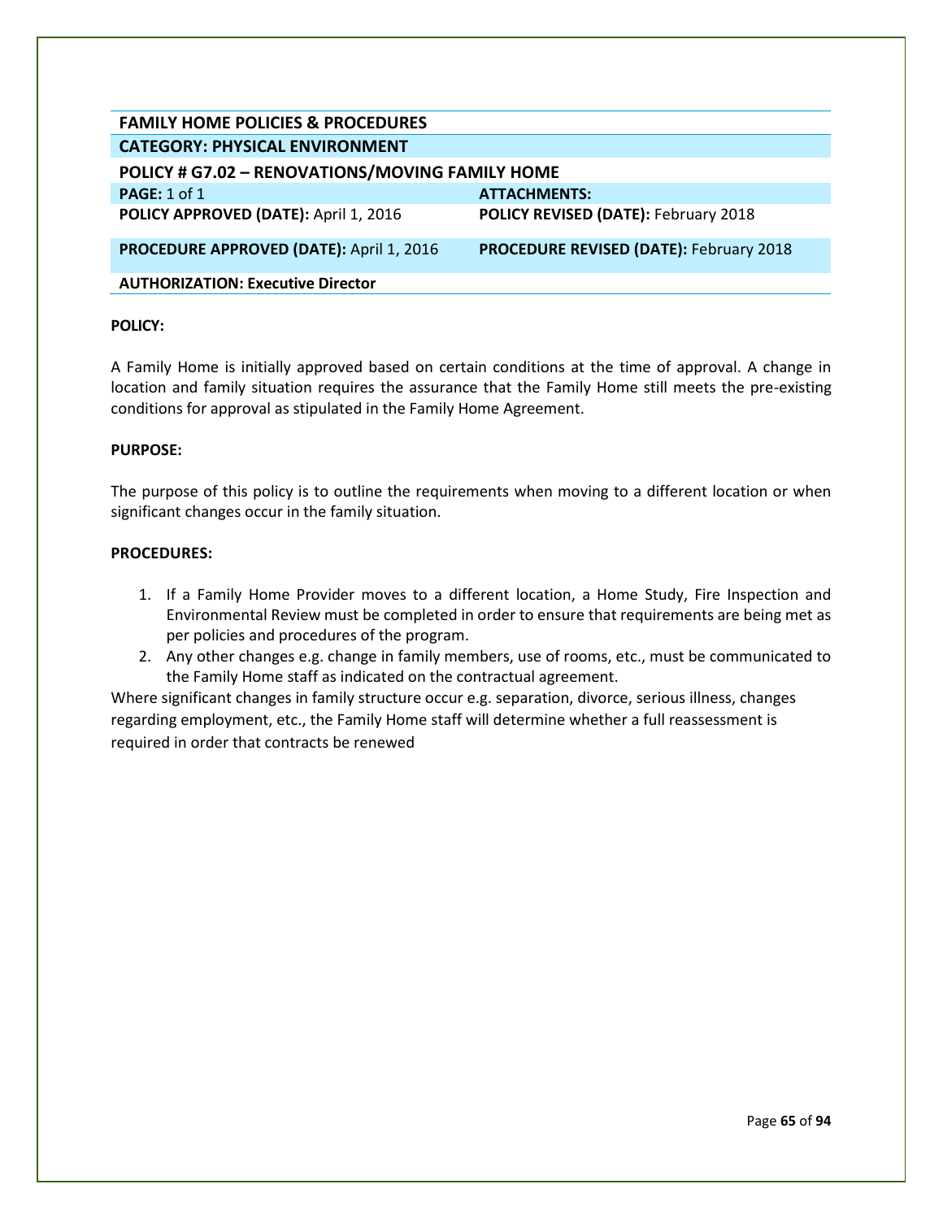| FAMILY HOME POLICIES & PROCEDURES | |
| --- | --- |
| **CATEGORY: PHYSICAL ENVIRONMENT** | |
| **POLICY # G7.02 – RENOVATIONS/MOVING FAMILY HOME** | |
| **PAGE:** 1 of 1 | **ATTACHMENTS:** |
| **POLICY APPROVED (DATE):** April 1, 2016 | **POLICY REVISED (DATE):** February 2018 |
| **PROCEDURE APPROVED (DATE):** April 1, 2016 | **PROCEDURE REVISED (DATE):** February 2018 |
| **AUTHORIZATION: Executive Director** | |

**POLICY:**

A Family Home is initially approved based on certain conditions at the time of approval. A change in location and family situation requires the assurance that the Family Home still meets the pre-existing conditions for approval as stipulated in the Family Home Agreement.

**PURPOSE:**

The purpose of this policy is to outline the requirements when moving to a different location or when significant changes occur in the family situation.

**PROCEDURES:**

1. If a Family Home Provider moves to a different location, a Home Study, Fire Inspection and Environmental Review must be completed in order to ensure that requirements are being met as per policies and procedures of the program.
2. Any other changes e.g. change in family members, use of rooms, etc., must be communicated to the Family Home staff as indicated on the contractual agreement.

Where significant changes in family structure occur e.g. separation, divorce, serious illness, changes regarding employment, etc., the Family Home staff will determine whether a full reassessment is required in order that contracts be renewed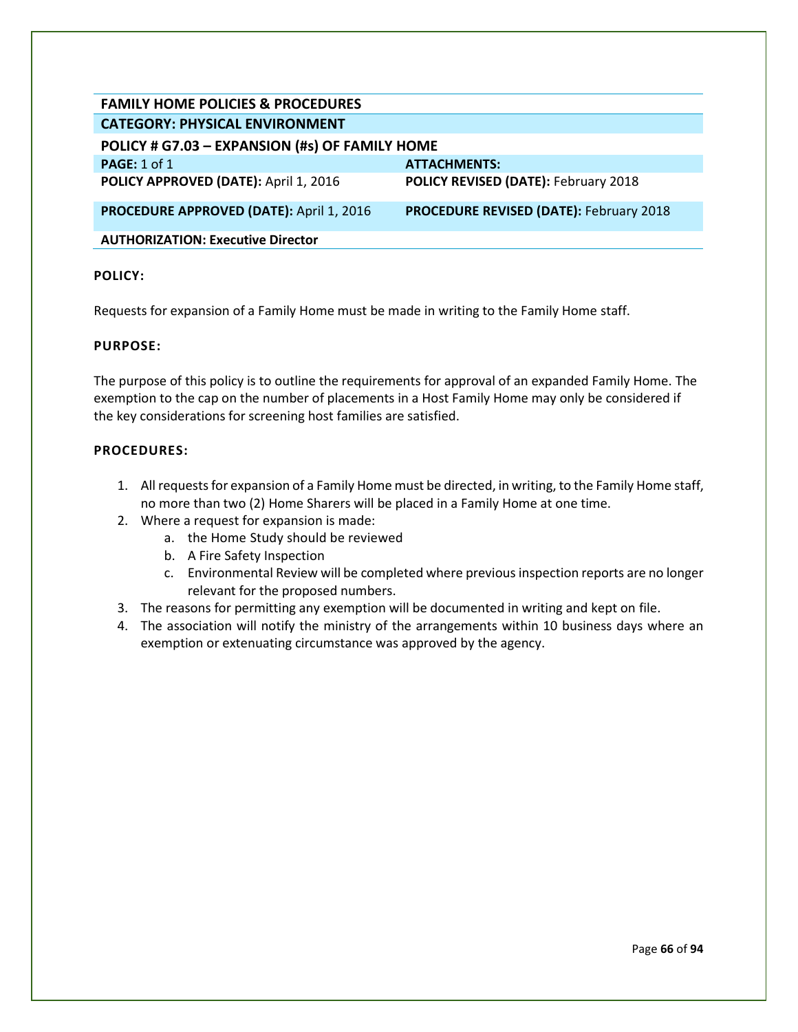| FAMILY HOME POLICIES & PROCEDURES | |
|---|---|
| **CATEGORY: PHYSICAL ENVIRONMENT** | |
| **POLICY # G7.03 – EXPANSION (#s) OF FAMILY HOME** | |
| **PAGE:** 1 of 1 | **ATTACHMENTS:** |
| **POLICY APPROVED (DATE):** April 1, 2016 | **POLICY REVISED (DATE):** February 2018 |
| **PROCEDURE APPROVED (DATE):** April 1, 2016 | **PROCEDURE REVISED (DATE):** February 2018 |
| **AUTHORIZATION: Executive Director** | |

**POLICY:**

Requests for expansion of a Family Home must be made in writing to the Family Home staff.

**PURPOSE:**

The purpose of this policy is to outline the requirements for approval of an expanded Family Home. The exemption to the cap on the number of placements in a Host Family Home may only be considered if the key considerations for screening host families are satisfied.

**PROCEDURES:**

1. All requests for expansion of a Family Home must be directed, in writing, to the Family Home staff, no more than two (2) Home Sharers will be placed in a Family Home at one time.
2. Where a request for expansion is made:
    a. the Home Study should be reviewed
    b. A Fire Safety Inspection
    c. Environmental Review will be completed where previous inspection reports are no longer relevant for the proposed numbers.
3. The reasons for permitting any exemption will be documented in writing and kept on file.
4. The association will notify the ministry of the arrangements within 10 business days where an exemption or extenuating circumstance was approved by the agency.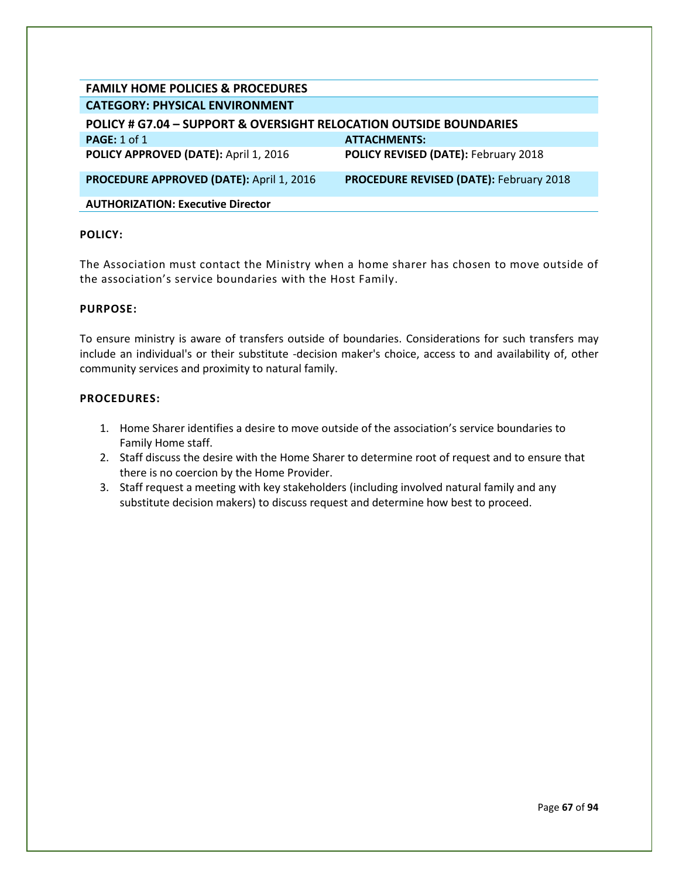| FAMILY HOME POLICIES & PROCEDURES | |
|---|---|
| **CATEGORY: PHYSICAL ENVIRONMENT** | |
| **POLICY # G7.04 – SUPPORT & OVERSIGHT RELOCATION OUTSIDE BOUNDARIES** | |
| **PAGE:** 1 of 1 | **ATTACHMENTS:** |
| **POLICY APPROVED (DATE):** April 1, 2016 | **POLICY REVISED (DATE):** February 2018 |
| **PROCEDURE APPROVED (DATE):** April 1, 2016 | **PROCEDURE REVISED (DATE):** February 2018 |
| **AUTHORIZATION: Executive Director** | |

**POLICY:**

The Association must contact the Ministry when a home sharer has chosen to move outside of the association's service boundaries with the Host Family.

**PURPOSE:**

To ensure ministry is aware of transfers outside of boundaries. Considerations for such transfers may include an individual's or their substitute -decision maker's choice, access to and availability of, other community services and proximity to natural family.

**PROCEDURES:**

1. Home Sharer identifies a desire to move outside of the association's service boundaries to Family Home staff.
2. Staff discuss the desire with the Home Sharer to determine root of request and to ensure that there is no coercion by the Home Provider.
3. Staff request a meeting with key stakeholders (including involved natural family and any substitute decision makers) to discuss request and determine how best to proceed.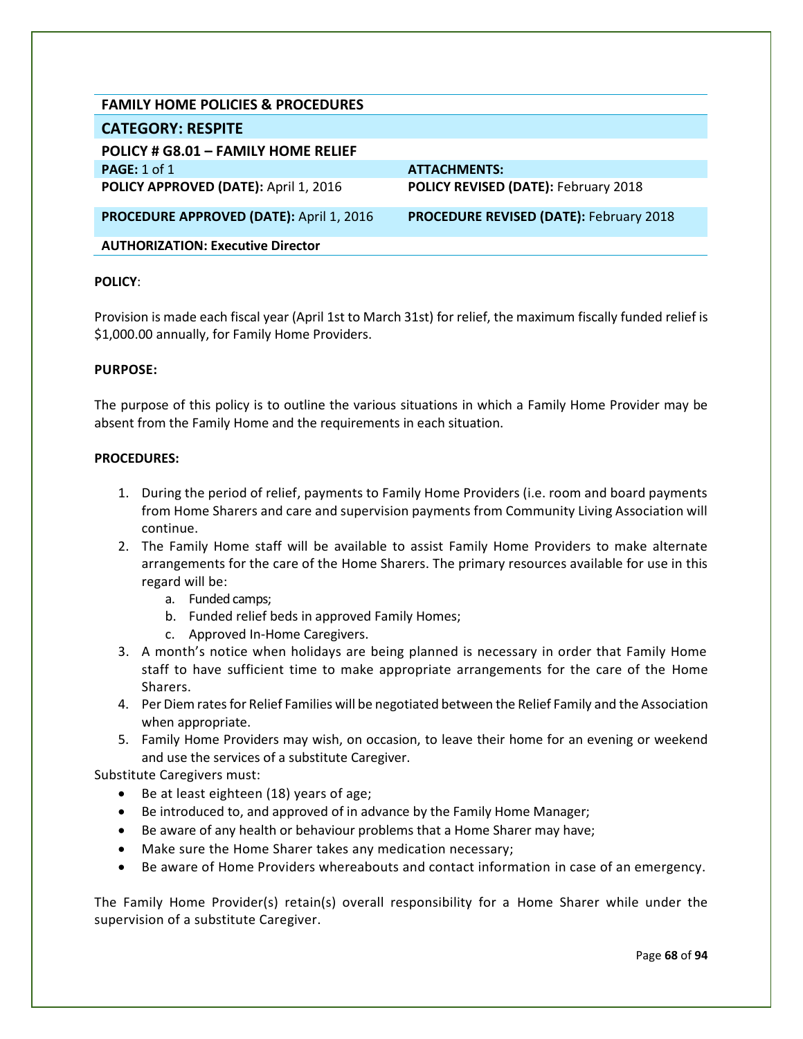| FAMILY HOME POLICIES & PROCEDURES | |
|---|---|
| **CATEGORY: RESPITE** | |
| **POLICY # G8.01 – FAMILY HOME RELIEF** | |
| **PAGE:** 1 of 1 | **ATTACHMENTS:** |
| **POLICY APPROVED (DATE):** April 1, 2016 | **POLICY REVISED (DATE):** February 2018 |
| **PROCEDURE APPROVED (DATE):** April 1, 2016 | **PROCEDURE REVISED (DATE):** February 2018 |
| **AUTHORIZATION: Executive Director** | |

**POLICY**:

Provision is made each fiscal year (April 1st to March 31st) for relief, the maximum fiscally funded relief is $1,000.00 annually, for Family Home Providers.

**PURPOSE:**

The purpose of this policy is to outline the various situations in which a Family Home Provider may be absent from the Family Home and the requirements in each situation.

**PROCEDURES:**

1. During the period of relief, payments to Family Home Providers (i.e. room and board payments from Home Sharers and care and supervision payments from Community Living Association will continue.
2. The Family Home staff will be available to assist Family Home Providers to make alternate arrangements for the care of the Home Sharers. The primary resources available for use in this regard will be:
   a. Funded camps;
   b. Funded relief beds in approved Family Homes;
   c. Approved In-Home Caregivers.
3. A month's notice when holidays are being planned is necessary in order that Family Home staff to have sufficient time to make appropriate arrangements for the care of the Home Sharers.
4. Per Diem rates for Relief Families will be negotiated between the Relief Family and the Association when appropriate.
5. Family Home Providers may wish, on occasion, to leave their home for an evening or weekend and use the services of a substitute Caregiver.

Substitute Caregivers must:

- Be at least eighteen (18) years of age;
- Be introduced to, and approved of in advance by the Family Home Manager;
- Be aware of any health or behaviour problems that a Home Sharer may have;
- Make sure the Home Sharer takes any medication necessary;
- Be aware of Home Providers whereabouts and contact information in case of an emergency.

The Family Home Provider(s) retain(s) overall responsibility for a Home Sharer while under the supervision of a substitute Caregiver.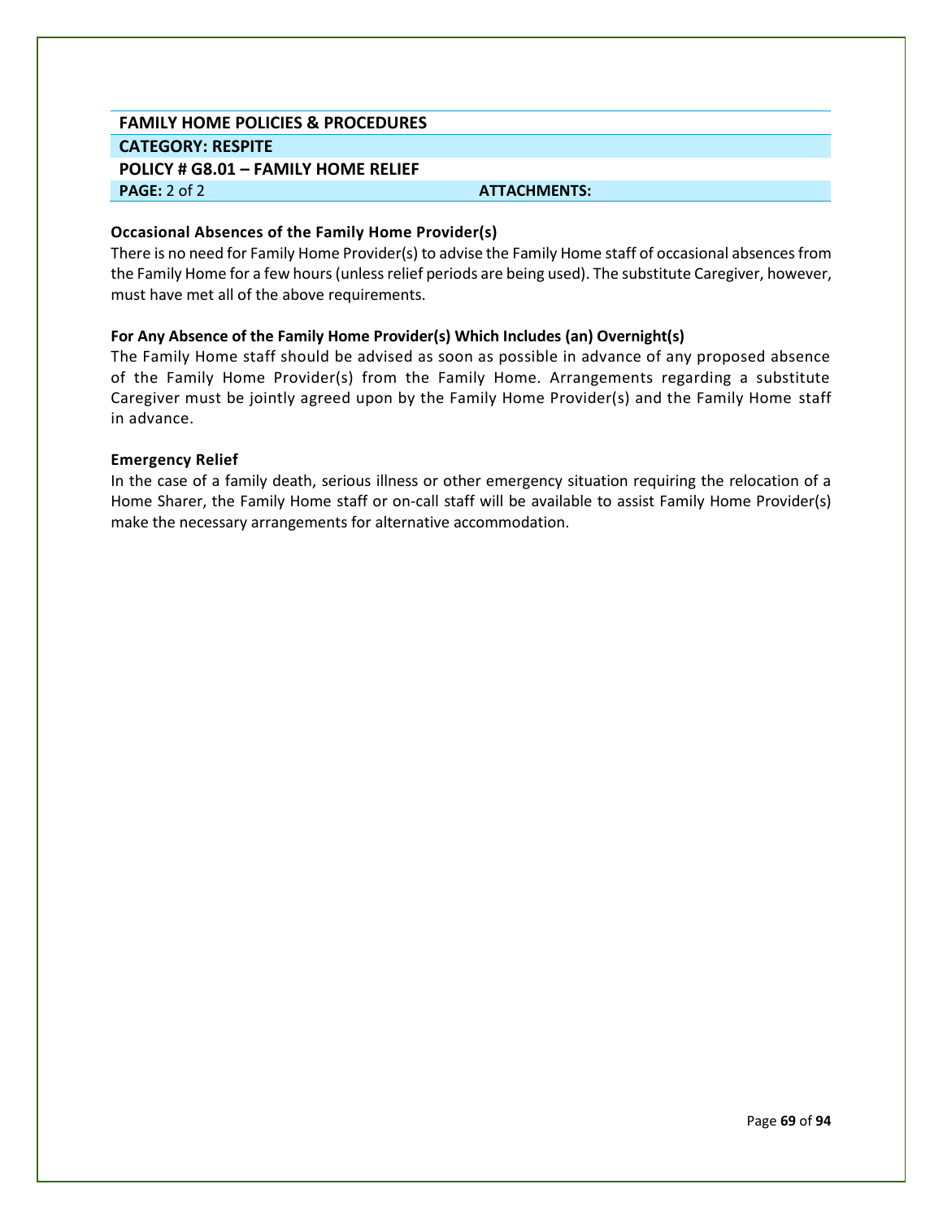| FAMILY HOME POLICIES & PROCEDURES | |
| --- | --- |
| **CATEGORY: RESPITE** | |
| **POLICY # G8.01 – FAMILY HOME RELIEF** | |
| **PAGE:** 2 of 2 | **ATTACHMENTS:** |

**Occasional Absences of the Family Home Provider(s)**

There is no need for Family Home Provider(s) to advise the Family Home staff of occasional absences from the Family Home for a few hours (unless relief periods are being used). The substitute Caregiver, however, must have met all of the above requirements.

**For Any Absence of the Family Home Provider(s) Which Includes (an) Overnight(s)**

The Family Home staff should be advised as soon as possible in advance of any proposed absence of the Family Home Provider(s) from the Family Home. Arrangements regarding a substitute Caregiver must be jointly agreed upon by the Family Home Provider(s) and the Family Home staff in advance.

**Emergency Relief**

In the case of a family death, serious illness or other emergency situation requiring the relocation of a Home Sharer, the Family Home staff or on-call staff will be available to assist Family Home Provider(s) make the necessary arrangements for alternative accommodation.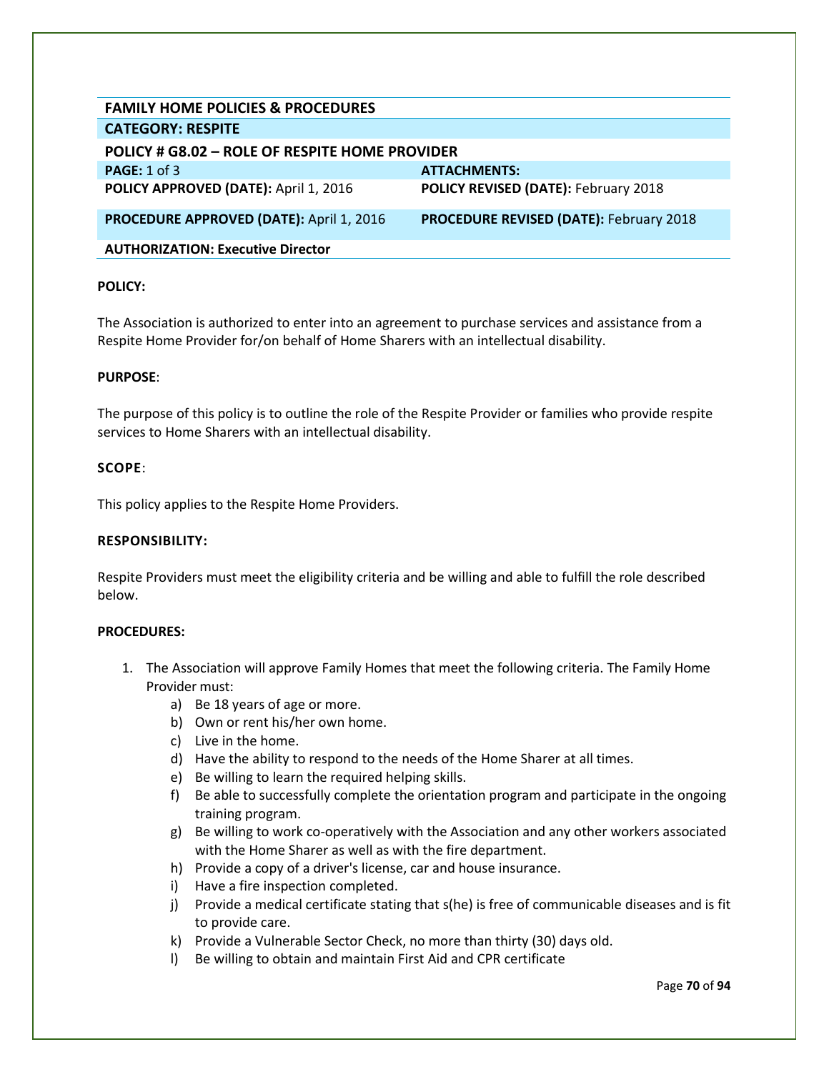## FAMILY HOME POLICIES & PROCEDURES

| | |
|---|---|
| **CATEGORY: RESPITE** | |
| **POLICY # G8.02 – ROLE OF RESPITE HOME PROVIDER** | |
| **PAGE:** 1 of 3 | **ATTACHMENTS:** |
| **POLICY APPROVED (DATE):** April 1, 2016 | **POLICY REVISED (DATE):** February 2018 |
| **PROCEDURE APPROVED (DATE):** April 1, 2016 | **PROCEDURE REVISED (DATE):** February 2018 |
| **AUTHORIZATION: Executive Director** | |

**POLICY:**

The Association is authorized to enter into an agreement to purchase services and assistance from a Respite Home Provider for/on behalf of Home Sharers with an intellectual disability.

**PURPOSE**:

The purpose of this policy is to outline the role of the Respite Provider or families who provide respite services to Home Sharers with an intellectual disability.

**SCOPE**:

This policy applies to the Respite Home Providers.

**RESPONSIBILITY:**

Respite Providers must meet the eligibility criteria and be willing and able to fulfill the role described below.

**PROCEDURES:**

1. The Association will approve Family Homes that meet the following criteria. The Family Home Provider must:
   a) Be 18 years of age or more.
   b) Own or rent his/her own home.
   c) Live in the home.
   d) Have the ability to respond to the needs of the Home Sharer at all times.
   e) Be willing to learn the required helping skills.
   f) Be able to successfully complete the orientation program and participate in the ongoing training program.
   g) Be willing to work co-operatively with the Association and any other workers associated with the Home Sharer as well as with the fire department.
   h) Provide a copy of a driver's license, car and house insurance.
   i) Have a fire inspection completed.
   j) Provide a medical certificate stating that s(he) is free of communicable diseases and is fit to provide care.
   k) Provide a Vulnerable Sector Check, no more than thirty (30) days old.
   l) Be willing to obtain and maintain First Aid and CPR certificate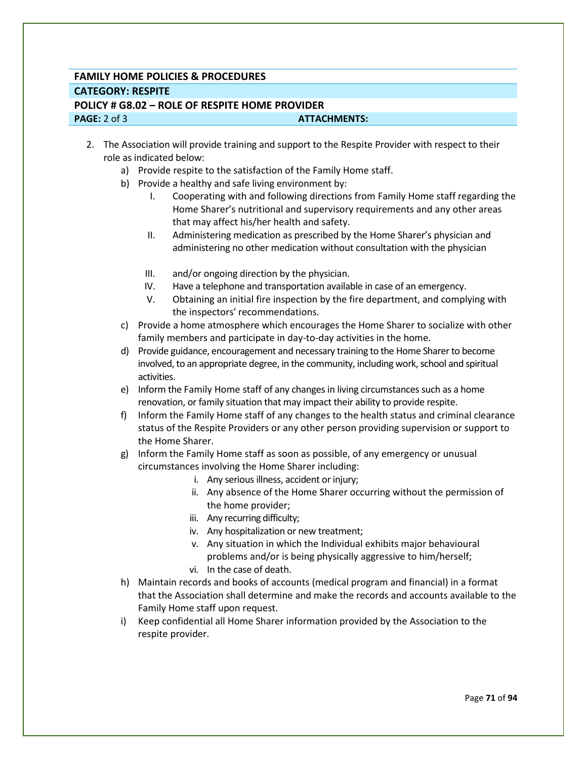**FAMILY HOME POLICIES & PROCEDURES**

**CATEGORY: RESPITE**

**POLICY # G8.02 – ROLE OF RESPITE HOME PROVIDER**

**PAGE:** 2 of 3 **ATTACHMENTS:**

2. The Association will provide training and support to the Respite Provider with respect to their role as indicated below:
   a) Provide respite to the satisfaction of the Family Home staff.
   b) Provide a healthy and safe living environment by:
      I. Cooperating with and following directions from Family Home staff regarding the Home Sharer's nutritional and supervisory requirements and any other areas that may affect his/her health and safety.
      II. Administering medication as prescribed by the Home Sharer's physician and administering no other medication without consultation with the physician
      III. and/or ongoing direction by the physician.
      IV. Have a telephone and transportation available in case of an emergency.
      V. Obtaining an initial fire inspection by the fire department, and complying with the inspectors' recommendations.
   c) Provide a home atmosphere which encourages the Home Sharer to socialize with other family members and participate in day-to-day activities in the home.
   d) Provide guidance, encouragement and necessary training to the Home Sharer to become involved, to an appropriate degree, in the community, including work, school and spiritual activities.
   e) Inform the Family Home staff of any changes in living circumstances such as a home renovation, or family situation that may impact their ability to provide respite.
   f) Inform the Family Home staff of any changes to the health status and criminal clearance status of the Respite Providers or any other person providing supervision or support to the Home Sharer.
   g) Inform the Family Home staff as soon as possible, of any emergency or unusual circumstances involving the Home Sharer including:
      i. Any serious illness, accident or injury;
      ii. Any absence of the Home Sharer occurring without the permission of the home provider;
      iii. Any recurring difficulty;
      iv. Any hospitalization or new treatment;
      v. Any situation in which the Individual exhibits major behavioural problems and/or is being physically aggressive to him/herself;
      vi. In the case of death.
   h) Maintain records and books of accounts (medical program and financial) in a format that the Association shall determine and make the records and accounts available to the Family Home staff upon request.
   i) Keep confidential all Home Sharer information provided by the Association to the respite provider.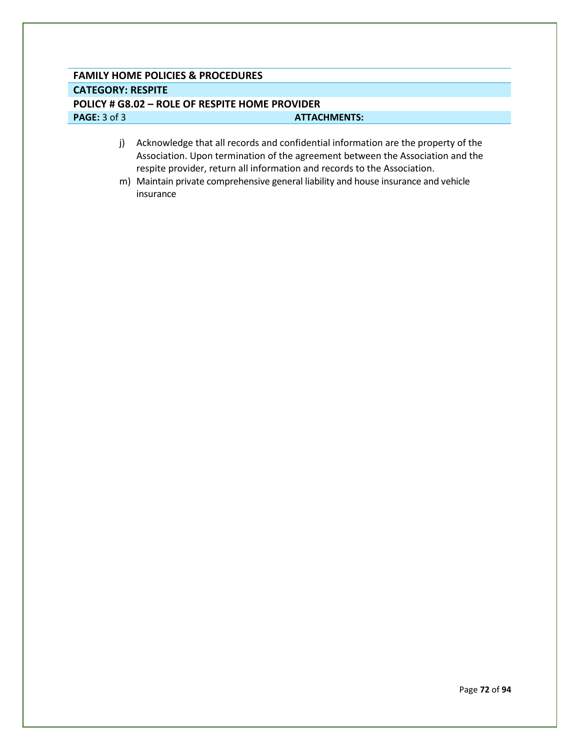**FAMILY HOME POLICIES & PROCEDURES**

**CATEGORY: RESPITE**

**POLICY # G8.02 – ROLE OF RESPITE HOME PROVIDER**

**PAGE:** 3 of 3 **ATTACHMENTS:**

j) Acknowledge that all records and confidential information are the property of the Association. Upon termination of the agreement between the Association and the respite provider, return all information and records to the Association.

m) Maintain private comprehensive general liability and house insurance and vehicle insurance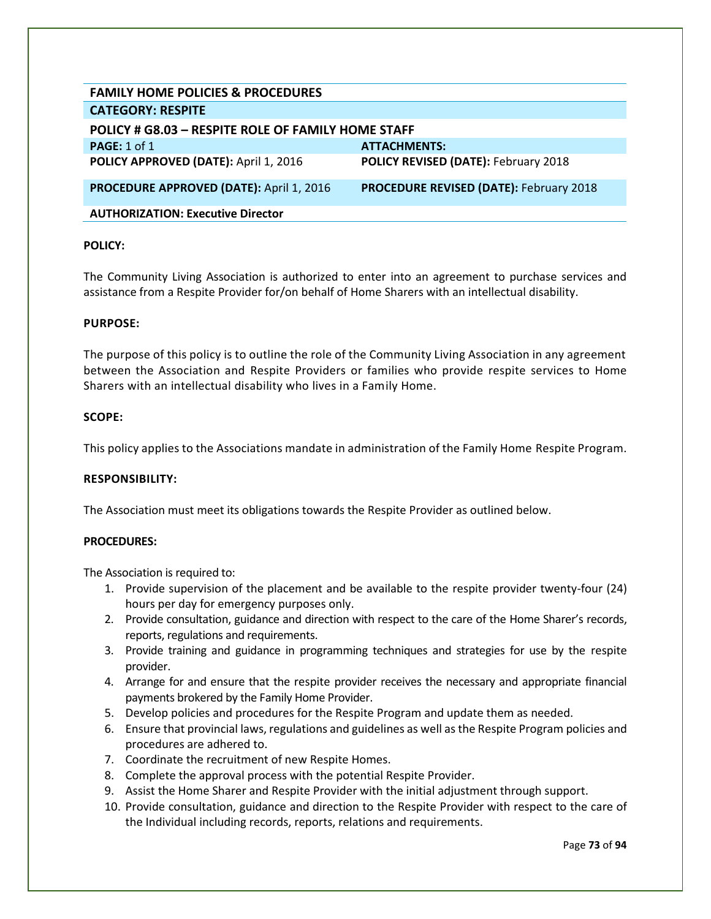| FAMILY HOME POLICIES & PROCEDURES | |
|---|---|
| **CATEGORY: RESPITE** | |
| **POLICY # G8.03 – RESPITE ROLE OF FAMILY HOME STAFF** | |
| **PAGE:** 1 of 1 | **ATTACHMENTS:** |
| **POLICY APPROVED (DATE):** April 1, 2016 | **POLICY REVISED (DATE):** February 2018 |
| **PROCEDURE APPROVED (DATE):** April 1, 2016 | **PROCEDURE REVISED (DATE):** February 2018 |
| **AUTHORIZATION: Executive Director** | |

**POLICY:**

The Community Living Association is authorized to enter into an agreement to purchase services and assistance from a Respite Provider for/on behalf of Home Sharers with an intellectual disability.

**PURPOSE:**

The purpose of this policy is to outline the role of the Community Living Association in any agreement between the Association and Respite Providers or families who provide respite services to Home Sharers with an intellectual disability who lives in a Family Home.

**SCOPE:**

This policy applies to the Associations mandate in administration of the Family Home Respite Program.

**RESPONSIBILITY:**

The Association must meet its obligations towards the Respite Provider as outlined below.

**PROCEDURES:**

The Association is required to:

1. Provide supervision of the placement and be available to the respite provider twenty-four (24) hours per day for emergency purposes only.
2. Provide consultation, guidance and direction with respect to the care of the Home Sharer's records, reports, regulations and requirements.
3. Provide training and guidance in programming techniques and strategies for use by the respite provider.
4. Arrange for and ensure that the respite provider receives the necessary and appropriate financial payments brokered by the Family Home Provider.
5. Develop policies and procedures for the Respite Program and update them as needed.
6. Ensure that provincial laws, regulations and guidelines as well as the Respite Program policies and procedures are adhered to.
7. Coordinate the recruitment of new Respite Homes.
8. Complete the approval process with the potential Respite Provider.
9. Assist the Home Sharer and Respite Provider with the initial adjustment through support.
10. Provide consultation, guidance and direction to the Respite Provider with respect to the care of the Individual including records, reports, relations and requirements.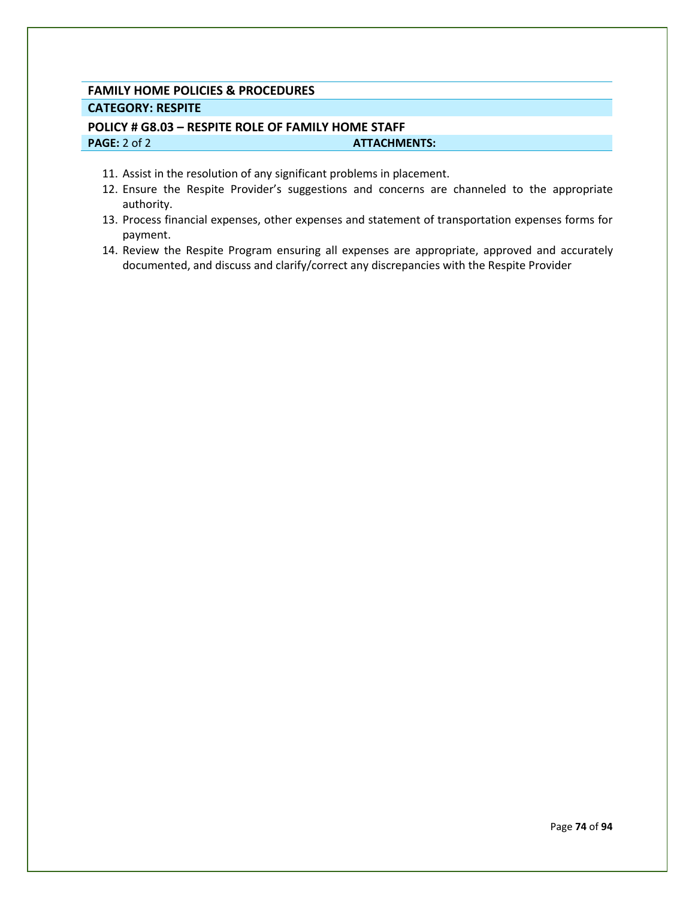**FAMILY HOME POLICIES & PROCEDURES**

**CATEGORY: RESPITE**

**POLICY # G8.03 – RESPITE ROLE OF FAMILY HOME STAFF**

**PAGE:** 2 of 2 **ATTACHMENTS:**

11. Assist in the resolution of any significant problems in placement.
12. Ensure the Respite Provider's suggestions and concerns are channeled to the appropriate authority.
13. Process financial expenses, other expenses and statement of transportation expenses forms for payment.
14. Review the Respite Program ensuring all expenses are appropriate, approved and accurately documented, and discuss and clarify/correct any discrepancies with the Respite Provider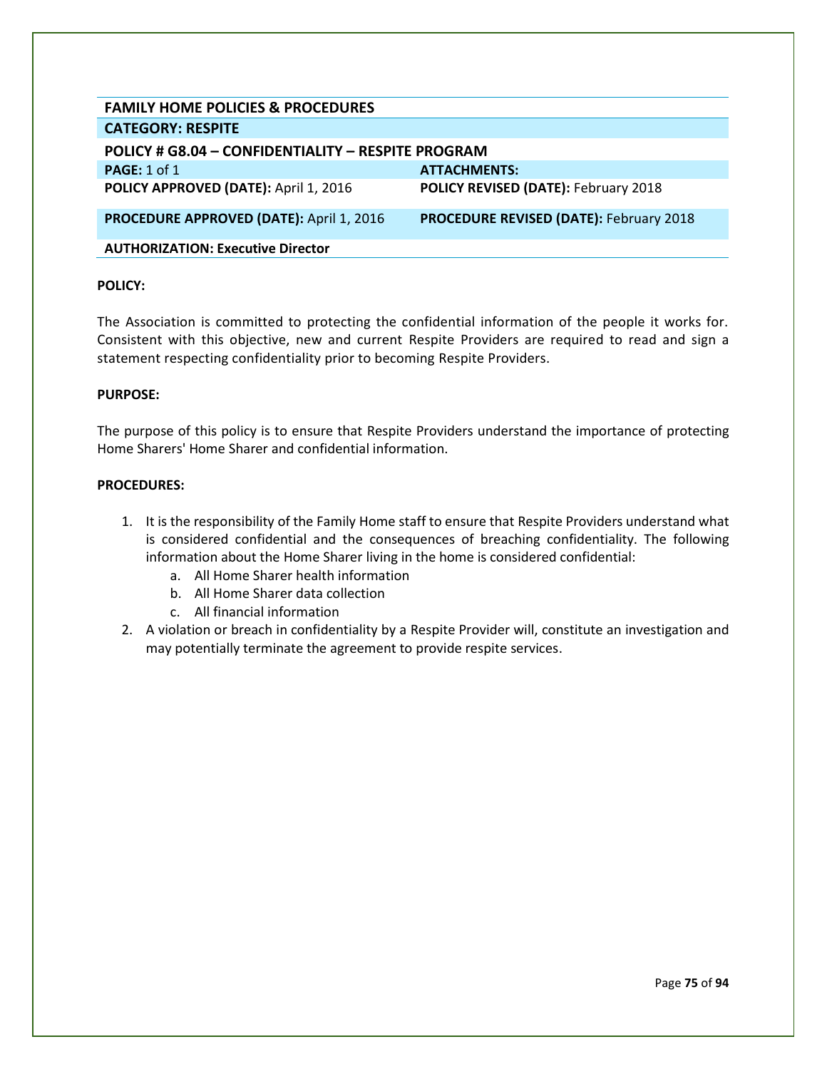| FAMILY HOME POLICIES & PROCEDURES | |
| --- | --- |
| **CATEGORY: RESPITE** | |
| **POLICY # G8.04 – CONFIDENTIALITY – RESPITE PROGRAM** | |
| **PAGE:** 1 of 1 | **ATTACHMENTS:** |
| **POLICY APPROVED (DATE):** April 1, 2016 | **POLICY REVISED (DATE):** February 2018 |
| **PROCEDURE APPROVED (DATE):** April 1, 2016 | **PROCEDURE REVISED (DATE):** February 2018 |
| **AUTHORIZATION: Executive Director** | |

**POLICY:**

The Association is committed to protecting the confidential information of the people it works for. Consistent with this objective, new and current Respite Providers are required to read and sign a statement respecting confidentiality prior to becoming Respite Providers.

**PURPOSE:**

The purpose of this policy is to ensure that Respite Providers understand the importance of protecting Home Sharers' Home Sharer and confidential information.

**PROCEDURES:**

1. It is the responsibility of the Family Home staff to ensure that Respite Providers understand what is considered confidential and the consequences of breaching confidentiality. The following information about the Home Sharer living in the home is considered confidential:
    a. All Home Sharer health information
    b. All Home Sharer data collection
    c. All financial information
2. A violation or breach in confidentiality by a Respite Provider will, constitute an investigation and may potentially terminate the agreement to provide respite services.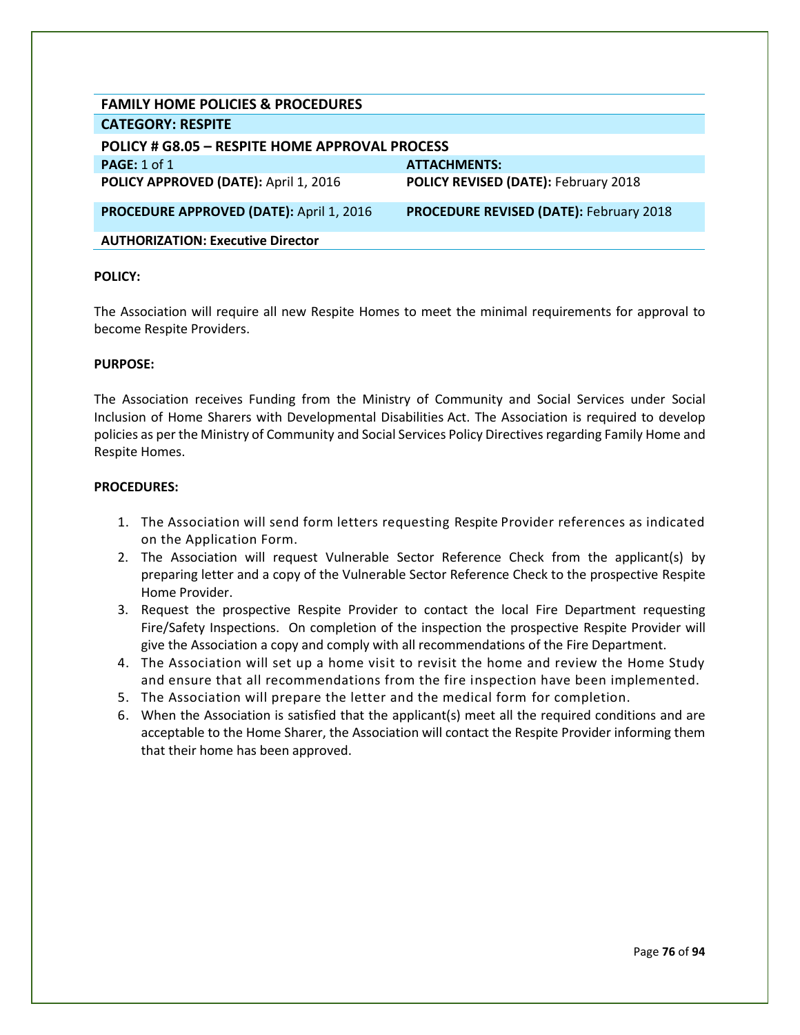| FAMILY HOME POLICIES & PROCEDURES | |
|---|---|
| **CATEGORY: RESPITE** | |
| **POLICY # G8.05 – RESPITE HOME APPROVAL PROCESS** | |
| **PAGE:** 1 of 1 | **ATTACHMENTS:** |
| **POLICY APPROVED (DATE):** April 1, 2016 | **POLICY REVISED (DATE):** February 2018 |
| **PROCEDURE APPROVED (DATE):** April 1, 2016 | **PROCEDURE REVISED (DATE):** February 2018 |
| **AUTHORIZATION: Executive Director** | |

**POLICY:**

The Association will require all new Respite Homes to meet the minimal requirements for approval to become Respite Providers.

**PURPOSE:**

The Association receives Funding from the Ministry of Community and Social Services under Social Inclusion of Home Sharers with Developmental Disabilities Act. The Association is required to develop policies as per the Ministry of Community and Social Services Policy Directives regarding Family Home and Respite Homes.

**PROCEDURES:**

1. The Association will send form letters requesting Respite Provider references as indicated on the Application Form.
2. The Association will request Vulnerable Sector Reference Check from the applicant(s) by preparing letter and a copy of the Vulnerable Sector Reference Check to the prospective Respite Home Provider.
3. Request the prospective Respite Provider to contact the local Fire Department requesting Fire/Safety Inspections. On completion of the inspection the prospective Respite Provider will give the Association a copy and comply with all recommendations of the Fire Department.
4. The Association will set up a home visit to revisit the home and review the Home Study and ensure that all recommendations from the fire inspection have been implemented.
5. The Association will prepare the letter and the medical form for completion.
6. When the Association is satisfied that the applicant(s) meet all the required conditions and are acceptable to the Home Sharer, the Association will contact the Respite Provider informing them that their home has been approved.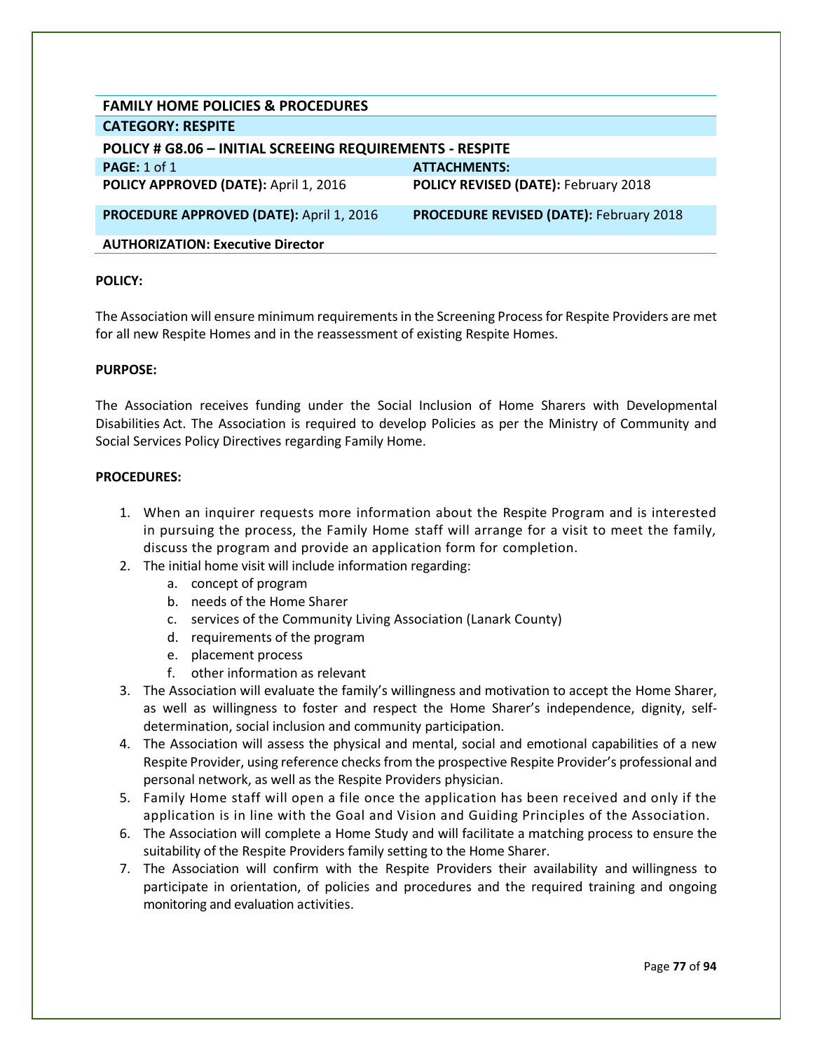| FAMILY HOME POLICIES & PROCEDURES | |
|---|---|
| **CATEGORY: RESPITE** | |
| **POLICY # G8.06 – INITIAL SCREEING REQUIREMENTS - RESPITE** | |
| **PAGE:** 1 of 1 | **ATTACHMENTS:** |
| **POLICY APPROVED (DATE):** April 1, 2016 | **POLICY REVISED (DATE):** February 2018 |
| **PROCEDURE APPROVED (DATE):** April 1, 2016 | **PROCEDURE REVISED (DATE):** February 2018 |
| **AUTHORIZATION: Executive Director** | |

**POLICY:**

The Association will ensure minimum requirements in the Screening Process for Respite Providers are met for all new Respite Homes and in the reassessment of existing Respite Homes.

**PURPOSE:**

The Association receives funding under the Social Inclusion of Home Sharers with Developmental Disabilities Act. The Association is required to develop Policies as per the Ministry of Community and Social Services Policy Directives regarding Family Home.

**PROCEDURES:**

1. When an inquirer requests more information about the Respite Program and is interested in pursuing the process, the Family Home staff will arrange for a visit to meet the family, discuss the program and provide an application form for completion.
2. The initial home visit will include information regarding:
    a. concept of program
    b. needs of the Home Sharer
    c. services of the Community Living Association (Lanark County)
    d. requirements of the program
    e. placement process
    f. other information as relevant
3. The Association will evaluate the family's willingness and motivation to accept the Home Sharer, as well as willingness to foster and respect the Home Sharer's independence, dignity, self-determination, social inclusion and community participation.
4. The Association will assess the physical and mental, social and emotional capabilities of a new Respite Provider, using reference checks from the prospective Respite Provider's professional and personal network, as well as the Respite Providers physician.
5. Family Home staff will open a file once the application has been received and only if the application is in line with the Goal and Vision and Guiding Principles of the Association.
6. The Association will complete a Home Study and will facilitate a matching process to ensure the suitability of the Respite Providers family setting to the Home Sharer.
7. The Association will confirm with the Respite Providers their availability and willingness to participate in orientation, of policies and procedures and the required training and ongoing monitoring and evaluation activities.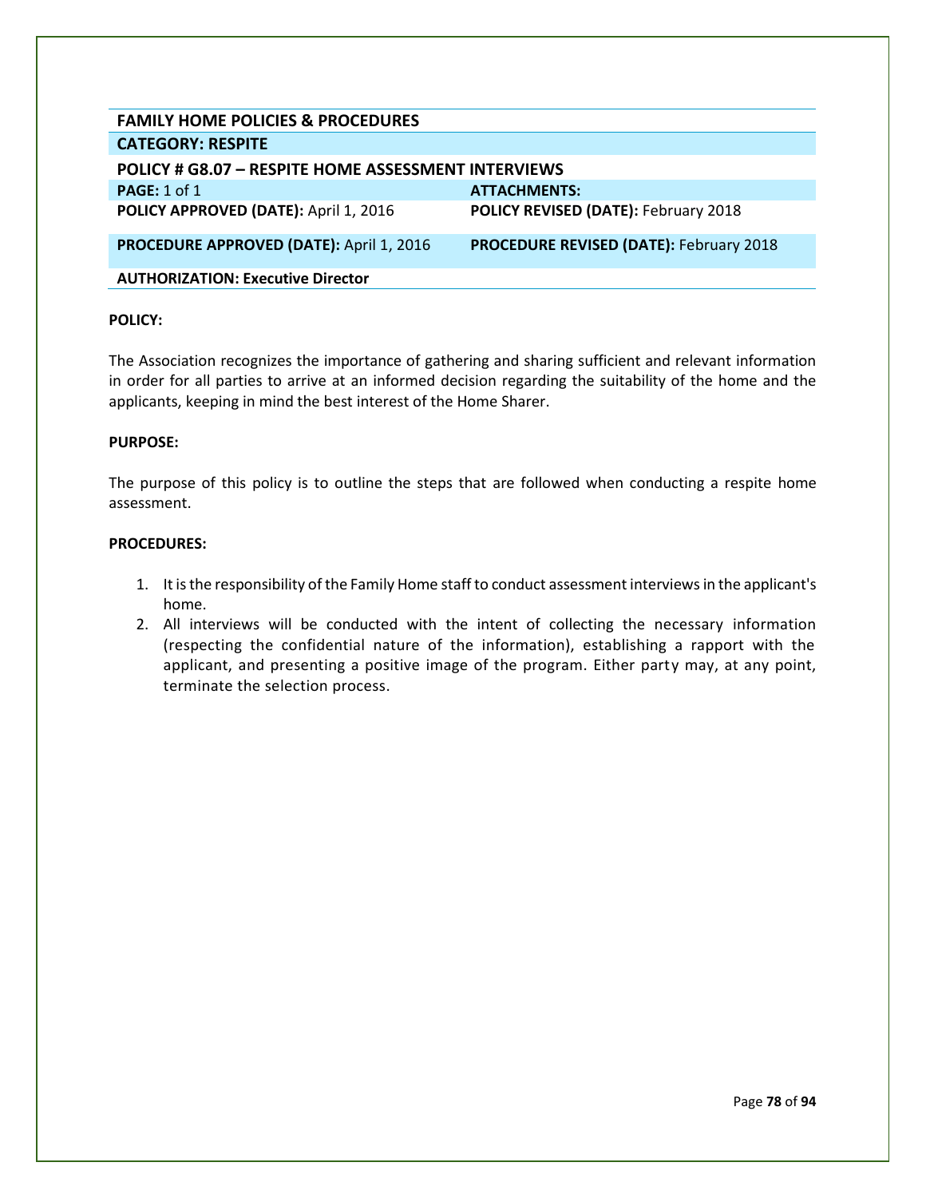| FAMILY HOME POLICIES & PROCEDURES | |
|---|---|
| **CATEGORY: RESPITE** | |
| **POLICY # G8.07 – RESPITE HOME ASSESSMENT INTERVIEWS** | |
| **PAGE:** 1 of 1 | **ATTACHMENTS:** |
| **POLICY APPROVED (DATE):** April 1, 2016 | **POLICY REVISED (DATE):** February 2018 |
| **PROCEDURE APPROVED (DATE):** April 1, 2016 | **PROCEDURE REVISED (DATE):** February 2018 |
| **AUTHORIZATION: Executive Director** | |

**POLICY:**

The Association recognizes the importance of gathering and sharing sufficient and relevant information in order for all parties to arrive at an informed decision regarding the suitability of the home and the applicants, keeping in mind the best interest of the Home Sharer.

**PURPOSE:**

The purpose of this policy is to outline the steps that are followed when conducting a respite home assessment.

**PROCEDURES:**

1. It is the responsibility of the Family Home staff to conduct assessment interviews in the applicant's home.
2. All interviews will be conducted with the intent of collecting the necessary information (respecting the confidential nature of the information), establishing a rapport with the applicant, and presenting a positive image of the program. Either party may, at any point, terminate the selection process.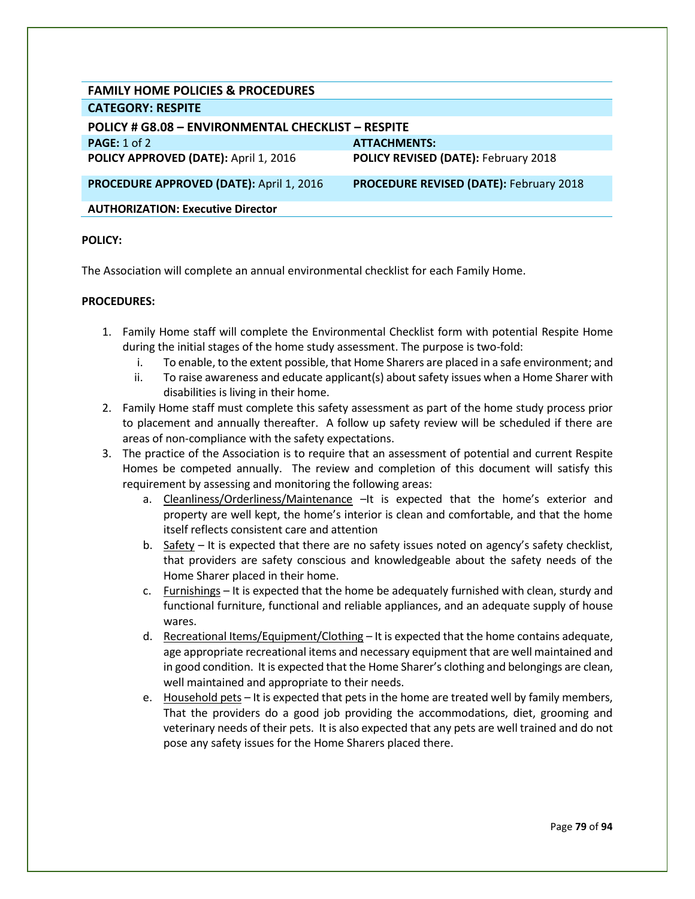| FAMILY HOME POLICIES & PROCEDURES | |
|---|---|
| **CATEGORY: RESPITE** | |
| **POLICY # G8.08 – ENVIRONMENTAL CHECKLIST – RESPITE** | |
| **PAGE:** 1 of 2 | **ATTACHMENTS:** |
| **POLICY APPROVED (DATE):** April 1, 2016 | **POLICY REVISED (DATE):** February 2018 |
| **PROCEDURE APPROVED (DATE):** April 1, 2016 | **PROCEDURE REVISED (DATE):** February 2018 |
| **AUTHORIZATION: Executive Director** | |

**POLICY:**

The Association will complete an annual environmental checklist for each Family Home.

**PROCEDURES:**

1. Family Home staff will complete the Environmental Checklist form with potential Respite Home during the initial stages of the home study assessment. The purpose is two-fold:
   i. To enable, to the extent possible, that Home Sharers are placed in a safe environment; and
   ii. To raise awareness and educate applicant(s) about safety issues when a Home Sharer with disabilities is living in their home.
2. Family Home staff must complete this safety assessment as part of the home study process prior to placement and annually thereafter. A follow up safety review will be scheduled if there are areas of non-compliance with the safety expectations.
3. The practice of the Association is to require that an assessment of potential and current Respite Homes be competed annually. The review and completion of this document will satisfy this requirement by assessing and monitoring the following areas:
   a. Cleanliness/Orderliness/Maintenance –It is expected that the home's exterior and property are well kept, the home's interior is clean and comfortable, and that the home itself reflects consistent care and attention
   b. Safety – It is expected that there are no safety issues noted on agency's safety checklist, that providers are safety conscious and knowledgeable about the safety needs of the Home Sharer placed in their home.
   c. Furnishings – It is expected that the home be adequately furnished with clean, sturdy and functional furniture, functional and reliable appliances, and an adequate supply of house wares.
   d. Recreational Items/Equipment/Clothing – It is expected that the home contains adequate, age appropriate recreational items and necessary equipment that are well maintained and in good condition. It is expected that the Home Sharer's clothing and belongings are clean, well maintained and appropriate to their needs.
   e. Household pets – It is expected that pets in the home are treated well by family members, That the providers do a good job providing the accommodations, diet, grooming and veterinary needs of their pets. It is also expected that any pets are well trained and do not pose any safety issues for the Home Sharers placed there.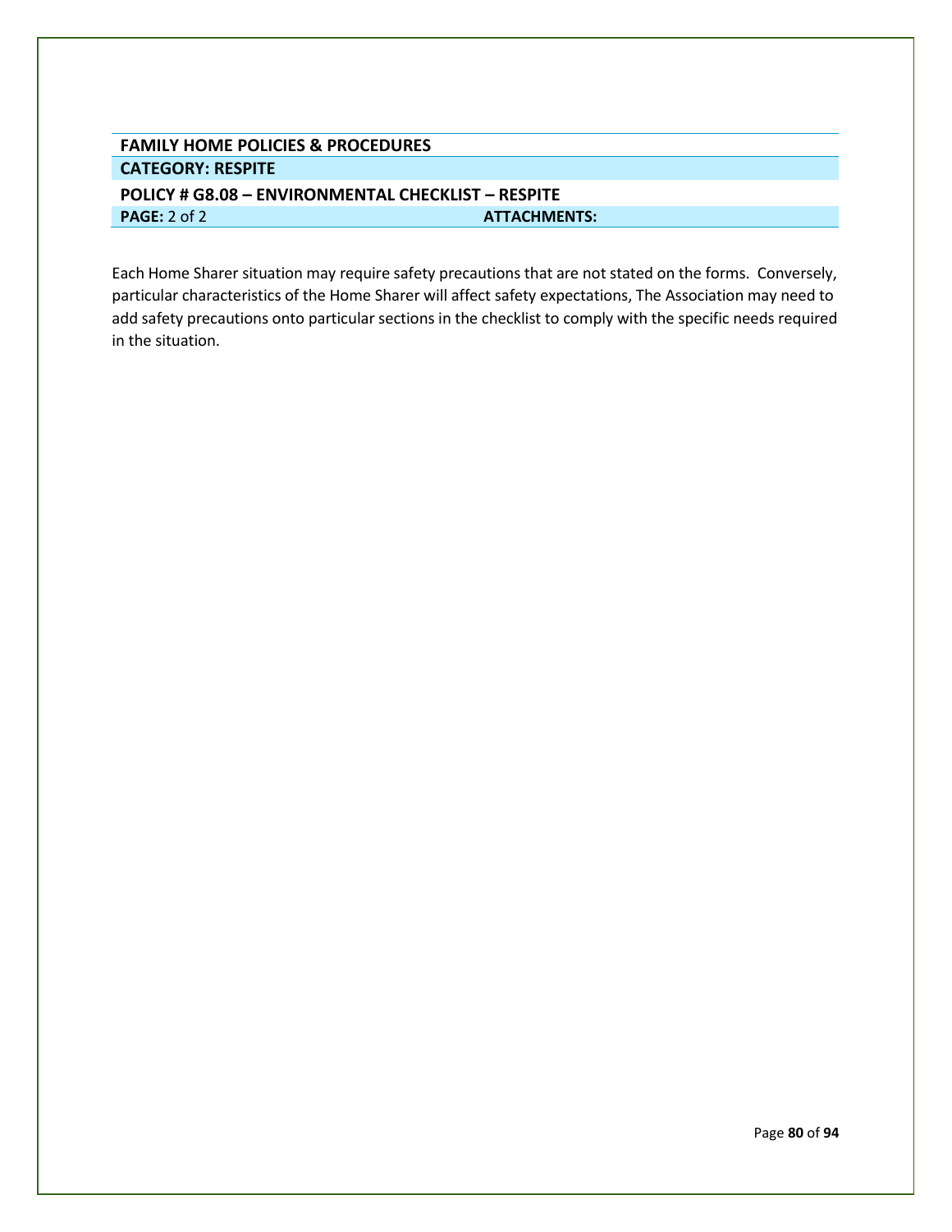| FAMILY HOME POLICIES & PROCEDURES | |
|---|---|
| **CATEGORY: RESPITE** | |
| **POLICY # G8.08 – ENVIRONMENTAL CHECKLIST – RESPITE** | |
| **PAGE:** 2 of 2 | **ATTACHMENTS:** |

Each Home Sharer situation may require safety precautions that are not stated on the forms. Conversely, particular characteristics of the Home Sharer will affect safety expectations, The Association may need to add safety precautions onto particular sections in the checklist to comply with the specific needs required in the situation.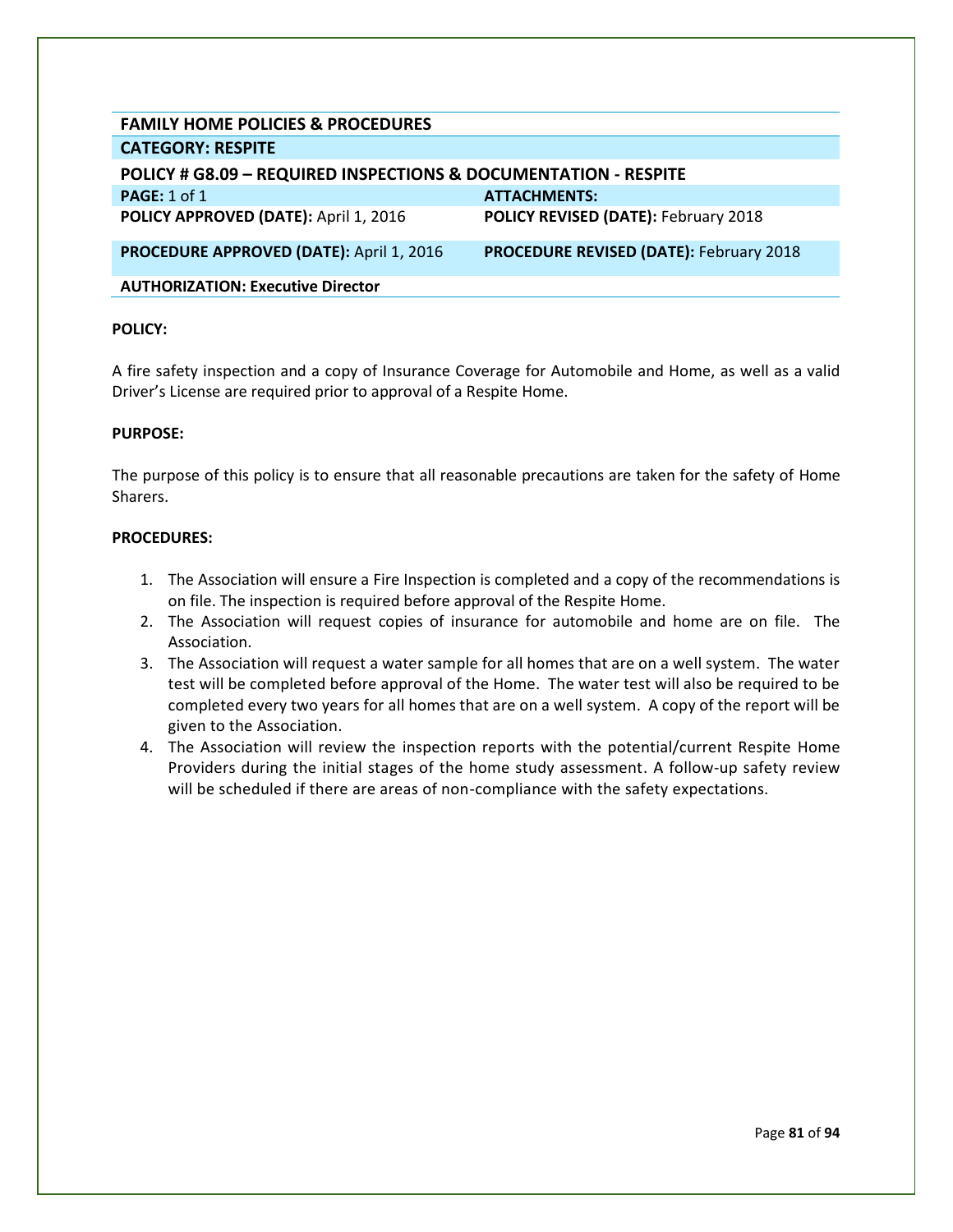| FAMILY HOME POLICIES & PROCEDURES | |
|---|---|
| **CATEGORY: RESPITE** | |
| **POLICY # G8.09 – REQUIRED INSPECTIONS & DOCUMENTATION - RESPITE** | |
| **PAGE:** 1 of 1 | **ATTACHMENTS:** |
| **POLICY APPROVED (DATE):** April 1, 2016 | **POLICY REVISED (DATE):** February 2018 |
| **PROCEDURE APPROVED (DATE):** April 1, 2016 | **PROCEDURE REVISED (DATE):** February 2018 |
| **AUTHORIZATION: Executive Director** | |

**POLICY:**

A fire safety inspection and a copy of Insurance Coverage for Automobile and Home, as well as a valid Driver's License are required prior to approval of a Respite Home.

**PURPOSE:**

The purpose of this policy is to ensure that all reasonable precautions are taken for the safety of Home Sharers.

**PROCEDURES:**

1. The Association will ensure a Fire Inspection is completed and a copy of the recommendations is on file. The inspection is required before approval of the Respite Home.
2. The Association will request copies of insurance for automobile and home are on file. The Association.
3. The Association will request a water sample for all homes that are on a well system. The water test will be completed before approval of the Home. The water test will also be required to be completed every two years for all homes that are on a well system. A copy of the report will be given to the Association.
4. The Association will review the inspection reports with the potential/current Respite Home Providers during the initial stages of the home study assessment. A follow-up safety review will be scheduled if there are areas of non-compliance with the safety expectations.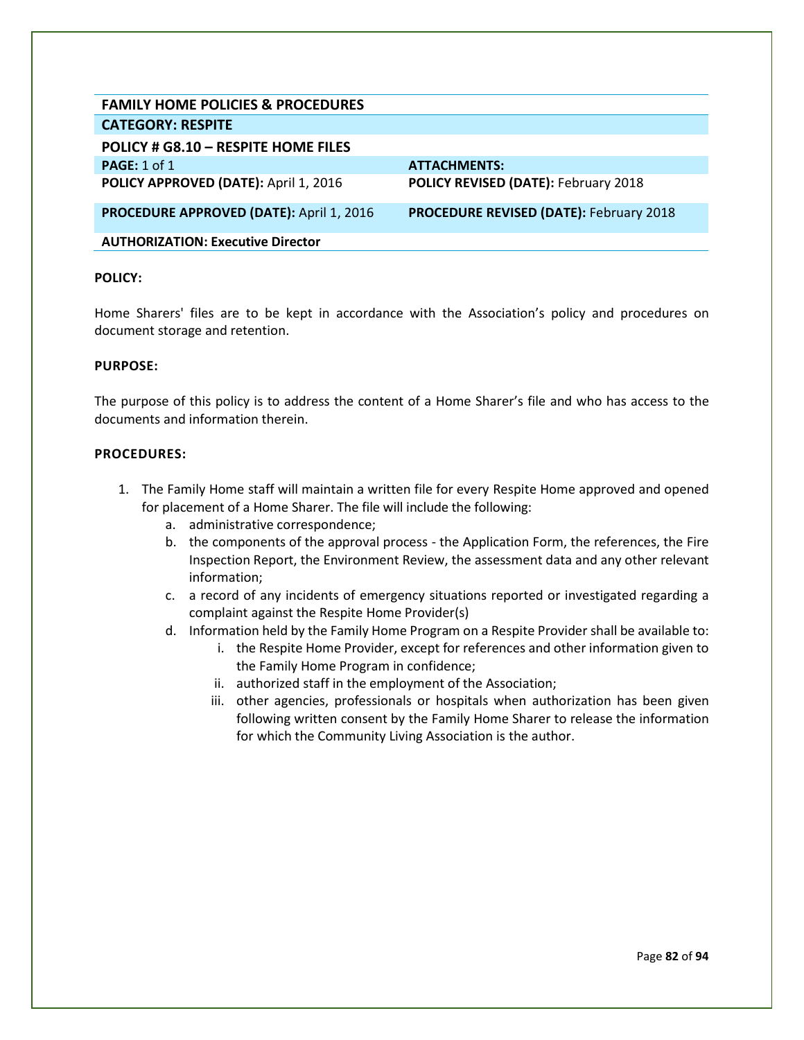| FAMILY HOME POLICIES & PROCEDURES | |
|---|---|
| **CATEGORY: RESPITE** | |
| **POLICY # G8.10 – RESPITE HOME FILES** | |
| **PAGE:** 1 of 1 | **ATTACHMENTS:** |
| **POLICY APPROVED (DATE):** April 1, 2016 | **POLICY REVISED (DATE):** February 2018 |
| **PROCEDURE APPROVED (DATE):** April 1, 2016 | **PROCEDURE REVISED (DATE):** February 2018 |
| **AUTHORIZATION: Executive Director** | |

**POLICY:**

Home Sharers' files are to be kept in accordance with the Association's policy and procedures on document storage and retention.

**PURPOSE:**

The purpose of this policy is to address the content of a Home Sharer's file and who has access to the documents and information therein.

**PROCEDURES:**

1. The Family Home staff will maintain a written file for every Respite Home approved and opened for placement of a Home Sharer. The file will include the following:
   a. administrative correspondence;
   b. the components of the approval process - the Application Form, the references, the Fire Inspection Report, the Environment Review, the assessment data and any other relevant information;
   c. a record of any incidents of emergency situations reported or investigated regarding a complaint against the Respite Home Provider(s)
   d. Information held by the Family Home Program on a Respite Provider shall be available to:
      i. the Respite Home Provider, except for references and other information given to the Family Home Program in confidence;
      ii. authorized staff in the employment of the Association;
      iii. other agencies, professionals or hospitals when authorization has been given following written consent by the Family Home Sharer to release the information for which the Community Living Association is the author.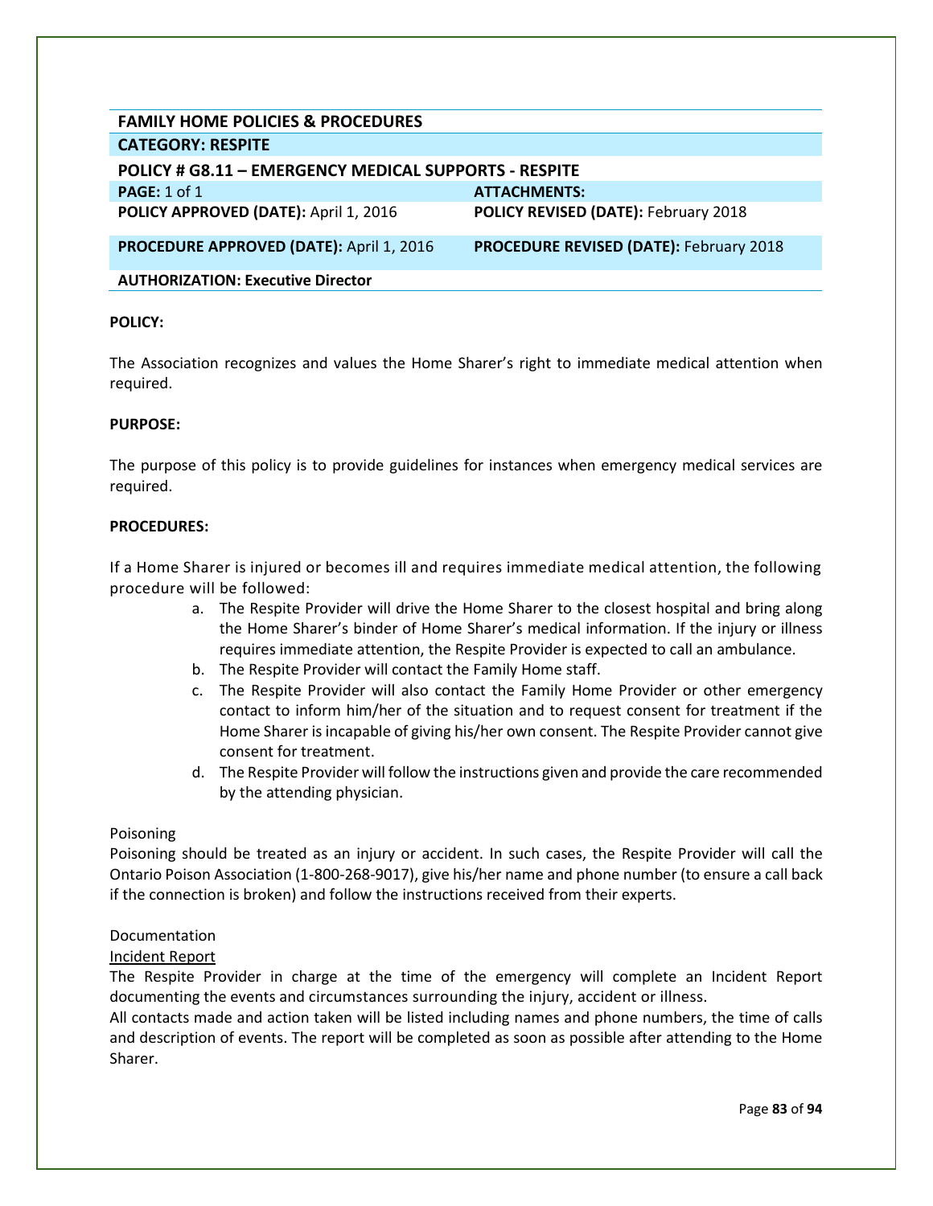| FAMILY HOME POLICIES & PROCEDURES | |
| --- | --- |
| **CATEGORY: RESPITE** | |
| **POLICY # G8.11 – EMERGENCY MEDICAL SUPPORTS - RESPITE** | |
| **PAGE:** 1 of 1 | **ATTACHMENTS:** |
| **POLICY APPROVED (DATE):** April 1, 2016 | **POLICY REVISED (DATE):** February 2018 |
| **PROCEDURE APPROVED (DATE):** April 1, 2016 | **PROCEDURE REVISED (DATE):** February 2018 |
| **AUTHORIZATION: Executive Director** | |

**POLICY:**

The Association recognizes and values the Home Sharer's right to immediate medical attention when required.

**PURPOSE:**

The purpose of this policy is to provide guidelines for instances when emergency medical services are required.

**PROCEDURES:**

If a Home Sharer is injured or becomes ill and requires immediate medical attention, the following procedure will be followed:

a. The Respite Provider will drive the Home Sharer to the closest hospital and bring along the Home Sharer's binder of Home Sharer's medical information. If the injury or illness requires immediate attention, the Respite Provider is expected to call an ambulance.
b. The Respite Provider will contact the Family Home staff.
c. The Respite Provider will also contact the Family Home Provider or other emergency contact to inform him/her of the situation and to request consent for treatment if the Home Sharer is incapable of giving his/her own consent. The Respite Provider cannot give consent for treatment.
d. The Respite Provider will follow the instructions given and provide the care recommended by the attending physician.

Poisoning

Poisoning should be treated as an injury or accident. In such cases, the Respite Provider will call the Ontario Poison Association (1-800-268-9017), give his/her name and phone number (to ensure a call back if the connection is broken) and follow the instructions received from their experts.

Documentation

Incident Report

The Respite Provider in charge at the time of the emergency will complete an Incident Report documenting the events and circumstances surrounding the injury, accident or illness.

All contacts made and action taken will be listed including names and phone numbers, the time of calls and description of events. The report will be completed as soon as possible after attending to the Home Sharer.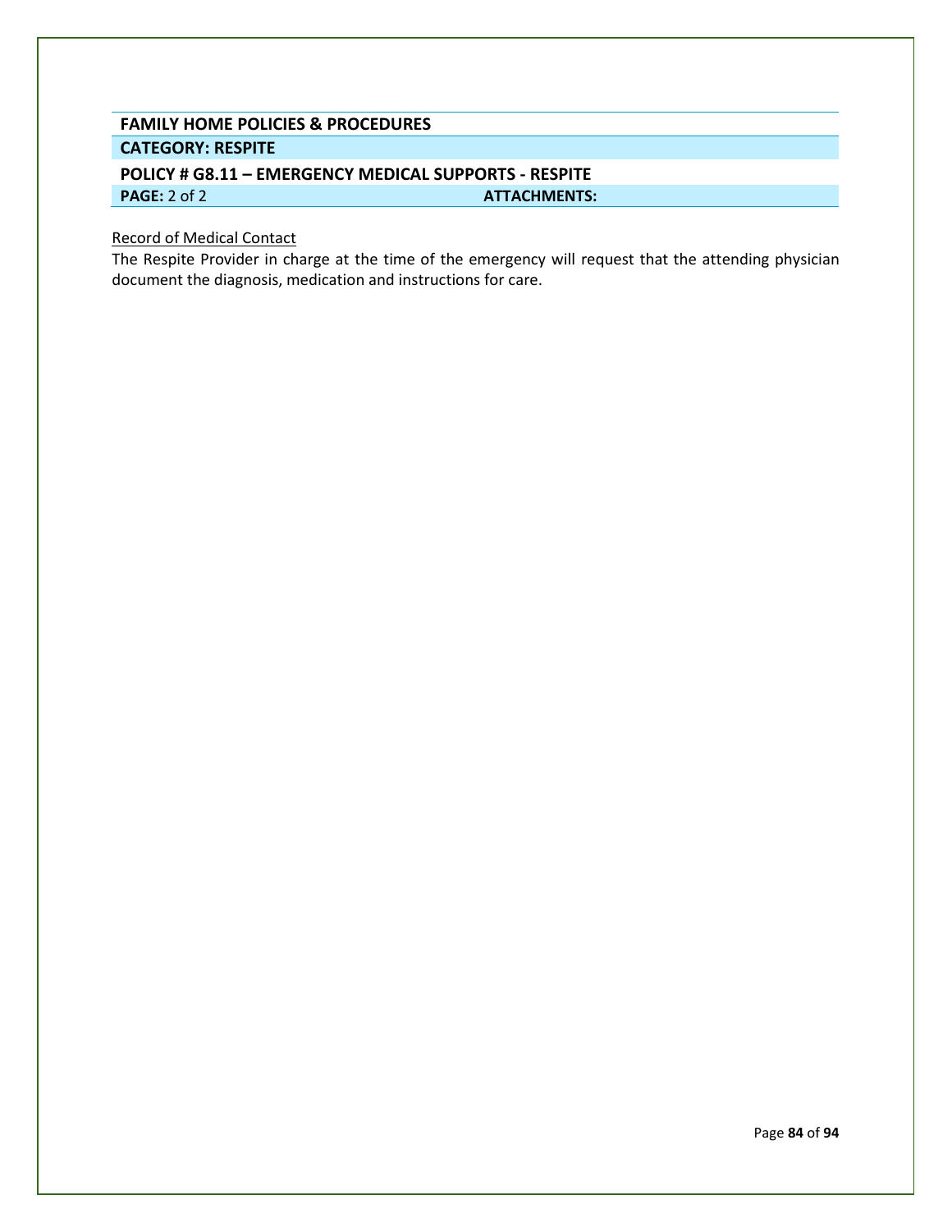**FAMILY HOME POLICIES & PROCEDURES**

**CATEGORY: RESPITE**

**POLICY # G8.11 – EMERGENCY MEDICAL SUPPORTS - RESPITE**

**PAGE:** 2 of 2 **ATTACHMENTS:**

Record of Medical Contact

The Respite Provider in charge at the time of the emergency will request that the attending physician document the diagnosis, medication and instructions for care.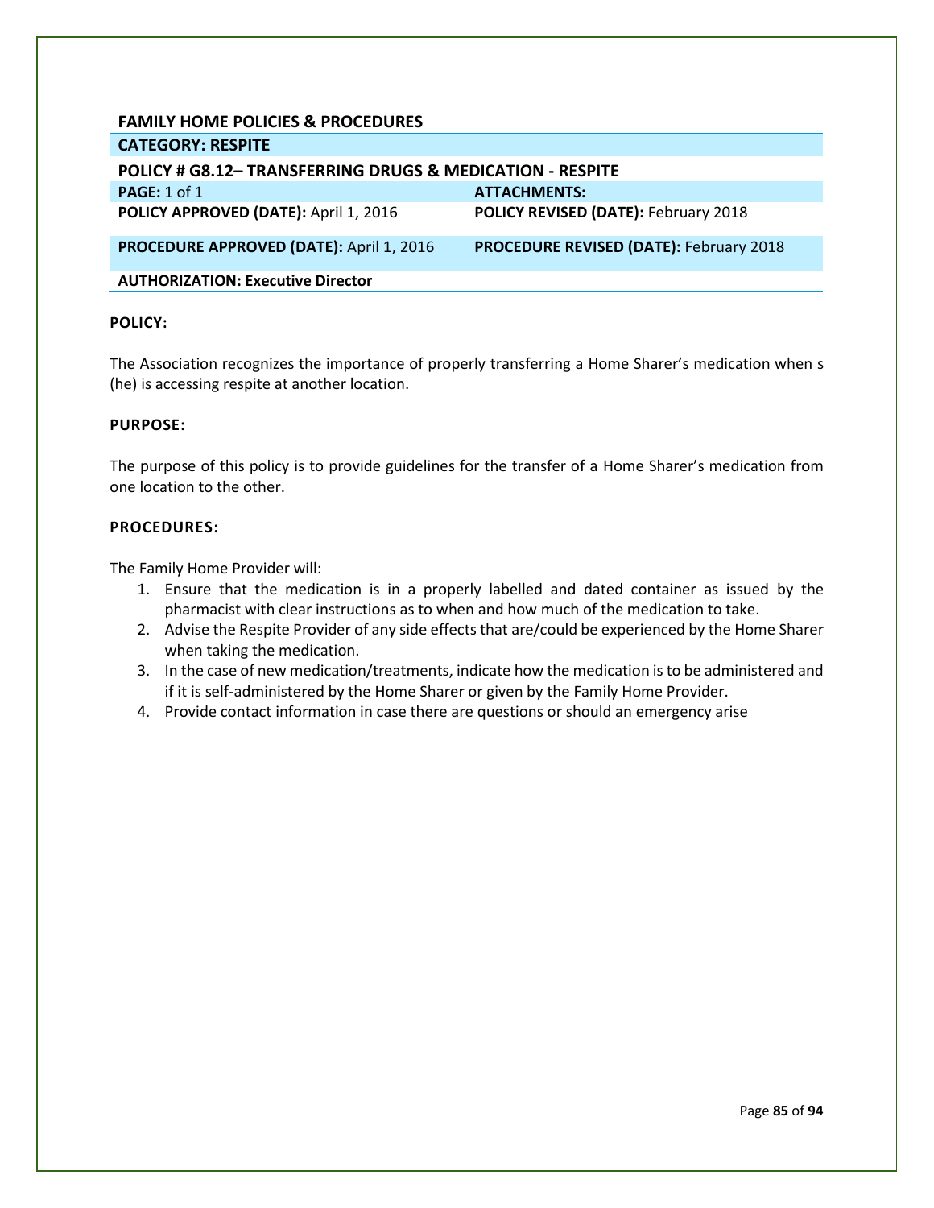| FAMILY HOME POLICIES & PROCEDURES | |
|---|---|
| **CATEGORY: RESPITE** | |
| **POLICY # G8.12– TRANSFERRING DRUGS & MEDICATION - RESPITE** | |
| **PAGE:** 1 of 1 | **ATTACHMENTS:** |
| **POLICY APPROVED (DATE):** April 1, 2016 | **POLICY REVISED (DATE):** February 2018 |
| **PROCEDURE APPROVED (DATE):** April 1, 2016 | **PROCEDURE REVISED (DATE):** February 2018 |
| **AUTHORIZATION: Executive Director** | |

**POLICY:**

The Association recognizes the importance of properly transferring a Home Sharer's medication when s (he) is accessing respite at another location.

**PURPOSE:**

The purpose of this policy is to provide guidelines for the transfer of a Home Sharer's medication from one location to the other.

**PROCEDURES:**

The Family Home Provider will:

1. Ensure that the medication is in a properly labelled and dated container as issued by the pharmacist with clear instructions as to when and how much of the medication to take.
2. Advise the Respite Provider of any side effects that are/could be experienced by the Home Sharer when taking the medication.
3. In the case of new medication/treatments, indicate how the medication is to be administered and if it is self-administered by the Home Sharer or given by the Family Home Provider.
4. Provide contact information in case there are questions or should an emergency arise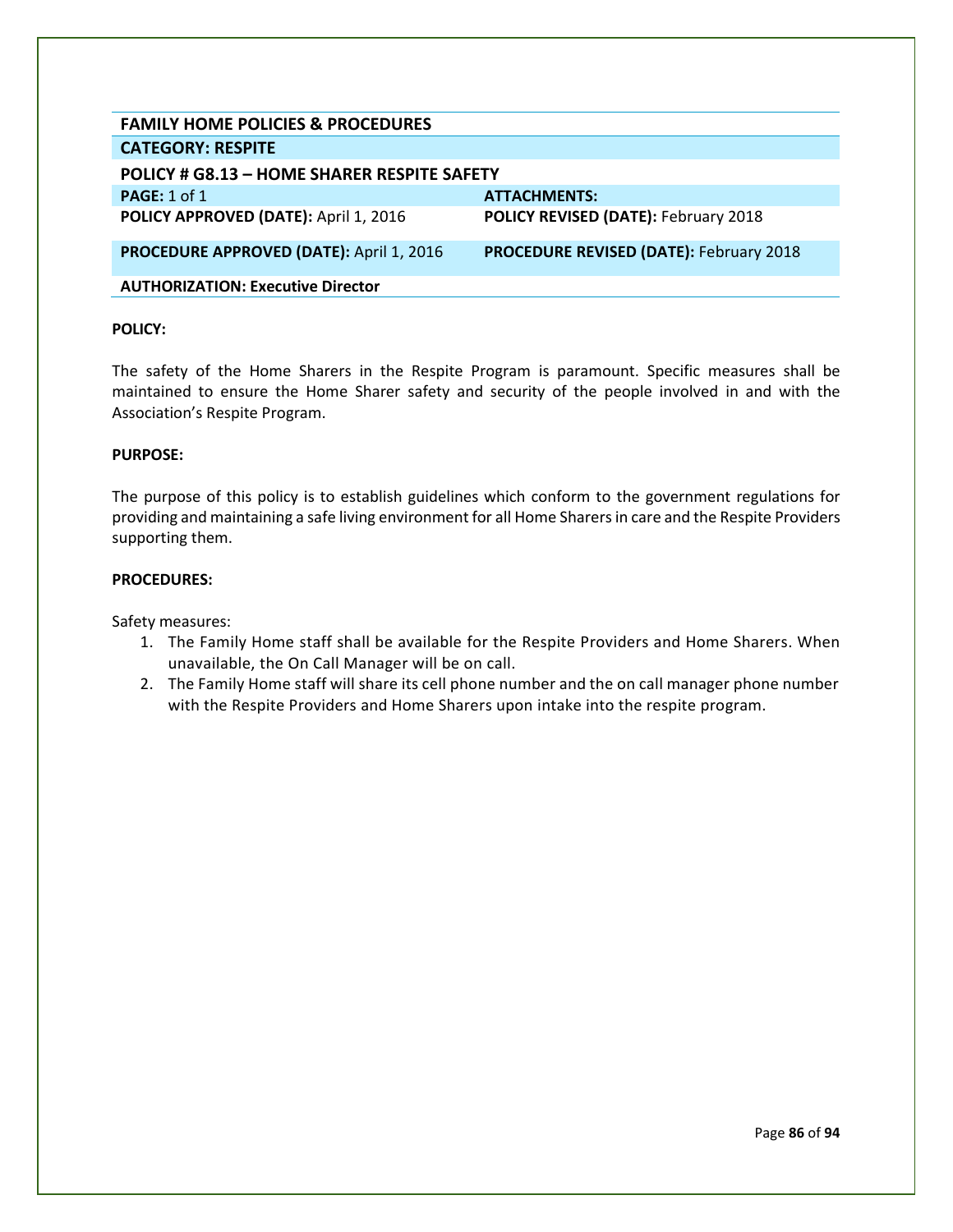| FAMILY HOME POLICIES & PROCEDURES | |
|---|---|
| **CATEGORY: RESPITE** | |
| **POLICY # G8.13 – HOME SHARER RESPITE SAFETY** | |
| **PAGE:** 1 of 1 | **ATTACHMENTS:** |
| **POLICY APPROVED (DATE):** April 1, 2016 | **POLICY REVISED (DATE):** February 2018 |
| **PROCEDURE APPROVED (DATE):** April 1, 2016 | **PROCEDURE REVISED (DATE):** February 2018 |
| **AUTHORIZATION: Executive Director** | |

**POLICY:**

The safety of the Home Sharers in the Respite Program is paramount. Specific measures shall be maintained to ensure the Home Sharer safety and security of the people involved in and with the Association's Respite Program.

**PURPOSE:**

The purpose of this policy is to establish guidelines which conform to the government regulations for providing and maintaining a safe living environment for all Home Sharers in care and the Respite Providers supporting them.

**PROCEDURES:**

Safety measures:

1. The Family Home staff shall be available for the Respite Providers and Home Sharers. When unavailable, the On Call Manager will be on call.
2. The Family Home staff will share its cell phone number and the on call manager phone number with the Respite Providers and Home Sharers upon intake into the respite program.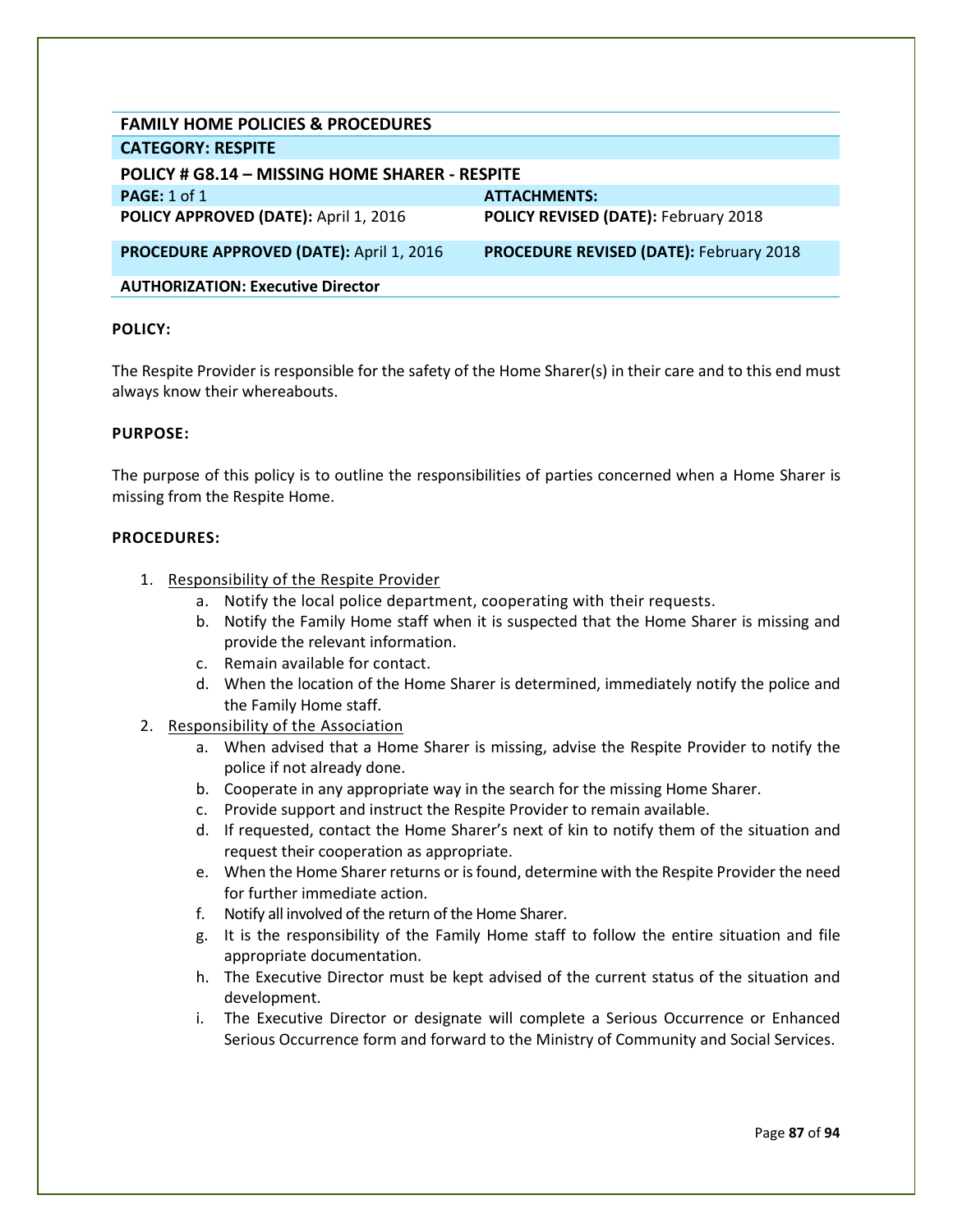| FAMILY HOME POLICIES & PROCEDURES | |
|---|---|
| **CATEGORY: RESPITE** | |
| **POLICY # G8.14 – MISSING HOME SHARER - RESPITE** | |
| **PAGE:** 1 of 1 | **ATTACHMENTS:** |
| **POLICY APPROVED (DATE):** April 1, 2016 | **POLICY REVISED (DATE):** February 2018 |
| **PROCEDURE APPROVED (DATE):** April 1, 2016 | **PROCEDURE REVISED (DATE):** February 2018 |
| **AUTHORIZATION: Executive Director** | |

**POLICY:**

The Respite Provider is responsible for the safety of the Home Sharer(s) in their care and to this end must always know their whereabouts.

**PURPOSE:**

The purpose of this policy is to outline the responsibilities of parties concerned when a Home Sharer is missing from the Respite Home.

**PROCEDURES:**

1. Responsibility of the Respite Provider
   a. Notify the local police department, cooperating with their requests.
   b. Notify the Family Home staff when it is suspected that the Home Sharer is missing and provide the relevant information.
   c. Remain available for contact.
   d. When the location of the Home Sharer is determined, immediately notify the police and the Family Home staff.
2. Responsibility of the Association
   a. When advised that a Home Sharer is missing, advise the Respite Provider to notify the police if not already done.
   b. Cooperate in any appropriate way in the search for the missing Home Sharer.
   c. Provide support and instruct the Respite Provider to remain available.
   d. If requested, contact the Home Sharer's next of kin to notify them of the situation and request their cooperation as appropriate.
   e. When the Home Sharer returns or is found, determine with the Respite Provider the need for further immediate action.
   f. Notify all involved of the return of the Home Sharer.
   g. It is the responsibility of the Family Home staff to follow the entire situation and file appropriate documentation.
   h. The Executive Director must be kept advised of the current status of the situation and development.
   i. The Executive Director or designate will complete a Serious Occurrence or Enhanced Serious Occurrence form and forward to the Ministry of Community and Social Services.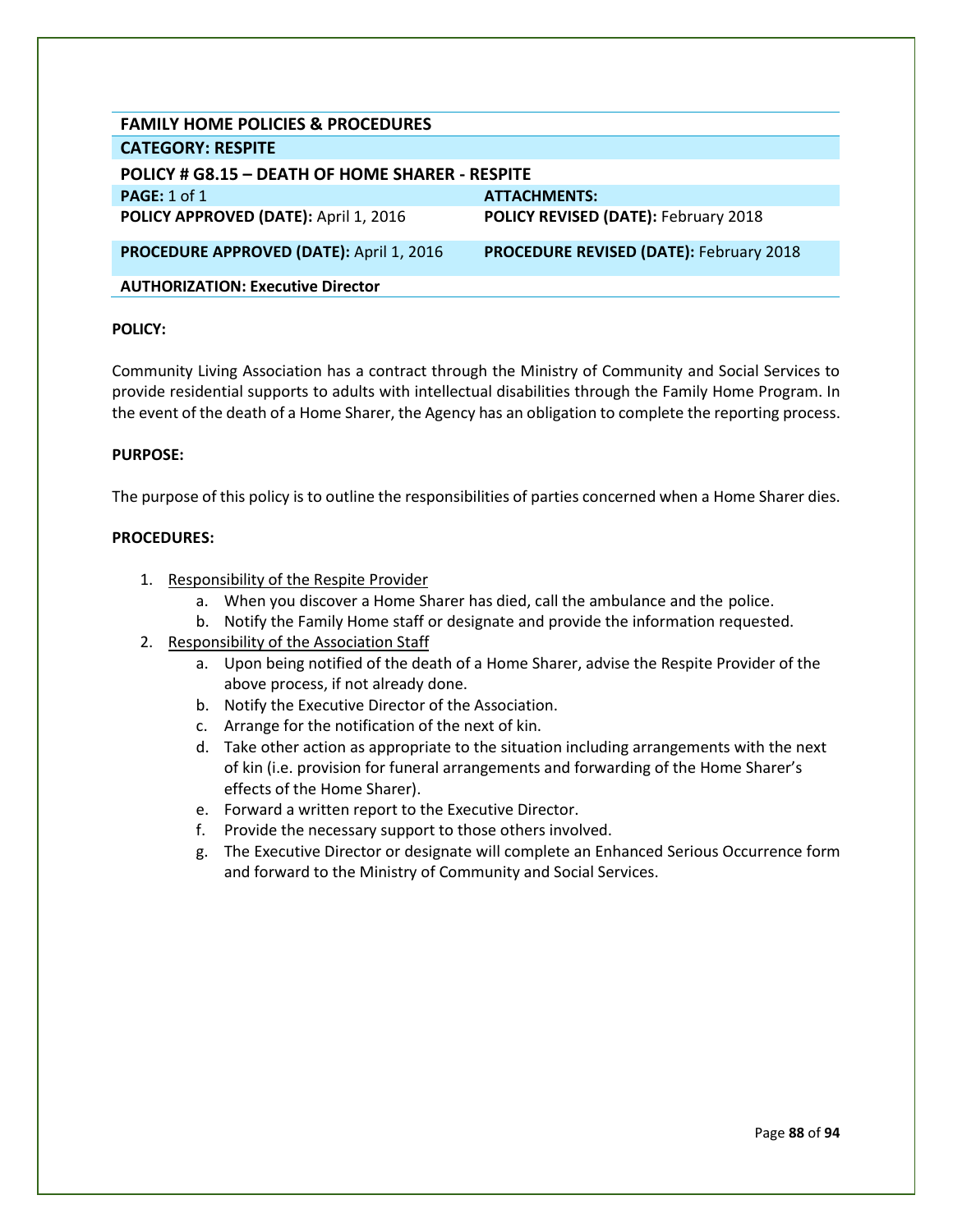## FAMILY HOME POLICIES & PROCEDURES

**CATEGORY: RESPITE**

**POLICY # G8.15 – DEATH OF HOME SHARER - RESPITE**

| | |
|---|---|
| **PAGE:** 1 of 1 | **ATTACHMENTS:** |
| **POLICY APPROVED (DATE):** April 1, 2016 | **POLICY REVISED (DATE):** February 2018 |
| **PROCEDURE APPROVED (DATE):** April 1, 2016 | **PROCEDURE REVISED (DATE):** February 2018 |
| **AUTHORIZATION: Executive Director** | |

**POLICY:**

Community Living Association has a contract through the Ministry of Community and Social Services to provide residential supports to adults with intellectual disabilities through the Family Home Program. In the event of the death of a Home Sharer, the Agency has an obligation to complete the reporting process.

**PURPOSE:**

The purpose of this policy is to outline the responsibilities of parties concerned when a Home Sharer dies.

**PROCEDURES:**

1. Responsibility of the Respite Provider
   a. When you discover a Home Sharer has died, call the ambulance and the police.
   b. Notify the Family Home staff or designate and provide the information requested.
2. Responsibility of the Association Staff
   a. Upon being notified of the death of a Home Sharer, advise the Respite Provider of the above process, if not already done.
   b. Notify the Executive Director of the Association.
   c. Arrange for the notification of the next of kin.
   d. Take other action as appropriate to the situation including arrangements with the next of kin (i.e. provision for funeral arrangements and forwarding of the Home Sharer's effects of the Home Sharer).
   e. Forward a written report to the Executive Director.
   f. Provide the necessary support to those others involved.
   g. The Executive Director or designate will complete an Enhanced Serious Occurrence form and forward to the Ministry of Community and Social Services.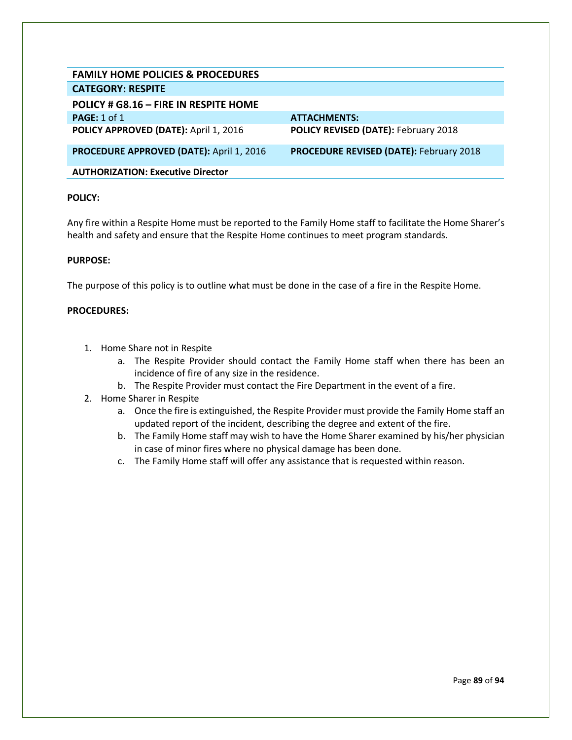| FAMILY HOME POLICIES & PROCEDURES | |
|---|---|
| **CATEGORY: RESPITE** | |
| **POLICY # G8.16 – FIRE IN RESPITE HOME** | |
| **PAGE:** 1 of 1 | **ATTACHMENTS:** |
| **POLICY APPROVED (DATE):** April 1, 2016 | **POLICY REVISED (DATE):** February 2018 |
| **PROCEDURE APPROVED (DATE):** April 1, 2016 | **PROCEDURE REVISED (DATE):** February 2018 |
| **AUTHORIZATION: Executive Director** | |

**POLICY:**

Any fire within a Respite Home must be reported to the Family Home staff to facilitate the Home Sharer's health and safety and ensure that the Respite Home continues to meet program standards.

**PURPOSE:**

The purpose of this policy is to outline what must be done in the case of a fire in the Respite Home.

**PROCEDURES:**

1. Home Share not in Respite
   a. The Respite Provider should contact the Family Home staff when there has been an incidence of fire of any size in the residence.
   b. The Respite Provider must contact the Fire Department in the event of a fire.
2. Home Sharer in Respite
   a. Once the fire is extinguished, the Respite Provider must provide the Family Home staff an updated report of the incident, describing the degree and extent of the fire.
   b. The Family Home staff may wish to have the Home Sharer examined by his/her physician in case of minor fires where no physical damage has been done.
   c. The Family Home staff will offer any assistance that is requested within reason.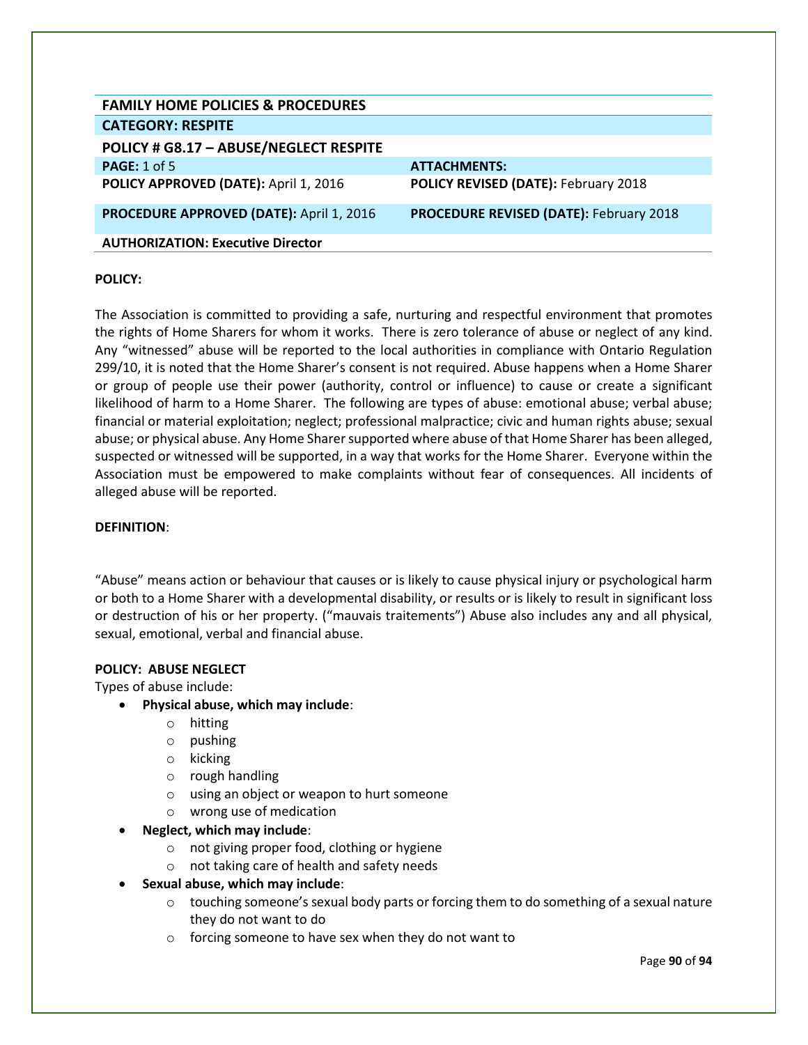| FAMILY HOME POLICIES & PROCEDURES | |
|---|---|
| **CATEGORY: RESPITE** | |
| **POLICY # G8.17 – ABUSE/NEGLECT RESPITE** | |
| **PAGE:** 1 of 5 | **ATTACHMENTS:** |
| **POLICY APPROVED (DATE):** April 1, 2016 | **POLICY REVISED (DATE):** February 2018 |
| **PROCEDURE APPROVED (DATE):** April 1, 2016 | **PROCEDURE REVISED (DATE):** February 2018 |
| **AUTHORIZATION: Executive Director** | |

**POLICY:**

The Association is committed to providing a safe, nurturing and respectful environment that promotes the rights of Home Sharers for whom it works. There is zero tolerance of abuse or neglect of any kind. Any "witnessed" abuse will be reported to the local authorities in compliance with Ontario Regulation 299/10, it is noted that the Home Sharer's consent is not required. Abuse happens when a Home Sharer or group of people use their power (authority, control or influence) to cause or create a significant likelihood of harm to a Home Sharer. The following are types of abuse: emotional abuse; verbal abuse; financial or material exploitation; neglect; professional malpractice; civic and human rights abuse; sexual abuse; or physical abuse. Any Home Sharer supported where abuse of that Home Sharer has been alleged, suspected or witnessed will be supported, in a way that works for the Home Sharer. Everyone within the Association must be empowered to make complaints without fear of consequences. All incidents of alleged abuse will be reported.

**DEFINITION**:

"Abuse" means action or behaviour that causes or is likely to cause physical injury or psychological harm or both to a Home Sharer with a developmental disability, or results or is likely to result in significant loss or destruction of his or her property. ("mauvais traitements") Abuse also includes any and all physical, sexual, emotional, verbal and financial abuse.

**POLICY: ABUSE NEGLECT**

Types of abuse include:

- **Physical abuse, which may include**:
  - hitting
  - pushing
  - kicking
  - rough handling
  - using an object or weapon to hurt someone
  - wrong use of medication
- **Neglect, which may include**:
  - not giving proper food, clothing or hygiene
  - not taking care of health and safety needs
- **Sexual abuse, which may include**:
  - touching someone's sexual body parts or forcing them to do something of a sexual nature they do not want to do
  - forcing someone to have sex when they do not want to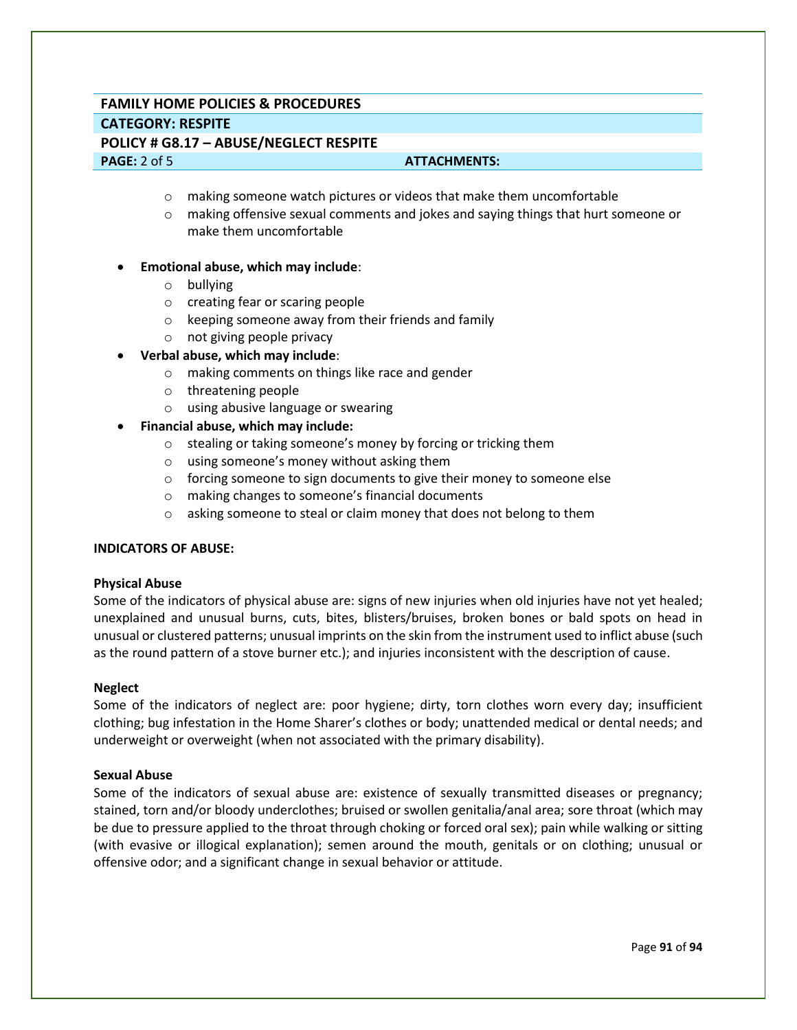- making someone watch pictures or videos that make them uncomfortable
- making offensive sexual comments and jokes and saying things that hurt someone or make them uncomfortable

- **Emotional abuse, which may include**:
  - bullying
  - creating fear or scaring people
  - keeping someone away from their friends and family
  - not giving people privacy
- **Verbal abuse, which may include**:
  - making comments on things like race and gender
  - threatening people
  - using abusive language or swearing
- **Financial abuse, which may include:**
  - stealing or taking someone's money by forcing or tricking them
  - using someone's money without asking them
  - forcing someone to sign documents to give their money to someone else
  - making changes to someone's financial documents
  - asking someone to steal or claim money that does not belong to them

**INDICATORS OF ABUSE:**

**Physical Abuse**

Some of the indicators of physical abuse are: signs of new injuries when old injuries have not yet healed; unexplained and unusual burns, cuts, bites, blisters/bruises, broken bones or bald spots on head in unusual or clustered patterns; unusual imprints on the skin from the instrument used to inflict abuse (such as the round pattern of a stove burner etc.); and injuries inconsistent with the description of cause.

**Neglect**

Some of the indicators of neglect are: poor hygiene; dirty, torn clothes worn every day; insufficient clothing; bug infestation in the Home Sharer's clothes or body; unattended medical or dental needs; and underweight or overweight (when not associated with the primary disability).

**Sexual Abuse**

Some of the indicators of sexual abuse are: existence of sexually transmitted diseases or pregnancy; stained, torn and/or bloody underclothes; bruised or swollen genitalia/anal area; sore throat (which may be due to pressure applied to the throat through choking or forced oral sex); pain while walking or sitting (with evasive or illogical explanation); semen around the mouth, genitals or on clothing; unusual or offensive odor; and a significant change in sexual behavior or attitude.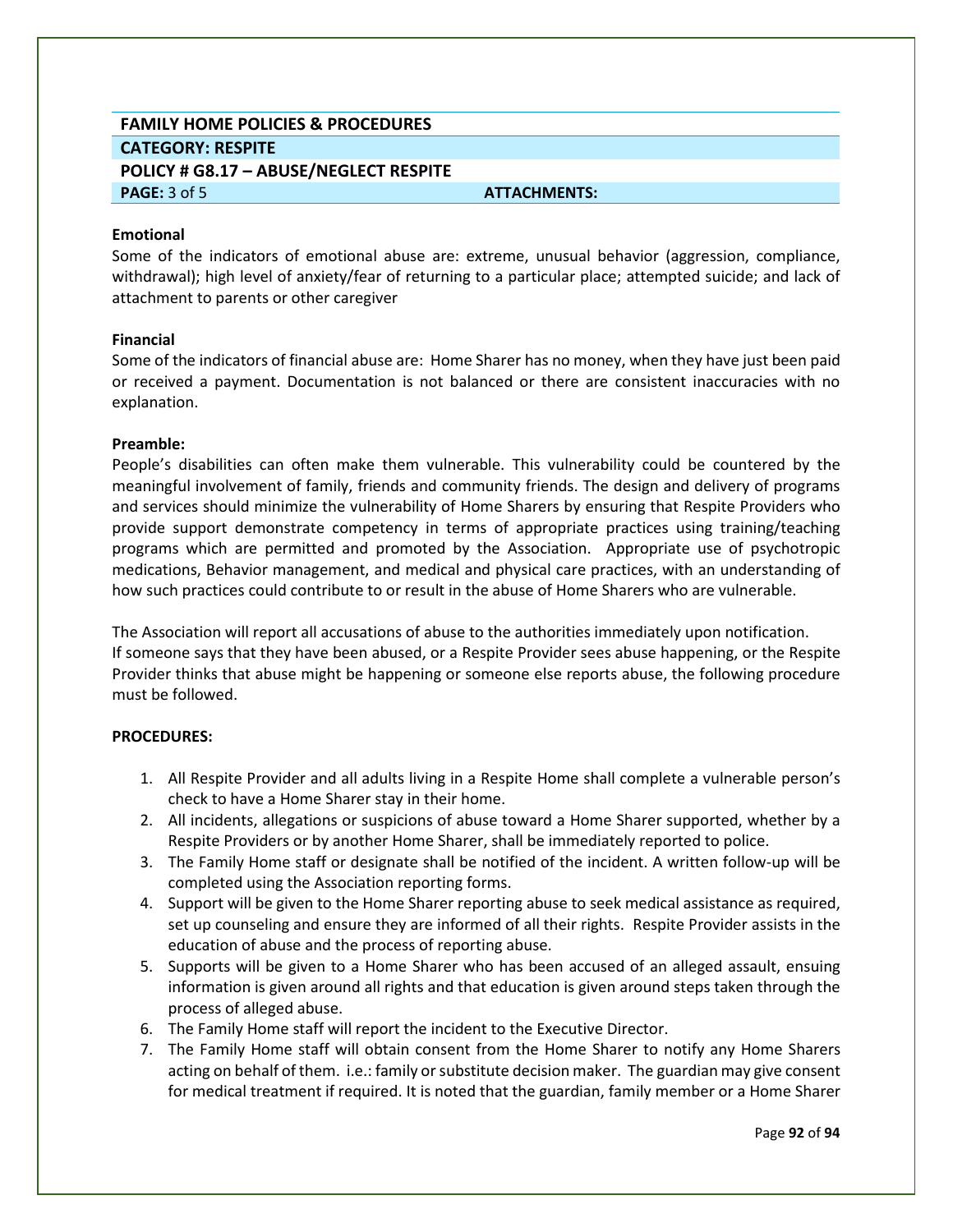| FAMILY HOME POLICIES & PROCEDURES | |
| --- | --- |
| CATEGORY: RESPITE | |
| POLICY # G8.17 – ABUSE/NEGLECT RESPITE | |
| PAGE: 3 of 5 | ATTACHMENTS: |

**Emotional**

Some of the indicators of emotional abuse are: extreme, unusual behavior (aggression, compliance, withdrawal); high level of anxiety/fear of returning to a particular place; attempted suicide; and lack of attachment to parents or other caregiver

**Financial**

Some of the indicators of financial abuse are: Home Sharer has no money, when they have just been paid or received a payment. Documentation is not balanced or there are consistent inaccuracies with no explanation.

**Preamble:**

People's disabilities can often make them vulnerable. This vulnerability could be countered by the meaningful involvement of family, friends and community friends. The design and delivery of programs and services should minimize the vulnerability of Home Sharers by ensuring that Respite Providers who provide support demonstrate competency in terms of appropriate practices using training/teaching programs which are permitted and promoted by the Association. Appropriate use of psychotropic medications, Behavior management, and medical and physical care practices, with an understanding of how such practices could contribute to or result in the abuse of Home Sharers who are vulnerable.

The Association will report all accusations of abuse to the authorities immediately upon notification. If someone says that they have been abused, or a Respite Provider sees abuse happening, or the Respite Provider thinks that abuse might be happening or someone else reports abuse, the following procedure must be followed.

**PROCEDURES:**

1. All Respite Provider and all adults living in a Respite Home shall complete a vulnerable person's check to have a Home Sharer stay in their home.
2. All incidents, allegations or suspicions of abuse toward a Home Sharer supported, whether by a Respite Providers or by another Home Sharer, shall be immediately reported to police.
3. The Family Home staff or designate shall be notified of the incident. A written follow-up will be completed using the Association reporting forms.
4. Support will be given to the Home Sharer reporting abuse to seek medical assistance as required, set up counseling and ensure they are informed of all their rights. Respite Provider assists in the education of abuse and the process of reporting abuse.
5. Supports will be given to a Home Sharer who has been accused of an alleged assault, ensuing information is given around all rights and that education is given around steps taken through the process of alleged abuse.
6. The Family Home staff will report the incident to the Executive Director.
7. The Family Home staff will obtain consent from the Home Sharer to notify any Home Sharers acting on behalf of them. i.e.: family or substitute decision maker. The guardian may give consent for medical treatment if required. It is noted that the guardian, family member or a Home Sharer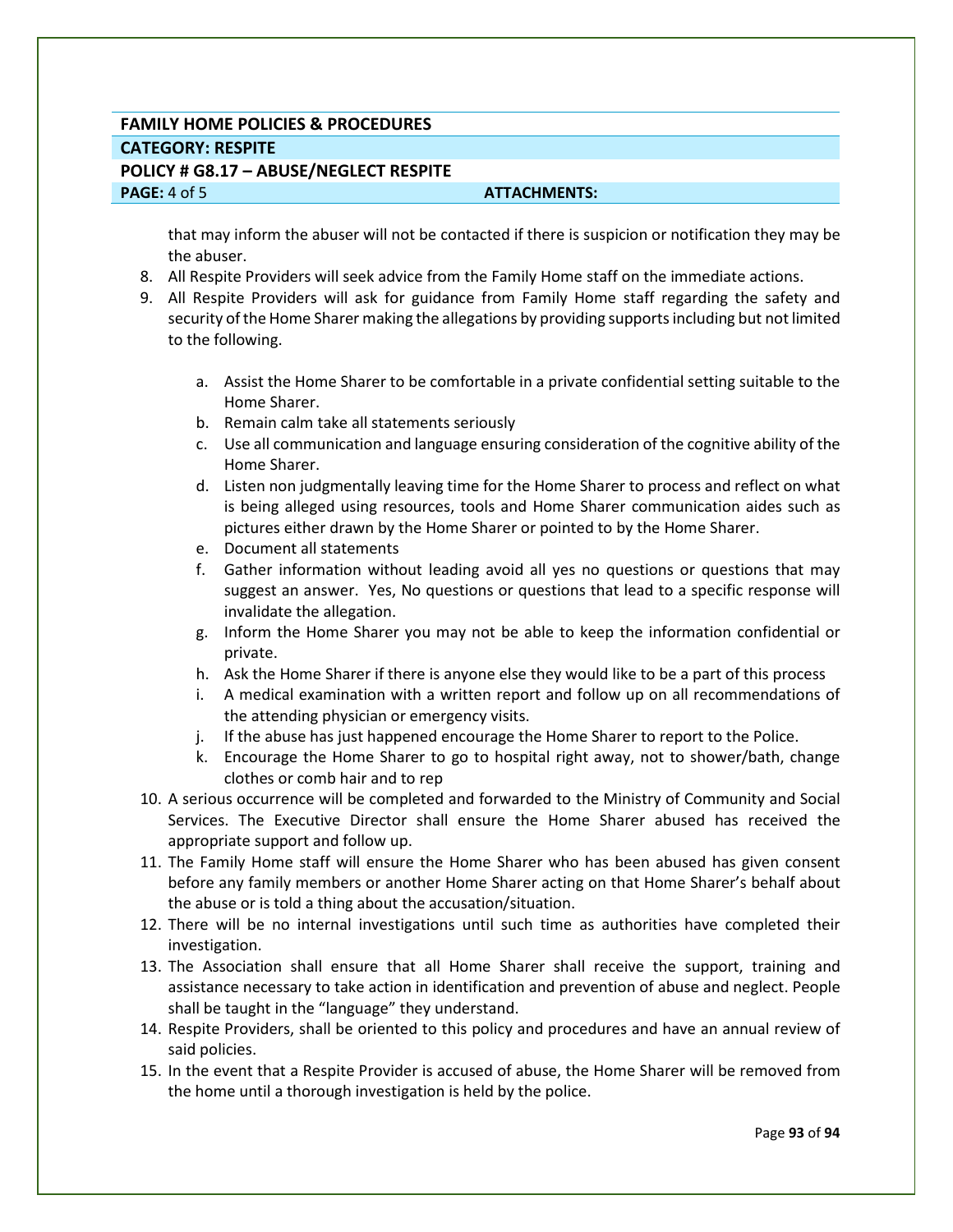| FAMILY HOME POLICIES & PROCEDURES | |
|---|---|
| **CATEGORY: RESPITE** | |
| **POLICY # G8.17 – ABUSE/NEGLECT RESPITE** | |
| **PAGE:** 4 of 5 | **ATTACHMENTS:** |

that may inform the abuser will not be contacted if there is suspicion or notification they may be the abuser.

8. All Respite Providers will seek advice from the Family Home staff on the immediate actions.
9. All Respite Providers will ask for guidance from Family Home staff regarding the safety and security of the Home Sharer making the allegations by providing supports including but not limited to the following.

    a. Assist the Home Sharer to be comfortable in a private confidential setting suitable to the Home Sharer.
    b. Remain calm take all statements seriously
    c. Use all communication and language ensuring consideration of the cognitive ability of the Home Sharer.
    d. Listen non judgmentally leaving time for the Home Sharer to process and reflect on what is being alleged using resources, tools and Home Sharer communication aides such as pictures either drawn by the Home Sharer or pointed to by the Home Sharer.
    e. Document all statements
    f. Gather information without leading avoid all yes no questions or questions that may suggest an answer. Yes, No questions or questions that lead to a specific response will invalidate the allegation.
    g. Inform the Home Sharer you may not be able to keep the information confidential or private.
    h. Ask the Home Sharer if there is anyone else they would like to be a part of this process
    i. A medical examination with a written report and follow up on all recommendations of the attending physician or emergency visits.
    j. If the abuse has just happened encourage the Home Sharer to report to the Police.
    k. Encourage the Home Sharer to go to hospital right away, not to shower/bath, change clothes or comb hair and to rep

10. A serious occurrence will be completed and forwarded to the Ministry of Community and Social Services. The Executive Director shall ensure the Home Sharer abused has received the appropriate support and follow up.
11. The Family Home staff will ensure the Home Sharer who has been abused has given consent before any family members or another Home Sharer acting on that Home Sharer's behalf about the abuse or is told a thing about the accusation/situation.
12. There will be no internal investigations until such time as authorities have completed their investigation.
13. The Association shall ensure that all Home Sharer shall receive the support, training and assistance necessary to take action in identification and prevention of abuse and neglect. People shall be taught in the "language" they understand.
14. Respite Providers, shall be oriented to this policy and procedures and have an annual review of said policies.
15. In the event that a Respite Provider is accused of abuse, the Home Sharer will be removed from the home until a thorough investigation is held by the police.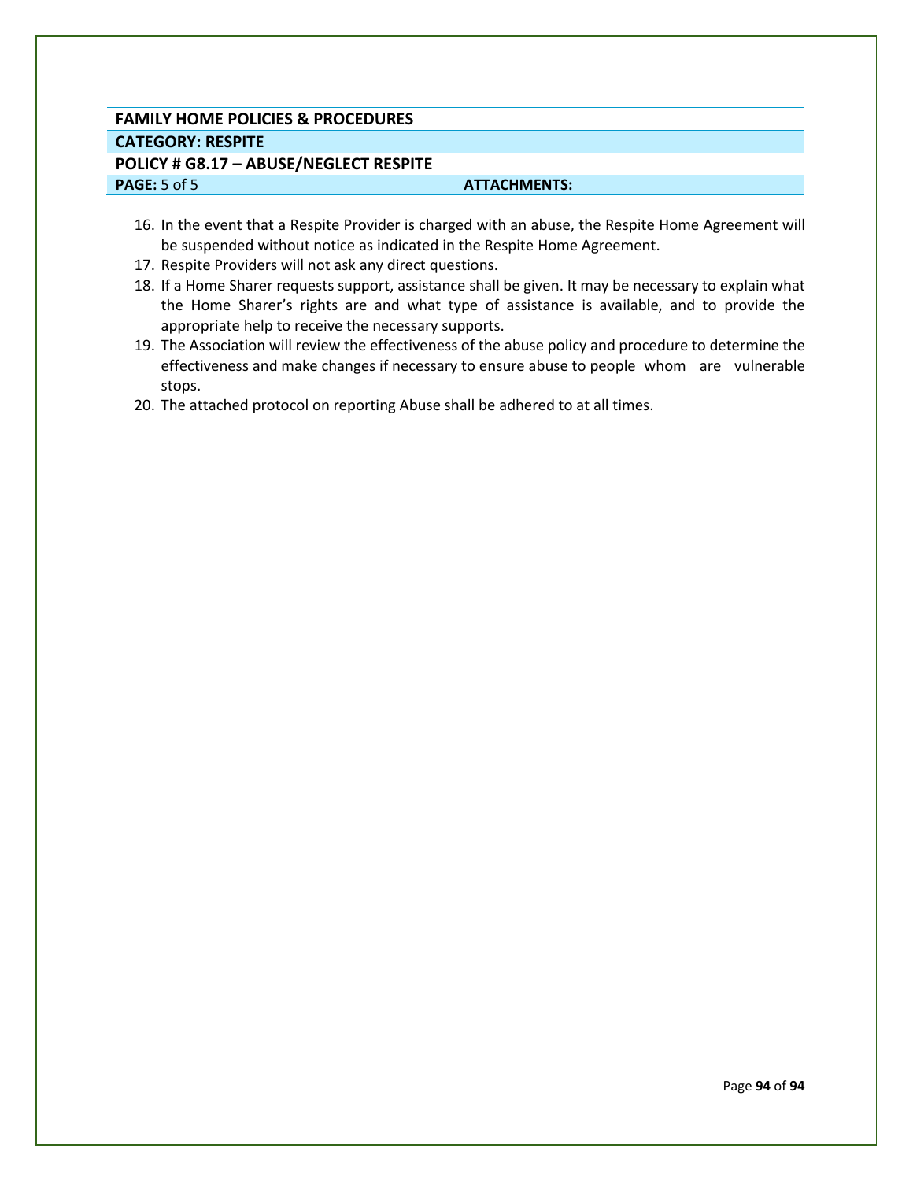| | |
|---|---|
| **FAMILY HOME POLICIES & PROCEDURES** | |
| **CATEGORY: RESPITE** | |
| **POLICY # G8.17 – ABUSE/NEGLECT RESPITE** | |
| **PAGE:** 5 of 5 | **ATTACHMENTS:** |

16. In the event that a Respite Provider is charged with an abuse, the Respite Home Agreement will be suspended without notice as indicated in the Respite Home Agreement.
17. Respite Providers will not ask any direct questions.
18. If a Home Sharer requests support, assistance shall be given. It may be necessary to explain what the Home Sharer's rights are and what type of assistance is available, and to provide the appropriate help to receive the necessary supports.
19. The Association will review the effectiveness of the abuse policy and procedure to determine the effectiveness and make changes if necessary to ensure abuse to people whom are vulnerable stops.
20. The attached protocol on reporting Abuse shall be adhered to at all times.